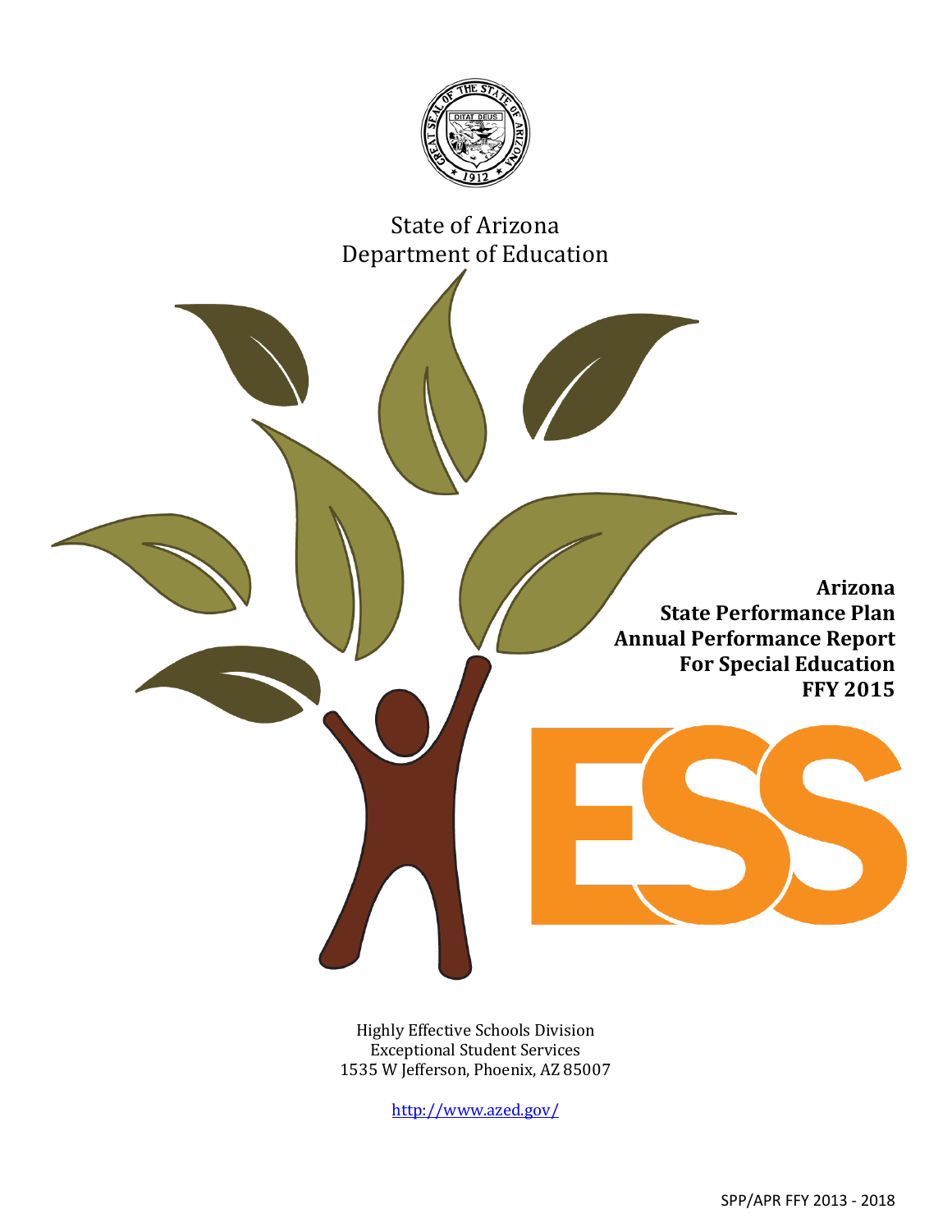State of Arizona
Department of Education

# Arizona State Performance Plan Annual Performance Report For Special Education FFY 2015

ESS

Highly Effective Schools Division
Exceptional Student Services
1535 W Jefferson, Phoenix, AZ 85007

http://www.azed.gov/

SPP/APR FFY 2013 - 2018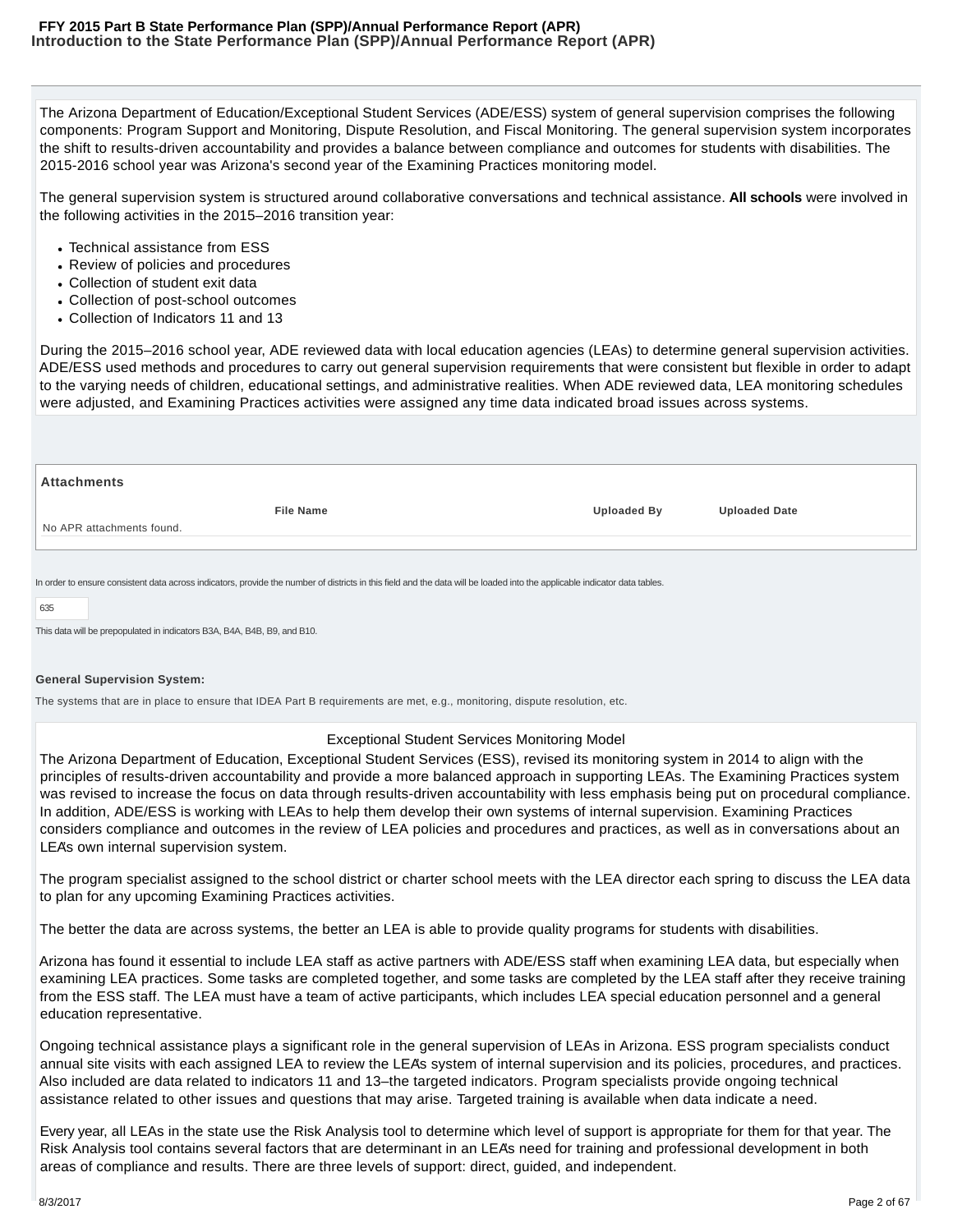## Introduction to the State Performance Plan (SPP)/Annual Performance Report (APR)

The Arizona Department of Education/Exceptional Student Services (ADE/ESS) system of general supervision comprises the following components: Program Support and Monitoring, Dispute Resolution, and Fiscal Monitoring. The general supervision system incorporates the shift to results-driven accountability and provides a balance between compliance and outcomes for students with disabilities. The 2015-2016 school year was Arizona's second year of the Examining Practices monitoring model.

The general supervision system is structured around collaborative conversations and technical assistance. **All schools** were involved in the following activities in the 2015–2016 transition year:

- Technical assistance from ESS
- Review of policies and procedures
- Collection of student exit data
- Collection of post-school outcomes
- Collection of Indicators 11 and 13

During the 2015–2016 school year, ADE reviewed data with local education agencies (LEAs) to determine general supervision activities. ADE/ESS used methods and procedures to carry out general supervision requirements that were consistent but flexible in order to adapt to the varying needs of children, educational settings, and administrative realities. When ADE reviewed data, LEA monitoring schedules were adjusted, and Examining Practices activities were assigned any time data indicated broad issues across systems.

### Attachments

| File Name | Uploaded By | Uploaded Date |
|---|---|---|
| No APR attachments found. | | |

In order to ensure consistent data across indicators, provide the number of districts in this field and the data will be loaded into the applicable indicator data tables.

635

This data will be prepopulated in indicators B3A, B4A, B4B, B9, and B10.

**General Supervision System:**

The systems that are in place to ensure that IDEA Part B requirements are met, e.g., monitoring, dispute resolution, etc.

Exceptional Student Services Monitoring Model

The Arizona Department of Education, Exceptional Student Services (ESS), revised its monitoring system in 2014 to align with the principles of results-driven accountability and provide a more balanced approach in supporting LEAs. The Examining Practices system was revised to increase the focus on data through results-driven accountability with less emphasis being put on procedural compliance. In addition, ADE/ESS is working with LEAs to help them develop their own systems of internal supervision. Examining Practices considers compliance and outcomes in the review of LEA policies and procedures and practices, as well as in conversations about an LEA's own internal supervision system.

The program specialist assigned to the school district or charter school meets with the LEA director each spring to discuss the LEA data to plan for any upcoming Examining Practices activities.

The better the data are across systems, the better an LEA is able to provide quality programs for students with disabilities.

Arizona has found it essential to include LEA staff as active partners with ADE/ESS staff when examining LEA data, but especially when examining LEA practices. Some tasks are completed together, and some tasks are completed by the LEA staff after they receive training from the ESS staff. The LEA must have a team of active participants, which includes LEA special education personnel and a general education representative.

Ongoing technical assistance plays a significant role in the general supervision of LEAs in Arizona. ESS program specialists conduct annual site visits with each assigned LEA to review the LEA's system of internal supervision and its policies, procedures, and practices. Also included are data related to indicators 11 and 13–the targeted indicators. Program specialists provide ongoing technical assistance related to other issues and questions that may arise. Targeted training is available when data indicate a need.

Every year, all LEAs in the state use the Risk Analysis tool to determine which level of support is appropriate for them for that year. The Risk Analysis tool contains several factors that are determinant in an LEA's need for training and professional development in both areas of compliance and results. There are three levels of support: direct, guided, and independent.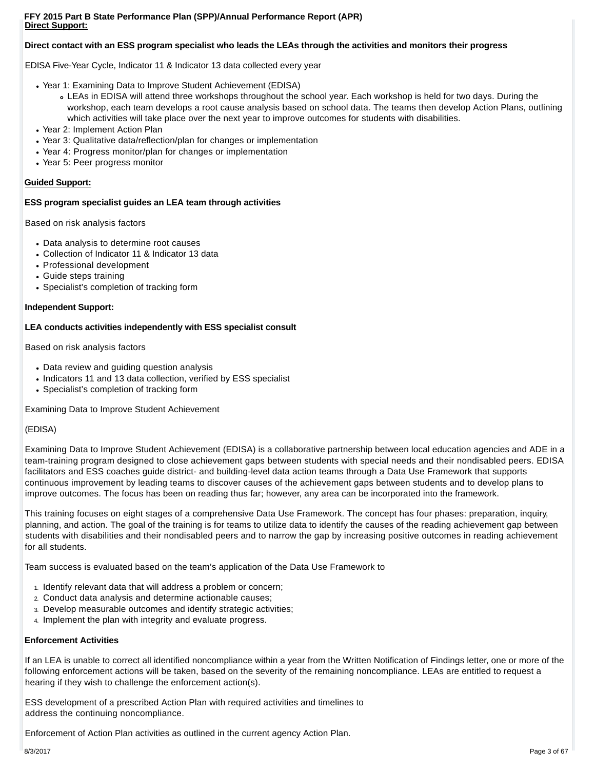**Direct Support:**

**Direct contact with an ESS program specialist who leads the LEAs through the activities and monitors their progress**

EDISA Five-Year Cycle, Indicator 11 & Indicator 13 data collected every year

- Year 1: Examining Data to Improve Student Achievement (EDISA)
  - LEAs in EDISA will attend three workshops throughout the school year. Each workshop is held for two days. During the workshop, each team develops a root cause analysis based on school data. The teams then develop Action Plans, outlining which activities will take place over the next year to improve outcomes for students with disabilities.
- Year 2: Implement Action Plan
- Year 3: Qualitative data/reflection/plan for changes or implementation
- Year 4: Progress monitor/plan for changes or implementation
- Year 5: Peer progress monitor

**Guided Support:**

**ESS program specialist guides an LEA team through activities**

Based on risk analysis factors

- Data analysis to determine root causes
- Collection of Indicator 11 & Indicator 13 data
- Professional development
- Guide steps training
- Specialist's completion of tracking form

**Independent Support:**

**LEA conducts activities independently with ESS specialist consult**

Based on risk analysis factors

- Data review and guiding question analysis
- Indicators 11 and 13 data collection, verified by ESS specialist
- Specialist's completion of tracking form

Examining Data to Improve Student Achievement

(EDISA)

Examining Data to Improve Student Achievement (EDISA) is a collaborative partnership between local education agencies and ADE in a team-training program designed to close achievement gaps between students with special needs and their nondisabled peers. EDISA facilitators and ESS coaches guide district- and building-level data action teams through a Data Use Framework that supports continuous improvement by leading teams to discover causes of the achievement gaps between students and to develop plans to improve outcomes. The focus has been on reading thus far; however, any area can be incorporated into the framework.

This training focuses on eight stages of a comprehensive Data Use Framework. The concept has four phases: preparation, inquiry, planning, and action. The goal of the training is for teams to utilize data to identify the causes of the reading achievement gap between students with disabilities and their nondisabled peers and to narrow the gap by increasing positive outcomes in reading achievement for all students.

Team success is evaluated based on the team's application of the Data Use Framework to

1. Identify relevant data that will address a problem or concern;
2. Conduct data analysis and determine actionable causes;
3. Develop measurable outcomes and identify strategic activities;
4. Implement the plan with integrity and evaluate progress.

**Enforcement Activities**

If an LEA is unable to correct all identified noncompliance within a year from the Written Notification of Findings letter, one or more of the following enforcement actions will be taken, based on the severity of the remaining noncompliance. LEAs are entitled to request a hearing if they wish to challenge the enforcement action(s).

ESS development of a prescribed Action Plan with required activities and timelines to address the continuing noncompliance.

Enforcement of Action Plan activities as outlined in the current agency Action Plan.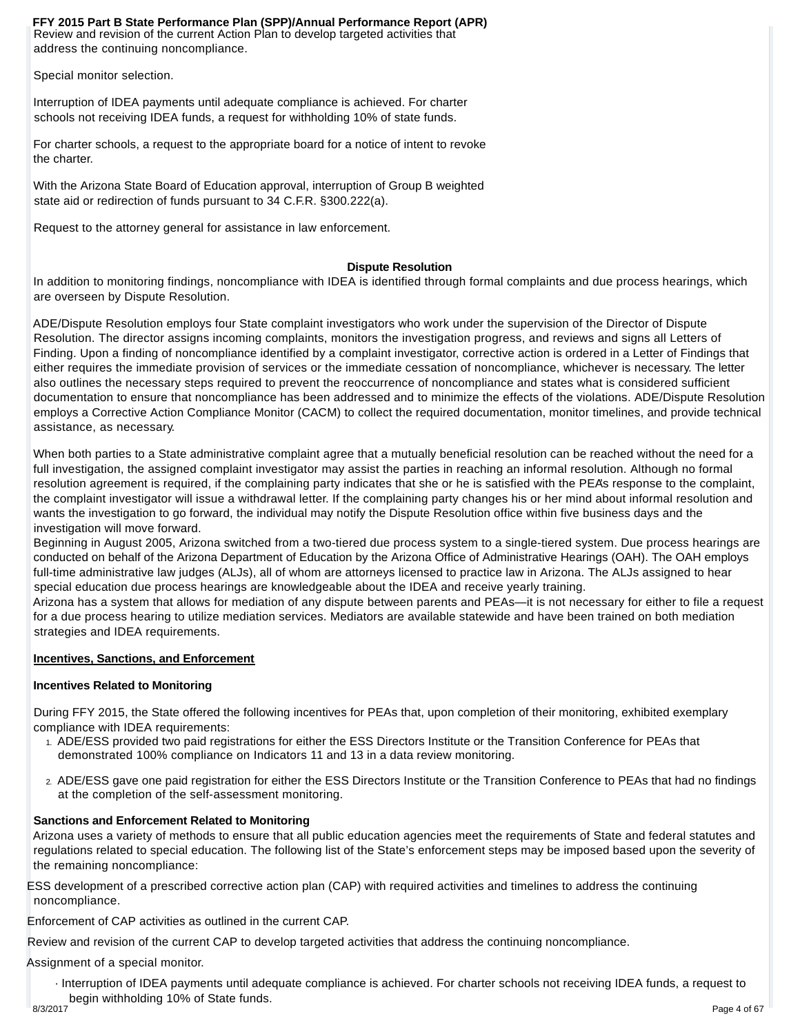Review and revision of the current Action Plan to develop targeted activities that address the continuing noncompliance.

Special monitor selection.

Interruption of IDEA payments until adequate compliance is achieved. For charter schools not receiving IDEA funds, a request for withholding 10% of state funds.

For charter schools, a request to the appropriate board for a notice of intent to revoke the charter.

With the Arizona State Board of Education approval, interruption of Group B weighted state aid or redirection of funds pursuant to 34 C.F.R. §300.222(a).

Request to the attorney general for assistance in law enforcement.

**Dispute Resolution**

In addition to monitoring findings, noncompliance with IDEA is identified through formal complaints and due process hearings, which are overseen by Dispute Resolution.

ADE/Dispute Resolution employs four State complaint investigators who work under the supervision of the Director of Dispute Resolution. The director assigns incoming complaints, monitors the investigation progress, and reviews and signs all Letters of Finding. Upon a finding of noncompliance identified by a complaint investigator, corrective action is ordered in a Letter of Findings that either requires the immediate provision of services or the immediate cessation of noncompliance, whichever is necessary. The letter also outlines the necessary steps required to prevent the reoccurrence of noncompliance and states what is considered sufficient documentation to ensure that noncompliance has been addressed and to minimize the effects of the violations. ADE/Dispute Resolution employs a Corrective Action Compliance Monitor (CACM) to collect the required documentation, monitor timelines, and provide technical assistance, as necessary.

When both parties to a State administrative complaint agree that a mutually beneficial resolution can be reached without the need for a full investigation, the assigned complaint investigator may assist the parties in reaching an informal resolution. Although no formal resolution agreement is required, if the complaining party indicates that she or he is satisfied with the PEA's response to the complaint, the complaint investigator will issue a withdrawal letter. If the complaining party changes his or her mind about informal resolution and wants the investigation to go forward, the individual may notify the Dispute Resolution office within five business days and the investigation will move forward.

Beginning in August 2005, Arizona switched from a two-tiered due process system to a single-tiered system. Due process hearings are conducted on behalf of the Arizona Department of Education by the Arizona Office of Administrative Hearings (OAH). The OAH employs full-time administrative law judges (ALJs), all of whom are attorneys licensed to practice law in Arizona. The ALJs assigned to hear special education due process hearings are knowledgeable about the IDEA and receive yearly training.

Arizona has a system that allows for mediation of any dispute between parents and PEAs—it is not necessary for either to file a request for a due process hearing to utilize mediation services. Mediators are available statewide and have been trained on both mediation strategies and IDEA requirements.

**Incentives, Sanctions, and Enforcement**

**Incentives Related to Monitoring**

During FFY 2015, the State offered the following incentives for PEAs that, upon completion of their monitoring, exhibited exemplary compliance with IDEA requirements:

1. ADE/ESS provided two paid registrations for either the ESS Directors Institute or the Transition Conference for PEAs that demonstrated 100% compliance on Indicators 11 and 13 in a data review monitoring.
2. ADE/ESS gave one paid registration for either the ESS Directors Institute or the Transition Conference to PEAs that had no findings at the completion of the self-assessment monitoring.

**Sanctions and Enforcement Related to Monitoring**

Arizona uses a variety of methods to ensure that all public education agencies meet the requirements of State and federal statutes and regulations related to special education. The following list of the State's enforcement steps may be imposed based upon the severity of the remaining noncompliance:

ESS development of a prescribed corrective action plan (CAP) with required activities and timelines to address the continuing noncompliance.

Enforcement of CAP activities as outlined in the current CAP.

Review and revision of the current CAP to develop targeted activities that address the continuing noncompliance.

Assignment of a special monitor.

- Interruption of IDEA payments until adequate compliance is achieved. For charter schools not receiving IDEA funds, a request to begin withholding 10% of State funds.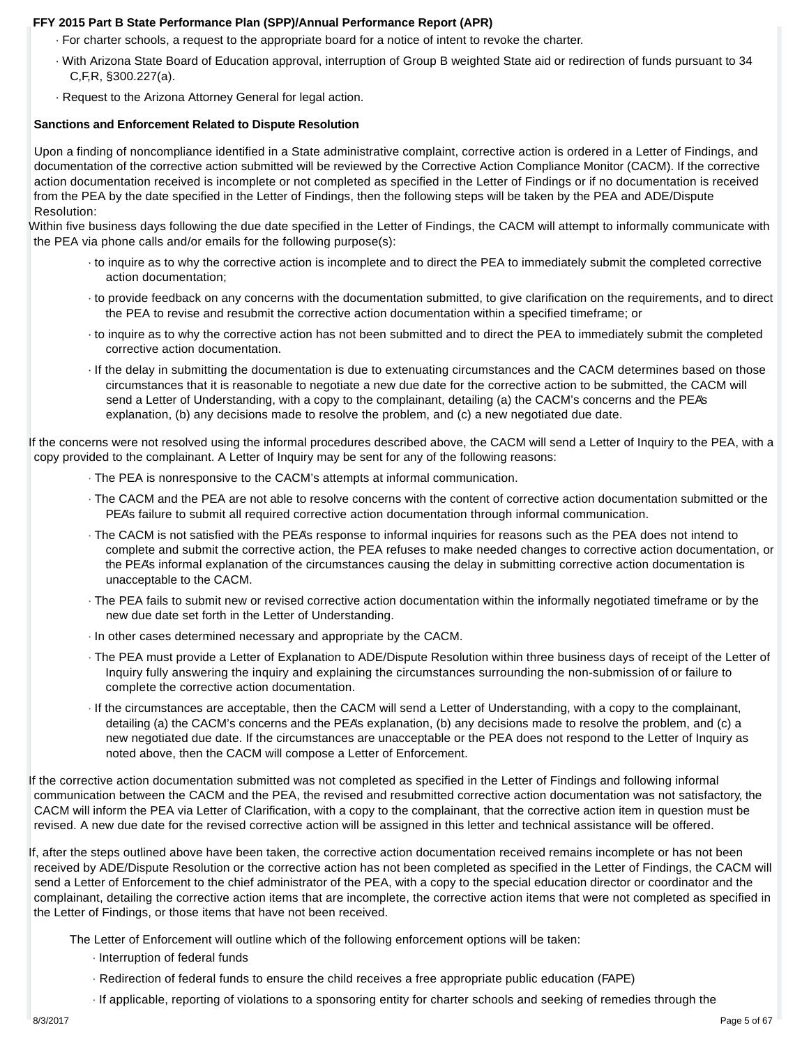- For charter schools, a request to the appropriate board for a notice of intent to revoke the charter.
- With Arizona State Board of Education approval, interruption of Group B weighted State aid or redirection of funds pursuant to 34 C,F,R, §300.227(a).
- Request to the Arizona Attorney General for legal action.

**Sanctions and Enforcement Related to Dispute Resolution**

Upon a finding of noncompliance identified in a State administrative complaint, corrective action is ordered in a Letter of Findings, and documentation of the corrective action submitted will be reviewed by the Corrective Action Compliance Monitor (CACM). If the corrective action documentation received is incomplete or not completed as specified in the Letter of Findings or if no documentation is received from the PEA by the date specified in the Letter of Findings, then the following steps will be taken by the PEA and ADE/Dispute Resolution:

Within five business days following the due date specified in the Letter of Findings, the CACM will attempt to informally communicate with the PEA via phone calls and/or emails for the following purpose(s):

- to inquire as to why the corrective action is incomplete and to direct the PEA to immediately submit the completed corrective action documentation;
- to provide feedback on any concerns with the documentation submitted, to give clarification on the requirements, and to direct the PEA to revise and resubmit the corrective action documentation within a specified timeframe; or
- to inquire as to why the corrective action has not been submitted and to direct the PEA to immediately submit the completed corrective action documentation.
- If the delay in submitting the documentation is due to extenuating circumstances and the CACM determines based on those circumstances that it is reasonable to negotiate a new due date for the corrective action to be submitted, the CACM will send a Letter of Understanding, with a copy to the complainant, detailing (a) the CACM's concerns and the PEA's explanation, (b) any decisions made to resolve the problem, and (c) a new negotiated due date.

If the concerns were not resolved using the informal procedures described above, the CACM will send a Letter of Inquiry to the PEA, with a copy provided to the complainant. A Letter of Inquiry may be sent for any of the following reasons:

- The PEA is nonresponsive to the CACM's attempts at informal communication.
- The CACM and the PEA are not able to resolve concerns with the content of corrective action documentation submitted or the PEA's failure to submit all required corrective action documentation through informal communication.
- The CACM is not satisfied with the PEA's response to informal inquiries for reasons such as the PEA does not intend to complete and submit the corrective action, the PEA refuses to make needed changes to corrective action documentation, or the PEA's informal explanation of the circumstances causing the delay in submitting corrective action documentation is unacceptable to the CACM.
- The PEA fails to submit new or revised corrective action documentation within the informally negotiated timeframe or by the new due date set forth in the Letter of Understanding.
- In other cases determined necessary and appropriate by the CACM.
- The PEA must provide a Letter of Explanation to ADE/Dispute Resolution within three business days of receipt of the Letter of Inquiry fully answering the inquiry and explaining the circumstances surrounding the non-submission of or failure to complete the corrective action documentation.
- If the circumstances are acceptable, then the CACM will send a Letter of Understanding, with a copy to the complainant, detailing (a) the CACM's concerns and the PEA's explanation, (b) any decisions made to resolve the problem, and (c) a new negotiated due date. If the circumstances are unacceptable or the PEA does not respond to the Letter of Inquiry as noted above, then the CACM will compose a Letter of Enforcement.

If the corrective action documentation submitted was not completed as specified in the Letter of Findings and following informal communication between the CACM and the PEA, the revised and resubmitted corrective action documentation was not satisfactory, the CACM will inform the PEA via Letter of Clarification, with a copy to the complainant, that the corrective action item in question must be revised. A new due date for the revised corrective action will be assigned in this letter and technical assistance will be offered.

If, after the steps outlined above have been taken, the corrective action documentation received remains incomplete or has not been received by ADE/Dispute Resolution or the corrective action has not been completed as specified in the Letter of Findings, the CACM will send a Letter of Enforcement to the chief administrator of the PEA, with a copy to the special education director or coordinator and the complainant, detailing the corrective action items that are incomplete, the corrective action items that were not completed as specified in the Letter of Findings, or those items that have not been received.

The Letter of Enforcement will outline which of the following enforcement options will be taken:

- Interruption of federal funds
- Redirection of federal funds to ensure the child receives a free appropriate public education (FAPE)
- If applicable, reporting of violations to a sponsoring entity for charter schools and seeking of remedies through the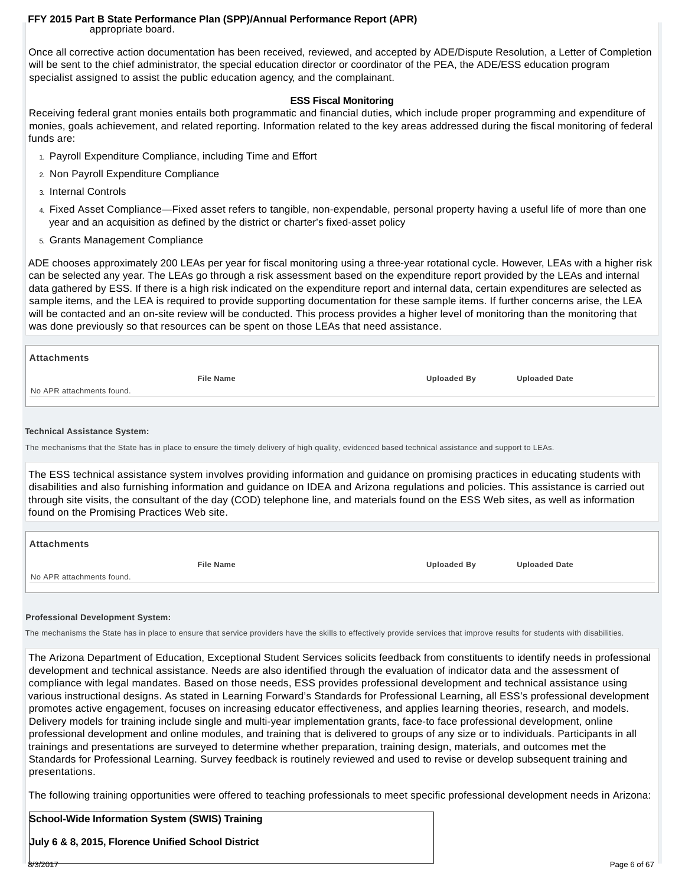appropriate board.

Once all corrective action documentation has been received, reviewed, and accepted by ADE/Dispute Resolution, a Letter of Completion will be sent to the chief administrator, the special education director or coordinator of the PEA, the ADE/ESS education program specialist assigned to assist the public education agency, and the complainant.

**ESS Fiscal Monitoring**

Receiving federal grant monies entails both programmatic and financial duties, which include proper programming and expenditure of monies, goals achievement, and related reporting. Information related to the key areas addressed during the fiscal monitoring of federal funds are:

1. Payroll Expenditure Compliance, including Time and Effort
2. Non Payroll Expenditure Compliance
3. Internal Controls
4. Fixed Asset Compliance—Fixed asset refers to tangible, non-expendable, personal property having a useful life of more than one year and an acquisition as defined by the district or charter's fixed-asset policy
5. Grants Management Compliance

ADE chooses approximately 200 LEAs per year for fiscal monitoring using a three-year rotational cycle. However, LEAs with a higher risk can be selected any year. The LEAs go through a risk assessment based on the expenditure report provided by the LEAs and internal data gathered by ESS. If there is a high risk indicated on the expenditure report and internal data, certain expenditures are selected as sample items, and the LEA is required to provide supporting documentation for these sample items. If further concerns arise, the LEA will be contacted and an on-site review will be conducted. This process provides a higher level of monitoring than the monitoring that was done previously so that resources can be spent on those LEAs that need assistance.

**Attachments**

| File Name | Uploaded By | Uploaded Date |
|---|---|---|
| No APR attachments found. | | |

**Technical Assistance System:**

The mechanisms that the State has in place to ensure the timely delivery of high quality, evidenced based technical assistance and support to LEAs.

The ESS technical assistance system involves providing information and guidance on promising practices in educating students with disabilities and also furnishing information and guidance on IDEA and Arizona regulations and policies. This assistance is carried out through site visits, the consultant of the day (COD) telephone line, and materials found on the ESS Web sites, as well as information found on the Promising Practices Web site.

**Attachments**

| File Name | Uploaded By | Uploaded Date |
|---|---|---|
| No APR attachments found. | | |

**Professional Development System:**

The mechanisms the State has in place to ensure that service providers have the skills to effectively provide services that improve results for students with disabilities.

The Arizona Department of Education, Exceptional Student Services solicits feedback from constituents to identify needs in professional development and technical assistance. Needs are also identified through the evaluation of indicator data and the assessment of compliance with legal mandates. Based on those needs, ESS provides professional development and technical assistance using various instructional designs. As stated in Learning Forward's Standards for Professional Learning, all ESS's professional development promotes active engagement, focuses on increasing educator effectiveness, and applies learning theories, research, and models. Delivery models for training include single and multi-year implementation grants, face-to face professional development, online professional development and online modules, and training that is delivered to groups of any size or to individuals. Participants in all trainings and presentations are surveyed to determine whether preparation, training design, materials, and outcomes met the Standards for Professional Learning. Survey feedback is routinely reviewed and used to revise or develop subsequent training and presentations.

The following training opportunities were offered to teaching professionals to meet specific professional development needs in Arizona:

**School-Wide Information System (SWIS) Training**

**July 6 & 8, 2015, Florence Unified School District**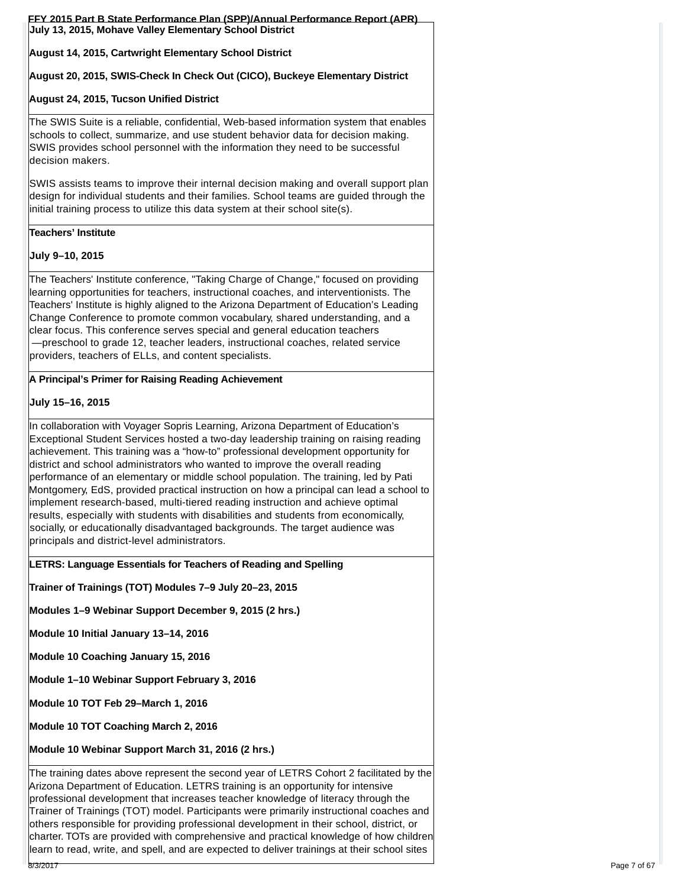**July 13, 2015, Mohave Valley Elementary School District**

**August 14, 2015, Cartwright Elementary School District**

**August 20, 2015, SWIS-Check In Check Out (CICO), Buckeye Elementary District**

**August 24, 2015, Tucson Unified District**

The SWIS Suite is a reliable, confidential, Web-based information system that enables schools to collect, summarize, and use student behavior data for decision making. SWIS provides school personnel with the information they need to be successful decision makers.

SWIS assists teams to improve their internal decision making and overall support plan design for individual students and their families. School teams are guided through the initial training process to utilize this data system at their school site(s).

**Teachers' Institute**

**July 9–10, 2015**

The Teachers' Institute conference, "Taking Charge of Change," focused on providing learning opportunities for teachers, instructional coaches, and interventionists. The Teachers' Institute is highly aligned to the Arizona Department of Education's Leading Change Conference to promote common vocabulary, shared understanding, and a clear focus. This conference serves special and general education teachers —preschool to grade 12, teacher leaders, instructional coaches, related service providers, teachers of ELLs, and content specialists.

**A Principal's Primer for Raising Reading Achievement**

**July 15–16, 2015**

In collaboration with Voyager Sopris Learning, Arizona Department of Education's Exceptional Student Services hosted a two-day leadership training on raising reading achievement. This training was a "how-to" professional development opportunity for district and school administrators who wanted to improve the overall reading performance of an elementary or middle school population. The training, led by Pati Montgomery, EdS, provided practical instruction on how a principal can lead a school to implement research-based, multi-tiered reading instruction and achieve optimal results, especially with students with disabilities and students from economically, socially, or educationally disadvantaged backgrounds. The target audience was principals and district-level administrators.

**LETRS: Language Essentials for Teachers of Reading and Spelling**

**Trainer of Trainings (TOT) Modules 7–9 July 20–23, 2015**

**Modules 1–9 Webinar Support December 9, 2015 (2 hrs.)**

**Module 10 Initial January 13–14, 2016**

**Module 10 Coaching January 15, 2016**

**Module 1–10 Webinar Support February 3, 2016**

**Module 10 TOT Feb 29–March 1, 2016**

**Module 10 TOT Coaching March 2, 2016**

**Module 10 Webinar Support March 31, 2016 (2 hrs.)**

The training dates above represent the second year of LETRS Cohort 2 facilitated by the Arizona Department of Education. LETRS training is an opportunity for intensive professional development that increases teacher knowledge of literacy through the Trainer of Trainings (TOT) model. Participants were primarily instructional coaches and others responsible for providing professional development in their school, district, or charter. TOTs are provided with comprehensive and practical knowledge of how children learn to read, write, and spell, and are expected to deliver trainings at their school sites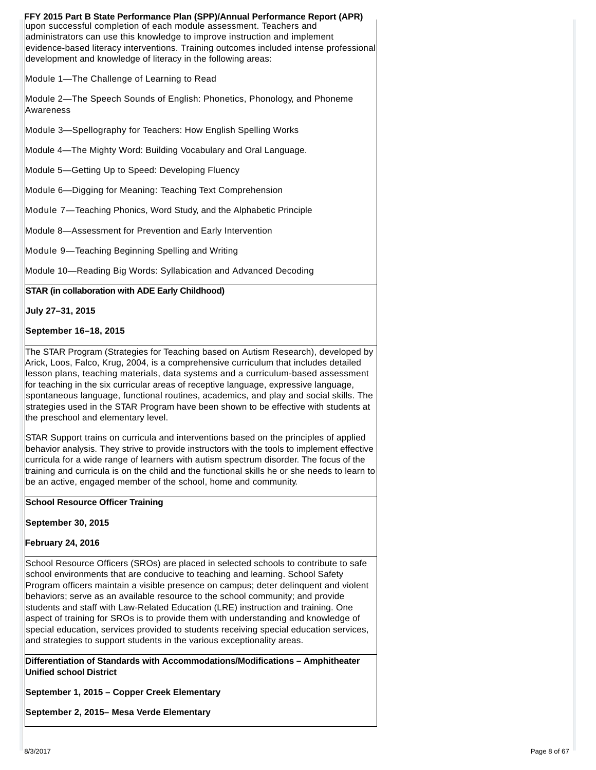upon successful completion of each module assessment. Teachers and administrators can use this knowledge to improve instruction and implement evidence-based literacy interventions. Training outcomes included intense professional development and knowledge of literacy in the following areas:

Module 1—The Challenge of Learning to Read

Module 2—The Speech Sounds of English: Phonetics, Phonology, and Phoneme Awareness

Module 3—Spellography for Teachers: How English Spelling Works

Module 4—The Mighty Word: Building Vocabulary and Oral Language.

Module 5—Getting Up to Speed: Developing Fluency

Module 6—Digging for Meaning: Teaching Text Comprehension

Module 7—Teaching Phonics, Word Study, and the Alphabetic Principle

Module 8—Assessment for Prevention and Early Intervention

Module 9—Teaching Beginning Spelling and Writing

Module 10—Reading Big Words: Syllabication and Advanced Decoding

**STAR (in collaboration with ADE Early Childhood)**

**July 27–31, 2015**

**September 16–18, 2015**

The STAR Program (Strategies for Teaching based on Autism Research), developed by Arick, Loos, Falco, Krug, 2004, is a comprehensive curriculum that includes detailed lesson plans, teaching materials, data systems and a curriculum-based assessment for teaching in the six curricular areas of receptive language, expressive language, spontaneous language, functional routines, academics, and play and social skills. The strategies used in the STAR Program have been shown to be effective with students at the preschool and elementary level.

STAR Support trains on curricula and interventions based on the principles of applied behavior analysis. They strive to provide instructors with the tools to implement effective curricula for a wide range of learners with autism spectrum disorder. The focus of the training and curricula is on the child and the functional skills he or she needs to learn to be an active, engaged member of the school, home and community.

**School Resource Officer Training**

**September 30, 2015**

**February 24, 2016**

School Resource Officers (SROs) are placed in selected schools to contribute to safe school environments that are conducive to teaching and learning. School Safety Program officers maintain a visible presence on campus; deter delinquent and violent behaviors; serve as an available resource to the school community; and provide students and staff with Law-Related Education (LRE) instruction and training. One aspect of training for SROs is to provide them with understanding and knowledge of special education, services provided to students receiving special education services, and strategies to support students in the various exceptionality areas.

**Differentiation of Standards with Accommodations/Modifications – Amphitheater Unified school District**

**September 1, 2015 – Copper Creek Elementary**

**September 2, 2015– Mesa Verde Elementary**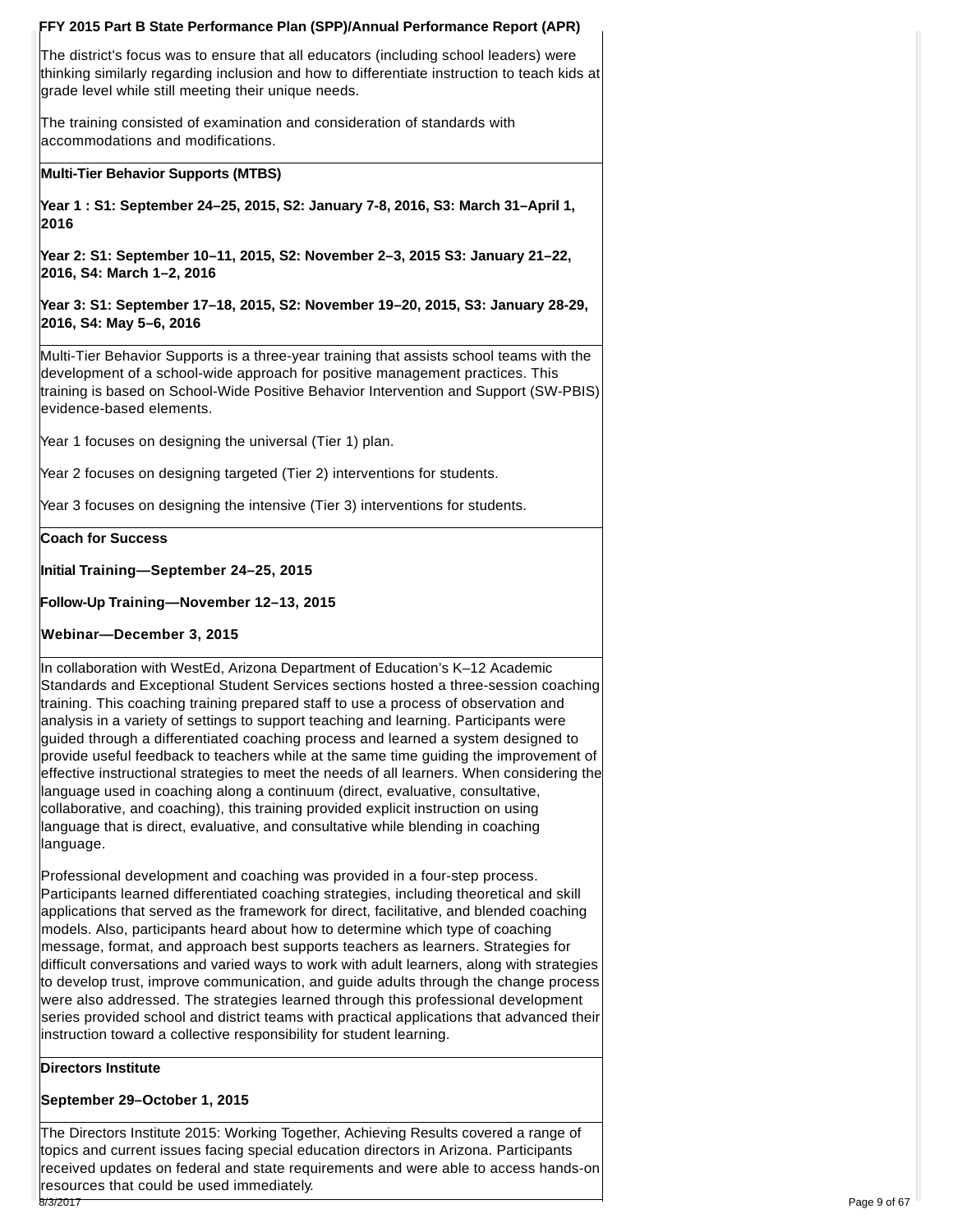The district's focus was to ensure that all educators (including school leaders) were thinking similarly regarding inclusion and how to differentiate instruction to teach kids at grade level while still meeting their unique needs.

The training consisted of examination and consideration of standards with accommodations and modifications.

**Multi-Tier Behavior Supports (MTBS)**

**Year 1 : S1: September 24–25, 2015, S2: January 7-8, 2016, S3: March 31–April 1, 2016**

**Year 2: S1: September 10–11, 2015, S2: November 2–3, 2015 S3: January 21–22, 2016, S4: March 1–2, 2016**

**Year 3: S1: September 17–18, 2015, S2: November 19–20, 2015, S3: January 28-29, 2016, S4: May 5–6, 2016**

Multi-Tier Behavior Supports is a three-year training that assists school teams with the development of a school-wide approach for positive management practices. This training is based on School-Wide Positive Behavior Intervention and Support (SW-PBIS) evidence-based elements.

Year 1 focuses on designing the universal (Tier 1) plan.

Year 2 focuses on designing targeted (Tier 2) interventions for students.

Year 3 focuses on designing the intensive (Tier 3) interventions for students.

**Coach for Success**

**Initial Training—September 24–25, 2015**

**Follow-Up Training—November 12–13, 2015**

**Webinar—December 3, 2015**

In collaboration with WestEd, Arizona Department of Education's K–12 Academic Standards and Exceptional Student Services sections hosted a three-session coaching training. This coaching training prepared staff to use a process of observation and analysis in a variety of settings to support teaching and learning. Participants were guided through a differentiated coaching process and learned a system designed to provide useful feedback to teachers while at the same time guiding the improvement of effective instructional strategies to meet the needs of all learners. When considering the language used in coaching along a continuum (direct, evaluative, consultative, collaborative, and coaching), this training provided explicit instruction on using language that is direct, evaluative, and consultative while blending in coaching language.

Professional development and coaching was provided in a four-step process. Participants learned differentiated coaching strategies, including theoretical and skill applications that served as the framework for direct, facilitative, and blended coaching models. Also, participants heard about how to determine which type of coaching message, format, and approach best supports teachers as learners. Strategies for difficult conversations and varied ways to work with adult learners, along with strategies to develop trust, improve communication, and guide adults through the change process were also addressed. The strategies learned through this professional development series provided school and district teams with practical applications that advanced their instruction toward a collective responsibility for student learning.

**Directors Institute**

**September 29–October 1, 2015**

The Directors Institute 2015: Working Together, Achieving Results covered a range of topics and current issues facing special education directors in Arizona. Participants received updates on federal and state requirements and were able to access hands-on resources that could be used immediately.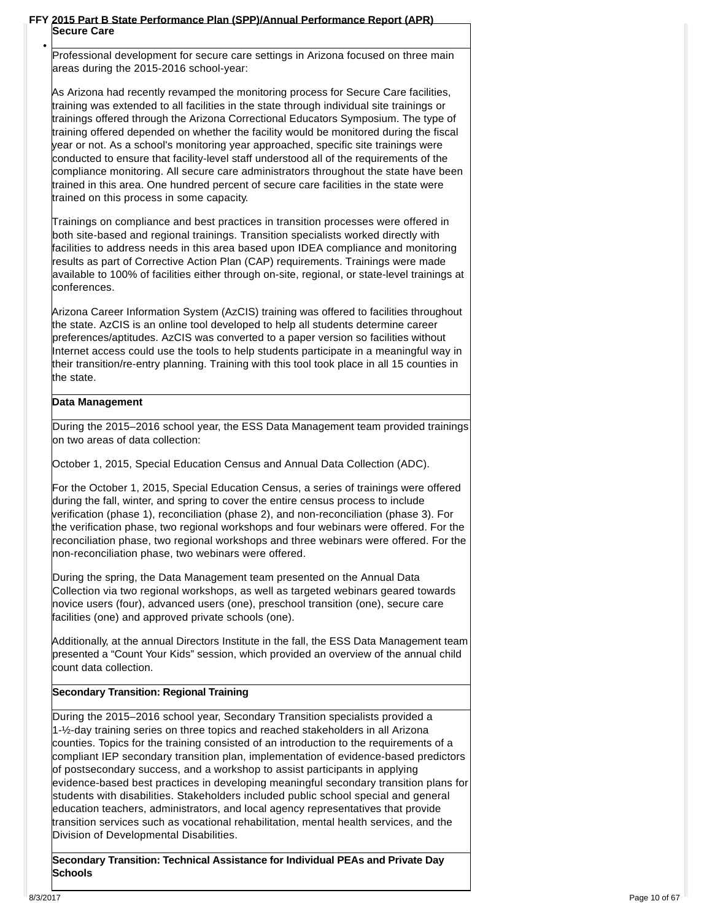**Secure Care**

Professional development for secure care settings in Arizona focused on three main areas during the 2015-2016 school-year:

As Arizona had recently revamped the monitoring process for Secure Care facilities, training was extended to all facilities in the state through individual site trainings or trainings offered through the Arizona Correctional Educators Symposium. The type of training offered depended on whether the facility would be monitored during the fiscal year or not. As a school's monitoring year approached, specific site trainings were conducted to ensure that facility-level staff understood all of the requirements of the compliance monitoring. All secure care administrators throughout the state have been trained in this area. One hundred percent of secure care facilities in the state were trained on this process in some capacity.

Trainings on compliance and best practices in transition processes were offered in both site-based and regional trainings. Transition specialists worked directly with facilities to address needs in this area based upon IDEA compliance and monitoring results as part of Corrective Action Plan (CAP) requirements. Trainings were made available to 100% of facilities either through on-site, regional, or state-level trainings at conferences.

Arizona Career Information System (AzCIS) training was offered to facilities throughout the state. AzCIS is an online tool developed to help all students determine career preferences/aptitudes. AzCIS was converted to a paper version so facilities without Internet access could use the tools to help students participate in a meaningful way in their transition/re-entry planning. Training with this tool took place in all 15 counties in the state.

**Data Management**

During the 2015–2016 school year, the ESS Data Management team provided trainings on two areas of data collection:

October 1, 2015, Special Education Census and Annual Data Collection (ADC).

For the October 1, 2015, Special Education Census, a series of trainings were offered during the fall, winter, and spring to cover the entire census process to include verification (phase 1), reconciliation (phase 2), and non-reconciliation (phase 3). For the verification phase, two regional workshops and four webinars were offered. For the reconciliation phase, two regional workshops and three webinars were offered. For the non-reconciliation phase, two webinars were offered.

During the spring, the Data Management team presented on the Annual Data Collection via two regional workshops, as well as targeted webinars geared towards novice users (four), advanced users (one), preschool transition (one), secure care facilities (one) and approved private schools (one).

Additionally, at the annual Directors Institute in the fall, the ESS Data Management team presented a “Count Your Kids” session, which provided an overview of the annual child count data collection.

**Secondary Transition: Regional Training**

During the 2015–2016 school year, Secondary Transition specialists provided a 1-½-day training series on three topics and reached stakeholders in all Arizona counties. Topics for the training consisted of an introduction to the requirements of a compliant IEP secondary transition plan, implementation of evidence-based predictors of postsecondary success, and a workshop to assist participants in applying evidence-based best practices in developing meaningful secondary transition plans for students with disabilities. Stakeholders included public school special and general education teachers, administrators, and local agency representatives that provide transition services such as vocational rehabilitation, mental health services, and the Division of Developmental Disabilities.

**Secondary Transition: Technical Assistance for Individual PEAs and Private Day Schools**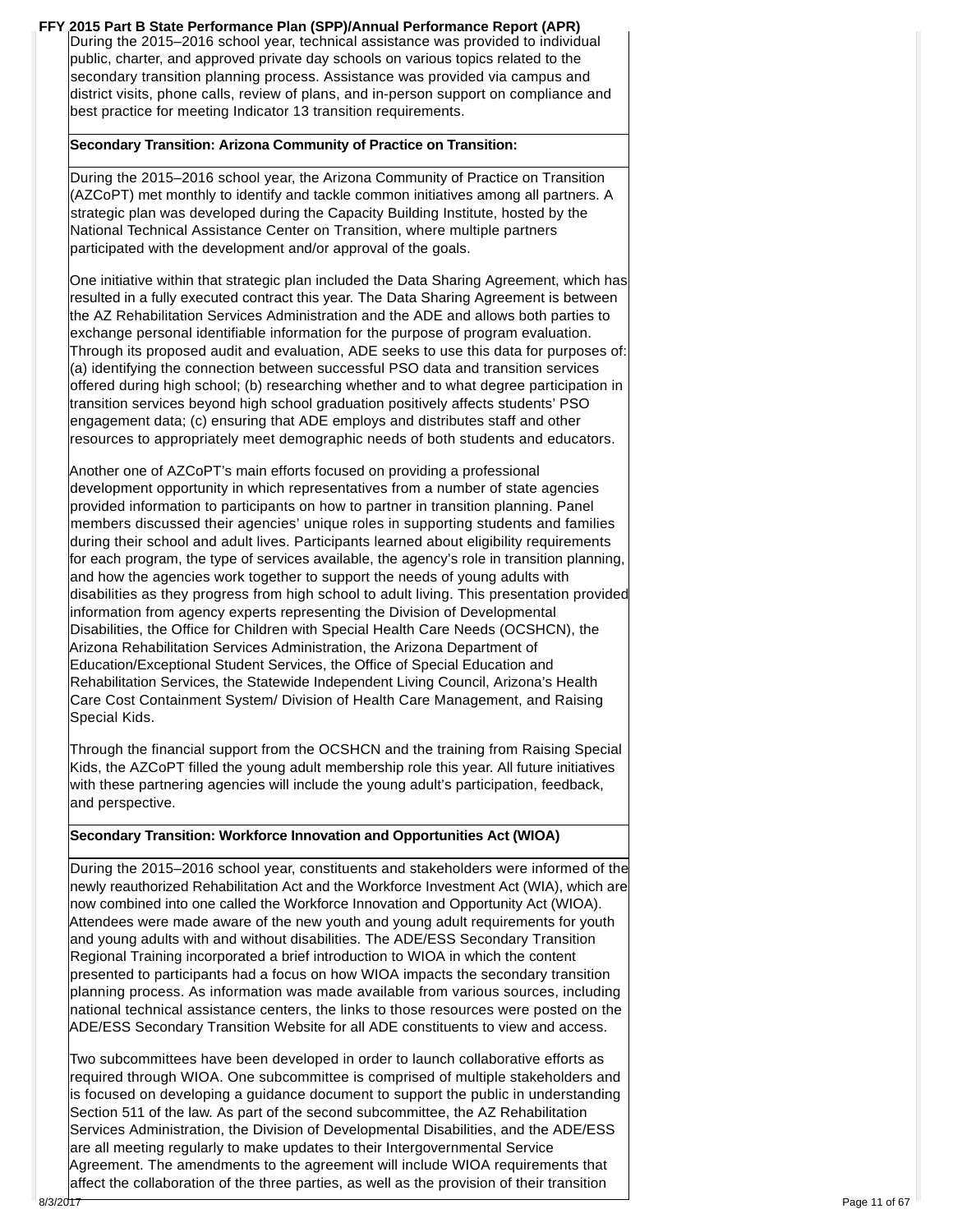During the 2015–2016 school year, technical assistance was provided to individual public, charter, and approved private day schools on various topics related to the secondary transition planning process. Assistance was provided via campus and district visits, phone calls, review of plans, and in-person support on compliance and best practice for meeting Indicator 13 transition requirements.

**Secondary Transition: Arizona Community of Practice on Transition:**

During the 2015–2016 school year, the Arizona Community of Practice on Transition (AZCoPT) met monthly to identify and tackle common initiatives among all partners. A strategic plan was developed during the Capacity Building Institute, hosted by the National Technical Assistance Center on Transition, where multiple partners participated with the development and/or approval of the goals.

One initiative within that strategic plan included the Data Sharing Agreement, which has resulted in a fully executed contract this year. The Data Sharing Agreement is between the AZ Rehabilitation Services Administration and the ADE and allows both parties to exchange personal identifiable information for the purpose of program evaluation. Through its proposed audit and evaluation, ADE seeks to use this data for purposes of: (a) identifying the connection between successful PSO data and transition services offered during high school; (b) researching whether and to what degree participation in transition services beyond high school graduation positively affects students' PSO engagement data; (c) ensuring that ADE employs and distributes staff and other resources to appropriately meet demographic needs of both students and educators.

Another one of AZCoPT's main efforts focused on providing a professional development opportunity in which representatives from a number of state agencies provided information to participants on how to partner in transition planning. Panel members discussed their agencies' unique roles in supporting students and families during their school and adult lives. Participants learned about eligibility requirements for each program, the type of services available, the agency's role in transition planning, and how the agencies work together to support the needs of young adults with disabilities as they progress from high school to adult living. This presentation provided information from agency experts representing the Division of Developmental Disabilities, the Office for Children with Special Health Care Needs (OCSHCN), the Arizona Rehabilitation Services Administration, the Arizona Department of Education/Exceptional Student Services, the Office of Special Education and Rehabilitation Services, the Statewide Independent Living Council, Arizona's Health Care Cost Containment System/ Division of Health Care Management, and Raising Special Kids.

Through the financial support from the OCSHCN and the training from Raising Special Kids, the AZCoPT filled the young adult membership role this year. All future initiatives with these partnering agencies will include the young adult's participation, feedback, and perspective.

**Secondary Transition: Workforce Innovation and Opportunities Act (WIOA)**

During the 2015–2016 school year, constituents and stakeholders were informed of the newly reauthorized Rehabilitation Act and the Workforce Investment Act (WIA), which are now combined into one called the Workforce Innovation and Opportunity Act (WIOA). Attendees were made aware of the new youth and young adult requirements for youth and young adults with and without disabilities. The ADE/ESS Secondary Transition Regional Training incorporated a brief introduction to WIOA in which the content presented to participants had a focus on how WIOA impacts the secondary transition planning process. As information was made available from various sources, including national technical assistance centers, the links to those resources were posted on the ADE/ESS Secondary Transition Website for all ADE constituents to view and access.

Two subcommittees have been developed in order to launch collaborative efforts as required through WIOA. One subcommittee is comprised of multiple stakeholders and is focused on developing a guidance document to support the public in understanding Section 511 of the law. As part of the second subcommittee, the AZ Rehabilitation Services Administration, the Division of Developmental Disabilities, and the ADE/ESS are all meeting regularly to make updates to their Intergovernmental Service Agreement. The amendments to the agreement will include WIOA requirements that affect the collaboration of the three parties, as well as the provision of their transition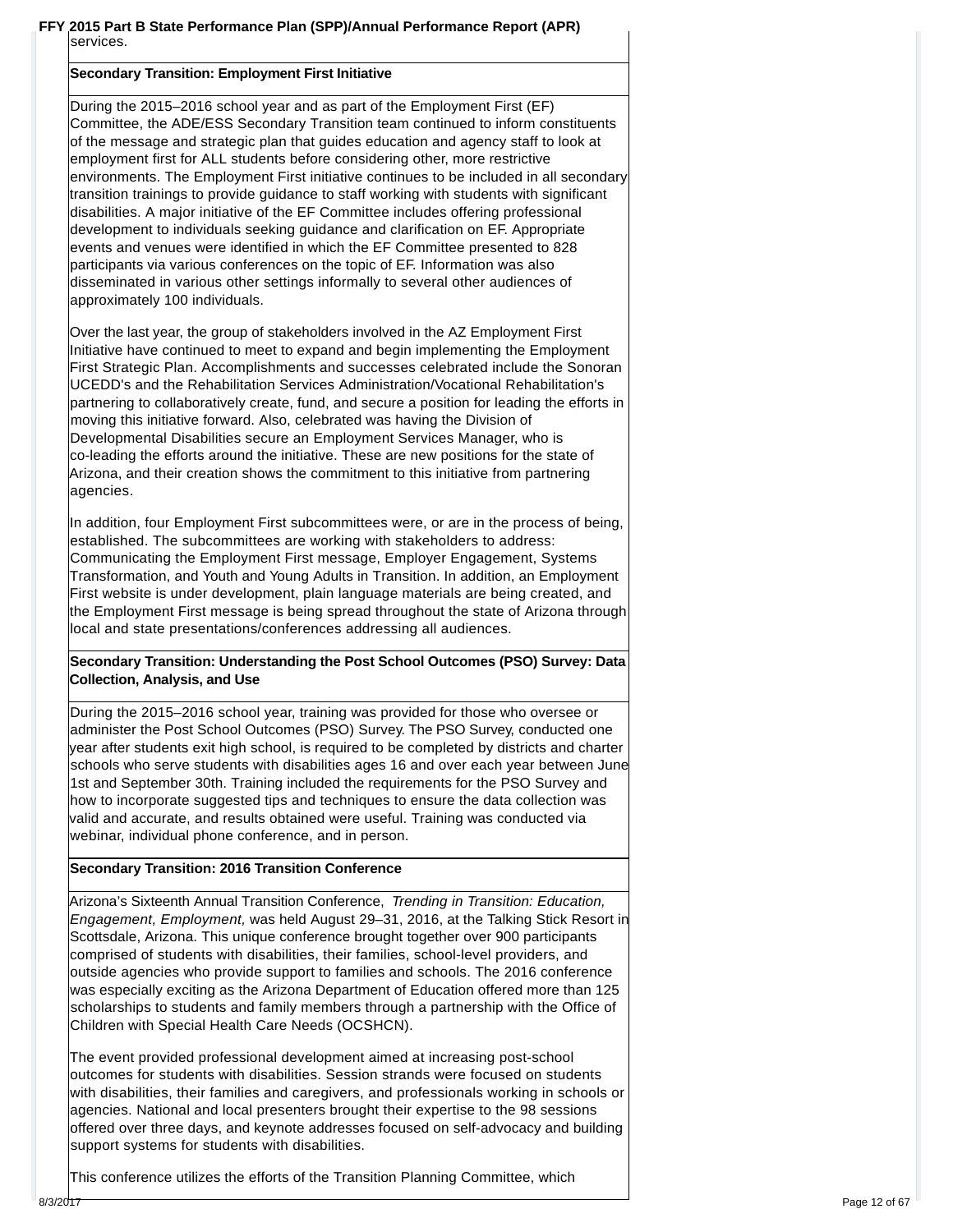services.

**Secondary Transition: Employment First Initiative**

During the 2015–2016 school year and as part of the Employment First (EF) Committee, the ADE/ESS Secondary Transition team continued to inform constituents of the message and strategic plan that guides education and agency staff to look at employment first for ALL students before considering other, more restrictive environments. The Employment First initiative continues to be included in all secondary transition trainings to provide guidance to staff working with students with significant disabilities. A major initiative of the EF Committee includes offering professional development to individuals seeking guidance and clarification on EF. Appropriate events and venues were identified in which the EF Committee presented to 828 participants via various conferences on the topic of EF. Information was also disseminated in various other settings informally to several other audiences of approximately 100 individuals.

Over the last year, the group of stakeholders involved in the AZ Employment First Initiative have continued to meet to expand and begin implementing the Employment First Strategic Plan. Accomplishments and successes celebrated include the Sonoran UCEDD's and the Rehabilitation Services Administration/Vocational Rehabilitation's partnering to collaboratively create, fund, and secure a position for leading the efforts in moving this initiative forward. Also, celebrated was having the Division of Developmental Disabilities secure an Employment Services Manager, who is co-leading the efforts around the initiative. These are new positions for the state of Arizona, and their creation shows the commitment to this initiative from partnering agencies.

In addition, four Employment First subcommittees were, or are in the process of being, established. The subcommittees are working with stakeholders to address: Communicating the Employment First message, Employer Engagement, Systems Transformation, and Youth and Young Adults in Transition. In addition, an Employment First website is under development, plain language materials are being created, and the Employment First message is being spread throughout the state of Arizona through local and state presentations/conferences addressing all audiences.

**Secondary Transition: Understanding the Post School Outcomes (PSO) Survey: Data Collection, Analysis, and Use**

During the 2015–2016 school year, training was provided for those who oversee or administer the Post School Outcomes (PSO) Survey. The PSO Survey, conducted one year after students exit high school, is required to be completed by districts and charter schools who serve students with disabilities ages 16 and over each year between June 1st and September 30th. Training included the requirements for the PSO Survey and how to incorporate suggested tips and techniques to ensure the data collection was valid and accurate, and results obtained were useful. Training was conducted via webinar, individual phone conference, and in person.

**Secondary Transition: 2016 Transition Conference**

Arizona's Sixteenth Annual Transition Conference, *Trending in Transition: Education, Engagement, Employment,* was held August 29–31, 2016, at the Talking Stick Resort in Scottsdale, Arizona. This unique conference brought together over 900 participants comprised of students with disabilities, their families, school-level providers, and outside agencies who provide support to families and schools. The 2016 conference was especially exciting as the Arizona Department of Education offered more than 125 scholarships to students and family members through a partnership with the Office of Children with Special Health Care Needs (OCSHCN).

The event provided professional development aimed at increasing post-school outcomes for students with disabilities. Session strands were focused on students with disabilities, their families and caregivers, and professionals working in schools or agencies. National and local presenters brought their expertise to the 98 sessions offered over three days, and keynote addresses focused on self-advocacy and building support systems for students with disabilities.

This conference utilizes the efforts of the Transition Planning Committee, which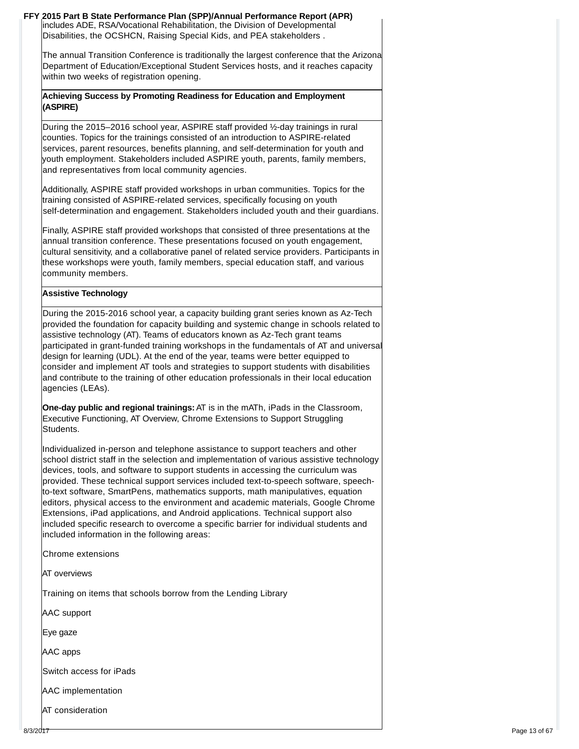includes ADE, RSA/Vocational Rehabilitation, the Division of Developmental Disabilities, the OCSHCN, Raising Special Kids, and PEA stakeholders .

The annual Transition Conference is traditionally the largest conference that the Arizona Department of Education/Exceptional Student Services hosts, and it reaches capacity within two weeks of registration opening.

**Achieving Success by Promoting Readiness for Education and Employment (ASPIRE)**

During the 2015–2016 school year, ASPIRE staff provided ½-day trainings in rural counties. Topics for the trainings consisted of an introduction to ASPIRE-related services, parent resources, benefits planning, and self-determination for youth and youth employment. Stakeholders included ASPIRE youth, parents, family members, and representatives from local community agencies.

Additionally, ASPIRE staff provided workshops in urban communities. Topics for the training consisted of ASPIRE-related services, specifically focusing on youth self-determination and engagement. Stakeholders included youth and their guardians.

Finally, ASPIRE staff provided workshops that consisted of three presentations at the annual transition conference. These presentations focused on youth engagement, cultural sensitivity, and a collaborative panel of related service providers. Participants in these workshops were youth, family members, special education staff, and various community members.

**Assistive Technology**

During the 2015-2016 school year, a capacity building grant series known as Az-Tech provided the foundation for capacity building and systemic change in schools related to assistive technology (AT). Teams of educators known as Az-Tech grant teams participated in grant-funded training workshops in the fundamentals of AT and universal design for learning (UDL). At the end of the year, teams were better equipped to consider and implement AT tools and strategies to support students with disabilities and contribute to the training of other education professionals in their local education agencies (LEAs).

**One-day public and regional trainings:** AT is in the mATh, iPads in the Classroom, Executive Functioning, AT Overview, Chrome Extensions to Support Struggling Students.

Individualized in-person and telephone assistance to support teachers and other school district staff in the selection and implementation of various assistive technology devices, tools, and software to support students in accessing the curriculum was provided. These technical support services included text-to-speech software, speech-to-text software, SmartPens, mathematics supports, math manipulatives, equation editors, physical access to the environment and academic materials, Google Chrome Extensions, iPad applications, and Android applications. Technical support also included specific research to overcome a specific barrier for individual students and included information in the following areas:

Chrome extensions

AT overviews

Training on items that schools borrow from the Lending Library

AAC support

Eye gaze

AAC apps

Switch access for iPads

AAC implementation

AT consideration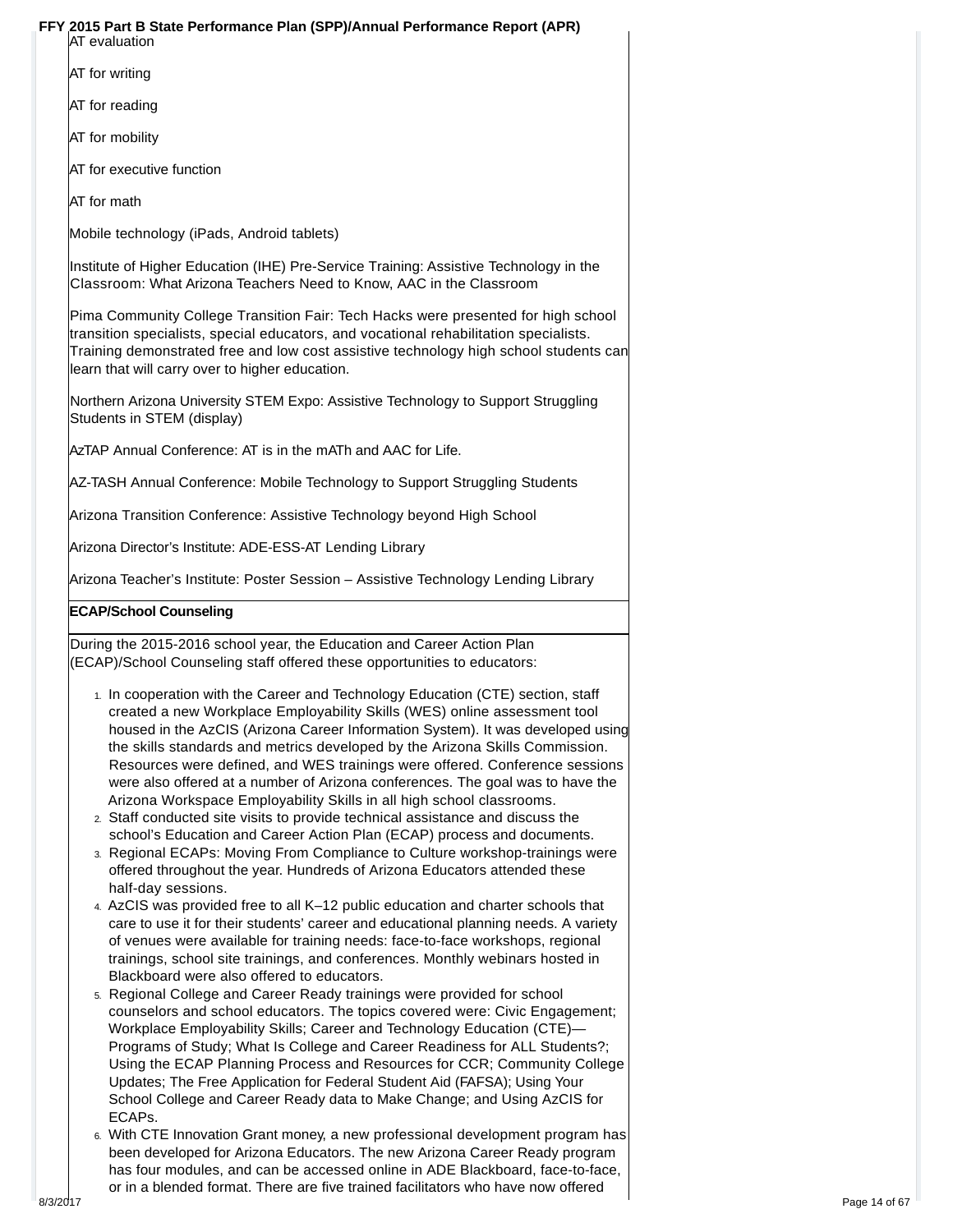AT evaluation

AT for writing

AT for reading

AT for mobility

AT for executive function

AT for math

Mobile technology (iPads, Android tablets)

Institute of Higher Education (IHE) Pre-Service Training: Assistive Technology in the Classroom: What Arizona Teachers Need to Know, AAC in the Classroom

Pima Community College Transition Fair: Tech Hacks were presented for high school transition specialists, special educators, and vocational rehabilitation specialists. Training demonstrated free and low cost assistive technology high school students can learn that will carry over to higher education.

Northern Arizona University STEM Expo: Assistive Technology to Support Struggling Students in STEM (display)

AzTAP Annual Conference: AT is in the mATh and AAC for Life.

AZ-TASH Annual Conference: Mobile Technology to Support Struggling Students

Arizona Transition Conference: Assistive Technology beyond High School

Arizona Director's Institute: ADE-ESS-AT Lending Library

Arizona Teacher's Institute: Poster Session – Assistive Technology Lending Library

**ECAP/School Counseling**

During the 2015-2016 school year, the Education and Career Action Plan (ECAP)/School Counseling staff offered these opportunities to educators:

1. In cooperation with the Career and Technology Education (CTE) section, staff created a new Workplace Employability Skills (WES) online assessment tool housed in the AzCIS (Arizona Career Information System). It was developed using the skills standards and metrics developed by the Arizona Skills Commission. Resources were defined, and WES trainings were offered. Conference sessions were also offered at a number of Arizona conferences. The goal was to have the Arizona Workspace Employability Skills in all high school classrooms.
2. Staff conducted site visits to provide technical assistance and discuss the school's Education and Career Action Plan (ECAP) process and documents.
3. Regional ECAPs: Moving From Compliance to Culture workshop-trainings were offered throughout the year. Hundreds of Arizona Educators attended these half-day sessions.
4. AzCIS was provided free to all K–12 public education and charter schools that care to use it for their students' career and educational planning needs. A variety of venues were available for training needs: face-to-face workshops, regional trainings, school site trainings, and conferences. Monthly webinars hosted in Blackboard were also offered to educators.
5. Regional College and Career Ready trainings were provided for school counselors and school educators. The topics covered were: Civic Engagement; Workplace Employability Skills; Career and Technology Education (CTE)—Programs of Study; What Is College and Career Readiness for ALL Students?; Using the ECAP Planning Process and Resources for CCR; Community College Updates; The Free Application for Federal Student Aid (FAFSA); Using Your School College and Career Ready data to Make Change; and Using AzCIS for ECAPs.
6. With CTE Innovation Grant money, a new professional development program has been developed for Arizona Educators. The new Arizona Career Ready program has four modules, and can be accessed online in ADE Blackboard, face-to-face, or in a blended format. There are five trained facilitators who have now offered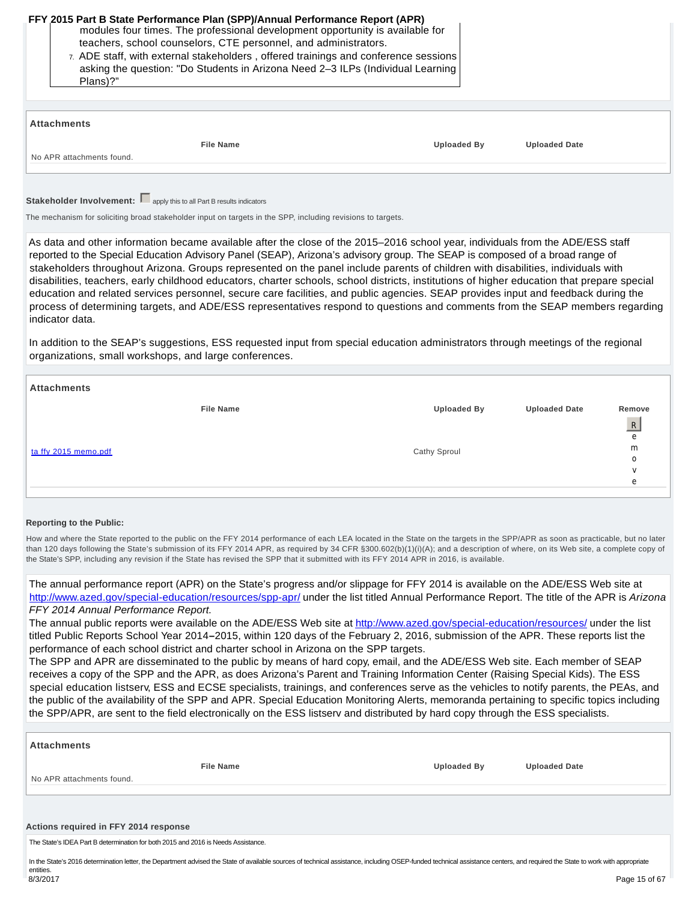modules four times. The professional development opportunity is available for teachers, school counselors, CTE personnel, and administrators.

7. ADE staff, with external stakeholders , offered trainings and conference sessions asking the question: "Do Students in Arizona Need 2–3 ILPs (Individual Learning Plans)?"

**Attachments**

| File Name | Uploaded By | Uploaded Date |
|---|---|---|
| No APR attachments found. | | |

**Stakeholder Involvement:** apply this to all Part B results indicators

The mechanism for soliciting broad stakeholder input on targets in the SPP, including revisions to targets.

As data and other information became available after the close of the 2015–2016 school year, individuals from the ADE/ESS staff reported to the Special Education Advisory Panel (SEAP), Arizona's advisory group. The SEAP is composed of a broad range of stakeholders throughout Arizona. Groups represented on the panel include parents of children with disabilities, individuals with disabilities, teachers, early childhood educators, charter schools, school districts, institutions of higher education that prepare special education and related services personnel, secure care facilities, and public agencies. SEAP provides input and feedback during the process of determining targets, and ADE/ESS representatives respond to questions and comments from the SEAP members regarding indicator data.

In addition to the SEAP's suggestions, ESS requested input from special education administrators through meetings of the regional organizations, small workshops, and large conferences.

**Attachments**

| File Name | Uploaded By | Uploaded Date | Remove |
|---|---|---|---|
| ta ffy 2015 memo.pdf | Cathy Sproul | | Remove |

**Reporting to the Public:**

How and where the State reported to the public on the FFY 2014 performance of each LEA located in the State on the targets in the SPP/APR as soon as practicable, but no later than 120 days following the State's submission of its FFY 2014 APR, as required by 34 CFR §300.602(b)(1)(i)(A); and a description of where, on its Web site, a complete copy of the State's SPP, including any revision if the State has revised the SPP that it submitted with its FFY 2014 APR in 2016, is available.

The annual performance report (APR) on the State's progress and/or slippage for FFY 2014 is available on the ADE/ESS Web site at http://www.azed.gov/special-education/resources/spp-apr/ under the list titled Annual Performance Report. The title of the APR is *Arizona FFY 2014 Annual Performance Report.*

The annual public reports were available on the ADE/ESS Web site at http://www.azed.gov/special-education/resources/ under the list titled Public Reports School Year 2014–2015, within 120 days of the February 2, 2016, submission of the APR. These reports list the performance of each school district and charter school in Arizona on the SPP targets.

The SPP and APR are disseminated to the public by means of hard copy, email, and the ADE/ESS Web site. Each member of SEAP receives a copy of the SPP and the APR, as does Arizona's Parent and Training Information Center (Raising Special Kids). The ESS special education listserv, ESS and ECSE specialists, trainings, and conferences serve as the vehicles to notify parents, the PEAs, and the public of the availability of the SPP and APR. Special Education Monitoring Alerts, memoranda pertaining to specific topics including the SPP/APR, are sent to the field electronically on the ESS listserv and distributed by hard copy through the ESS specialists.

**Attachments**

| File Name | Uploaded By | Uploaded Date |
|---|---|---|
| No APR attachments found. | | |

**Actions required in FFY 2014 response**

The State's IDEA Part B determination for both 2015 and 2016 is Needs Assistance.

In the State's 2016 determination letter, the Department advised the State of available sources of technical assistance, including OSEP-funded technical assistance centers, and required the State to work with appropriate entities.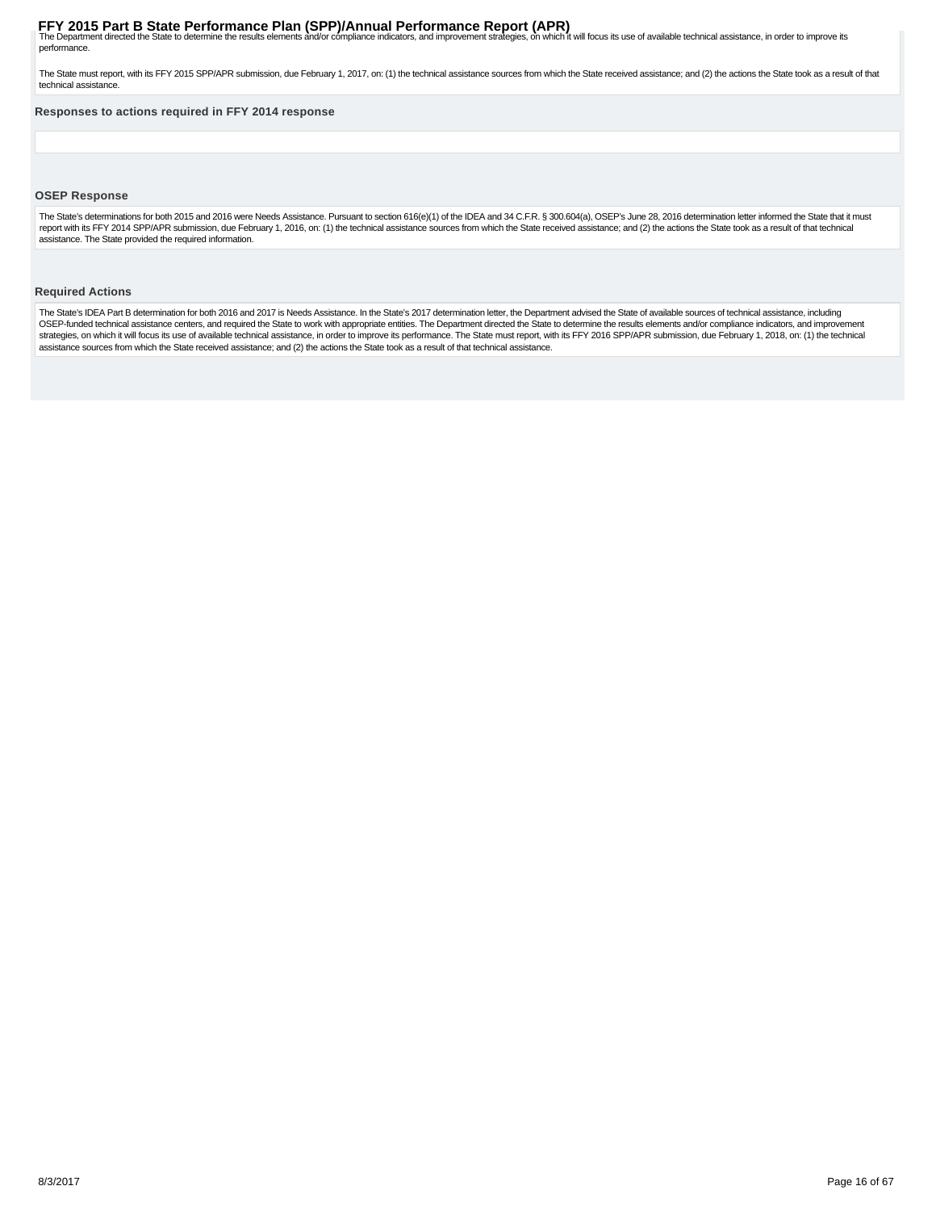The Department directed the State to determine the results elements and/or compliance indicators, and improvement strategies, on which it will focus its use of available technical assistance, in order to improve its performance.

The State must report, with its FFY 2015 SPP/APR submission, due February 1, 2017, on: (1) the technical assistance sources from which the State received assistance; and (2) the actions the State took as a result of that technical assistance.

### Responses to actions required in FFY 2014 response

### OSEP Response

The State's determinations for both 2015 and 2016 were Needs Assistance. Pursuant to section 616(e)(1) of the IDEA and 34 C.F.R. § 300.604(a), OSEP's June 28, 2016 determination letter informed the State that it must report with its FFY 2014 SPP/APR submission, due February 1, 2016, on: (1) the technical assistance sources from which the State received assistance; and (2) the actions the State took as a result of that technical assistance. The State provided the required information.

### Required Actions

The State's IDEA Part B determination for both 2016 and 2017 is Needs Assistance. In the State's 2017 determination letter, the Department advised the State of available sources of technical assistance, including OSEP-funded technical assistance centers, and required the State to work with appropriate entities. The Department directed the State to determine the results elements and/or compliance indicators, and improvement strategies, on which it will focus its use of available technical assistance, in order to improve its performance. The State must report, with its FFY 2016 SPP/APR submission, due February 1, 2018, on: (1) the technical assistance sources from which the State received assistance; and (2) the actions the State took as a result of that technical assistance.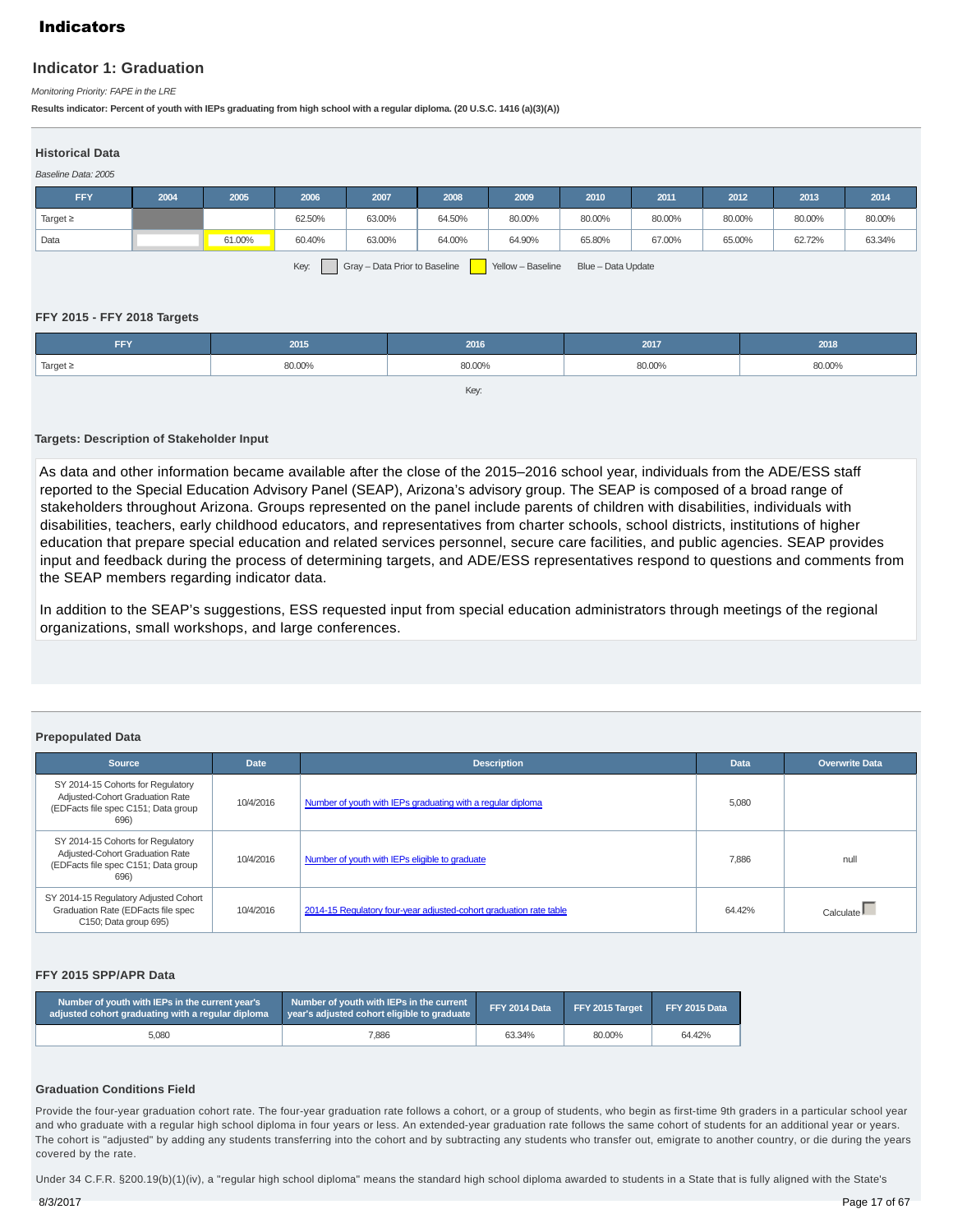# Indicators

## Indicator 1: Graduation

*Monitoring Priority: FAPE in the LRE*

**Results indicator: Percent of youth with IEPs graduating from high school with a regular diploma. (20 U.S.C. 1416 (a)(3)(A))**

### Historical Data

*Baseline Data: 2005*

| FFY | 2004 | 2005 | 2006 | 2007 | 2008 | 2009 | 2010 | 2011 | 2012 | 2013 | 2014 |
|---|---|---|---|---|---|---|---|---|---|---|---|
| Target ≥ | | | 62.50% | 63.00% | 64.50% | 80.00% | 80.00% | 80.00% | 80.00% | 80.00% | 80.00% |
| Data | | 61.00% | 60.40% | 63.00% | 64.00% | 64.90% | 65.80% | 67.00% | 65.00% | 62.72% | 63.34% |

Key: Gray – Data Prior to Baseline Yellow – Baseline Blue – Data Update

### FFY 2015 - FFY 2018 Targets

| FFY | 2015 | 2016 | 2017 | 2018 |
|---|---|---|---|---|
| Target ≥ | 80.00% | 80.00% | 80.00% | 80.00% |

Key:

### Targets: Description of Stakeholder Input

As data and other information became available after the close of the 2015–2016 school year, individuals from the ADE/ESS staff reported to the Special Education Advisory Panel (SEAP), Arizona's advisory group. The SEAP is composed of a broad range of stakeholders throughout Arizona. Groups represented on the panel include parents of children with disabilities, individuals with disabilities, teachers, early childhood educators, and representatives from charter schools, school districts, institutions of higher education that prepare special education and related services personnel, secure care facilities, and public agencies. SEAP provides input and feedback during the process of determining targets, and ADE/ESS representatives respond to questions and comments from the SEAP members regarding indicator data.

In addition to the SEAP's suggestions, ESS requested input from special education administrators through meetings of the regional organizations, small workshops, and large conferences.

### Prepopulated Data

| Source | Date | Description | Data | Overwrite Data |
|---|---|---|---|---|
| SY 2014-15 Cohorts for Regulatory Adjusted-Cohort Graduation Rate (EDFacts file spec C151; Data group 696) | 10/4/2016 | Number of youth with IEPs graduating with a regular diploma | 5,080 | |
| SY 2014-15 Cohorts for Regulatory Adjusted-Cohort Graduation Rate (EDFacts file spec C151; Data group 696) | 10/4/2016 | Number of youth with IEPs eligible to graduate | 7,886 | null |
| SY 2014-15 Regulatory Adjusted Cohort Graduation Rate (EDFacts file spec C150; Data group 695) | 10/4/2016 | 2014-15 Regulatory four-year adjusted-cohort graduation rate table | 64.42% | Calculate |

### FFY 2015 SPP/APR Data

| Number of youth with IEPs in the current year's adjusted cohort graduating with a regular diploma | Number of youth with IEPs in the current year's adjusted cohort eligible to graduate | FFY 2014 Data | FFY 2015 Target | FFY 2015 Data |
|---|---|---|---|---|
| 5,080 | 7,886 | 63.34% | 80.00% | 64.42% |

### Graduation Conditions Field

Provide the four-year graduation cohort rate. The four-year graduation rate follows a cohort, or a group of students, who begin as first-time 9th graders in a particular school year and who graduate with a regular high school diploma in four years or less. An extended-year graduation rate follows the same cohort of students for an additional year or years. The cohort is "adjusted" by adding any students transferring into the cohort and by subtracting any students who transfer out, emigrate to another country, or die during the years covered by the rate.

Under 34 C.F.R. §200.19(b)(1)(iv), a "regular high school diploma" means the standard high school diploma awarded to students in a State that is fully aligned with the State's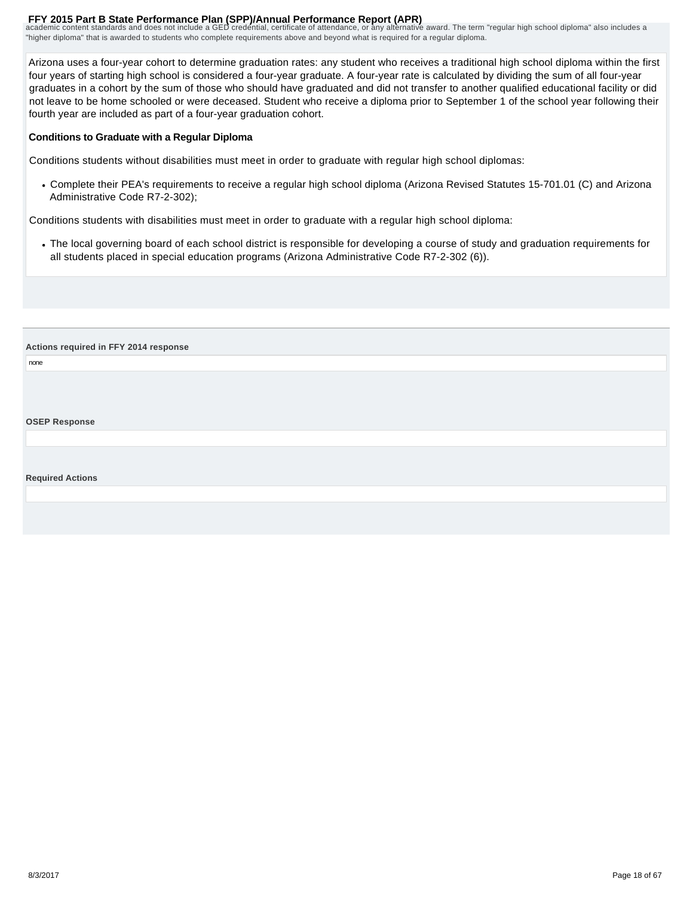academic content standards and does not include a GED credential, certificate of attendance, or any alternative award. The term "regular high school diploma" also includes a "higher diploma" that is awarded to students who complete requirements above and beyond what is required for a regular diploma.

Arizona uses a four-year cohort to determine graduation rates: any student who receives a traditional high school diploma within the first four years of starting high school is considered a four-year graduate. A four-year rate is calculated by dividing the sum of all four-year graduates in a cohort by the sum of those who should have graduated and did not transfer to another qualified educational facility or did not leave to be home schooled or were deceased. Student who receive a diploma prior to September 1 of the school year following their fourth year are included as part of a four-year graduation cohort.

**Conditions to Graduate with a Regular Diploma**

Conditions students without disabilities must meet in order to graduate with regular high school diplomas:

- Complete their PEA's requirements to receive a regular high school diploma (Arizona Revised Statutes 15-701.01 (C) and Arizona Administrative Code R7-2-302);

Conditions students with disabilities must meet in order to graduate with a regular high school diploma:

- The local governing board of each school district is responsible for developing a course of study and graduation requirements for all students placed in special education programs (Arizona Administrative Code R7-2-302 (6)).

**Actions required in FFY 2014 response**

none

**OSEP Response**

**Required Actions**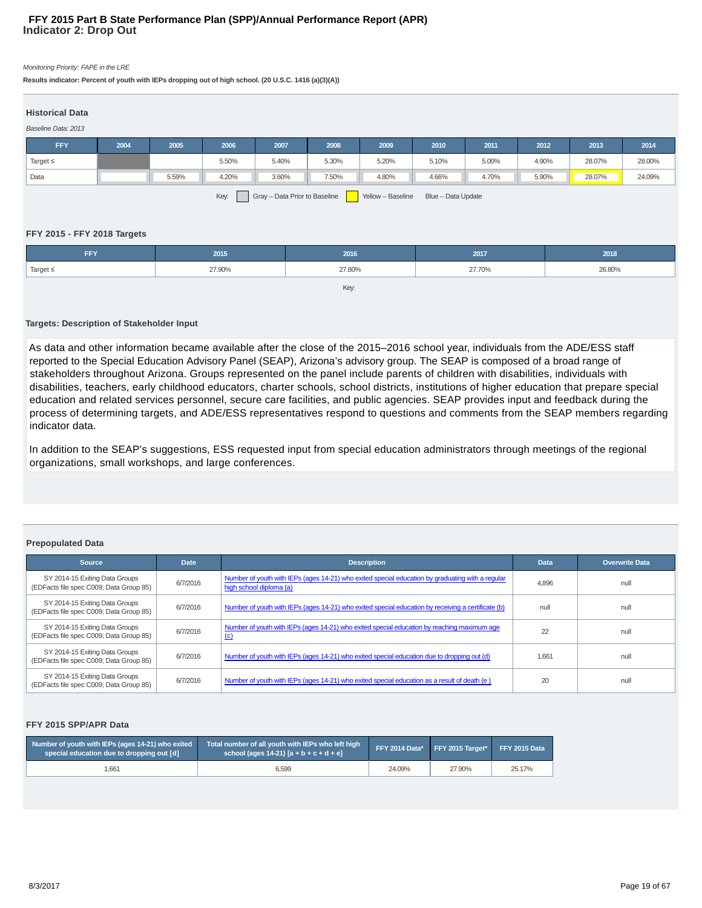# FFY 2015 Part B State Performance Plan (SPP)/Annual Performance Report (APR)
## Indicator 2: Drop Out

*Monitoring Priority: FAPE in the LRE*

**Results indicator: Percent of youth with IEPs dropping out of high school. (20 U.S.C. 1416 (a)(3)(A))**

### Historical Data

*Baseline Data: 2013*

| FFY | 2004 | 2005 | 2006 | 2007 | 2008 | 2009 | 2010 | 2011 | 2012 | 2013 | 2014 |
|---|---|---|---|---|---|---|---|---|---|---|---|
| Target ≤ | | | 5.50% | 5.40% | 5.30% | 5.20% | 5.10% | 5.00% | 4.90% | 28.07% | 28.00% |
| Data | | 5.59% | 4.20% | 3.60% | 7.50% | 4.80% | 4.66% | 4.70% | 5.90% | 28.07% | 24.09% |

Key: Gray – Data Prior to Baseline   Yellow – Baseline   Blue – Data Update

### FFY 2015 - FFY 2018 Targets

| FFY | 2015 | 2016 | 2017 | 2018 |
|---|---|---|---|---|
| Target ≤ | 27.90% | 27.80% | 27.70% | 26.80% |

Key:

### Targets: Description of Stakeholder Input

As data and other information became available after the close of the 2015–2016 school year, individuals from the ADE/ESS staff reported to the Special Education Advisory Panel (SEAP), Arizona's advisory group. The SEAP is composed of a broad range of stakeholders throughout Arizona. Groups represented on the panel include parents of children with disabilities, individuals with disabilities, teachers, early childhood educators, charter schools, school districts, institutions of higher education that prepare special education and related services personnel, secure care facilities, and public agencies. SEAP provides input and feedback during the process of determining targets, and ADE/ESS representatives respond to questions and comments from the SEAP members regarding indicator data.

In addition to the SEAP's suggestions, ESS requested input from special education administrators through meetings of the regional organizations, small workshops, and large conferences.

### Prepopulated Data

| Source | Date | Description | Data | Overwrite Data |
|---|---|---|---|---|
| SY 2014-15 Exiting Data Groups (EDFacts file spec C009; Data Group 85) | 6/7/2016 | Number of youth with IEPs (ages 14-21) who exited special education by graduating with a regular high school diploma (a) | 4,896 | null |
| SY 2014-15 Exiting Data Groups (EDFacts file spec C009; Data Group 85) | 6/7/2016 | Number of youth with IEPs (ages 14-21) who exited special education by receiving a certificate (b) | null | null |
| SY 2014-15 Exiting Data Groups (EDFacts file spec C009; Data Group 85) | 6/7/2016 | Number of youth with IEPs (ages 14-21) who exited special education by reaching maximum age (c) | 22 | null |
| SY 2014-15 Exiting Data Groups (EDFacts file spec C009; Data Group 85) | 6/7/2016 | Number of youth with IEPs (ages 14-21) who exited special education due to dropping out (d) | 1,661 | null |
| SY 2014-15 Exiting Data Groups (EDFacts file spec C009; Data Group 85) | 6/7/2016 | Number of youth with IEPs (ages 14-21) who exited special education as a result of death (e ) | 20 | null |

### FFY 2015 SPP/APR Data

| Number of youth with IEPs (ages 14-21) who exited special education due to dropping out [d] | Total number of all youth with IEPs who left high school (ages 14-21) [a + b + c + d + e] | FFY 2014 Data* | FFY 2015 Target* | FFY 2015 Data |
|---|---|---|---|---|
| 1,661 | 6,599 | 24.09% | 27.90% | 25.17% |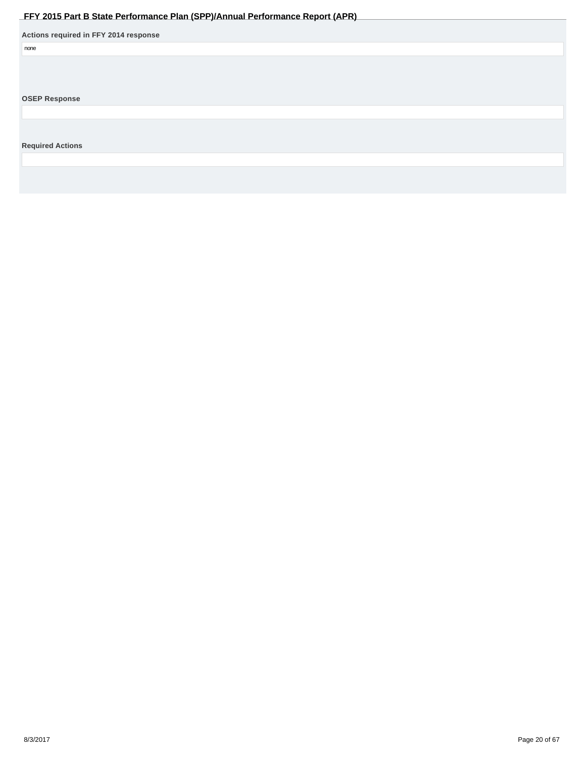**Actions required in FFY 2014 response**

none

**OSEP Response**

**Required Actions**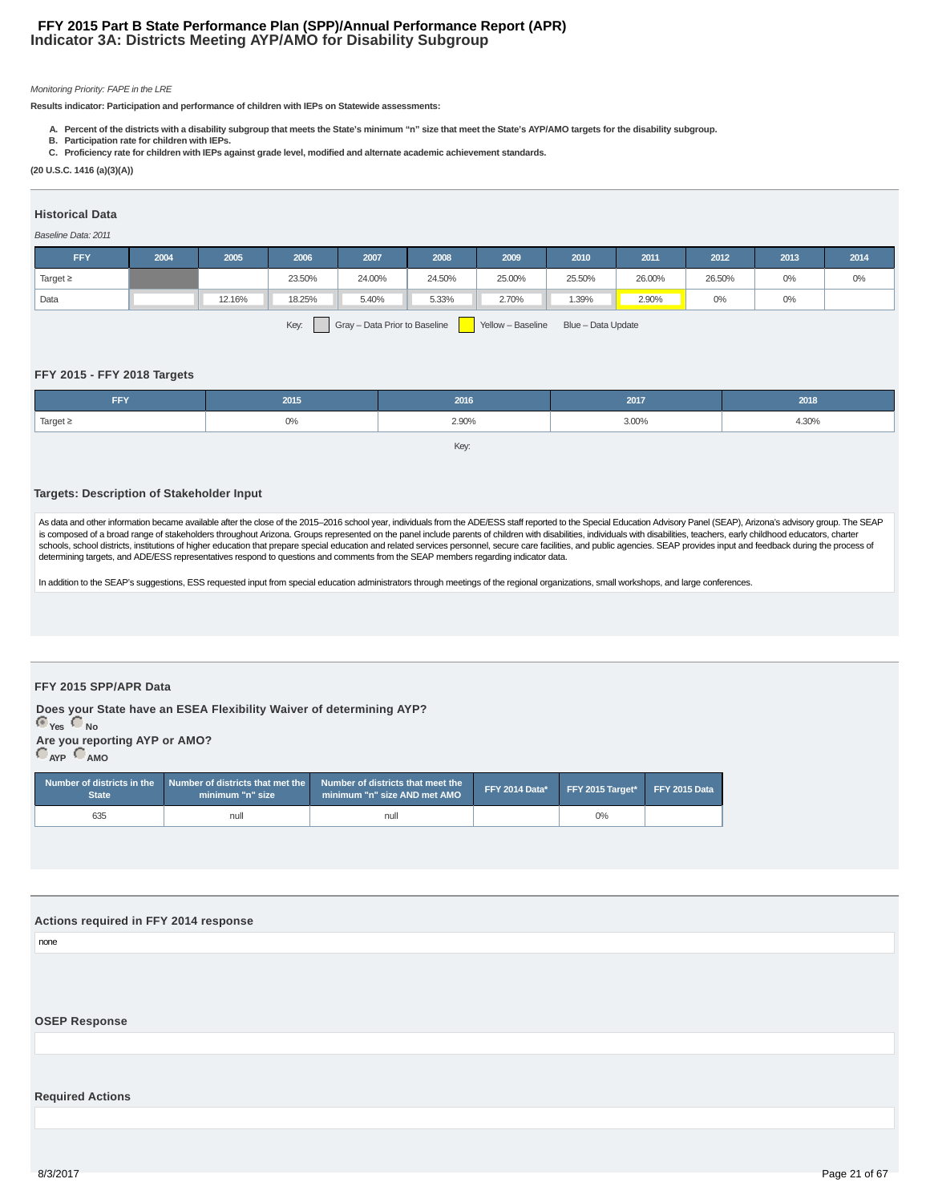# FFY 2015 Part B State Performance Plan (SPP)/Annual Performance Report (APR)
## Indicator 3A: Districts Meeting AYP/AMO for Disability Subgroup

*Monitoring Priority: FAPE in the LRE*

**Results indicator: Participation and performance of children with IEPs on Statewide assessments:**

- **A. Percent of the districts with a disability subgroup that meets the State's minimum "n" size that meet the State's AYP/AMO targets for the disability subgroup.**
- **B. Participation rate for children with IEPs.**
- **C. Proficiency rate for children with IEPs against grade level, modified and alternate academic achievement standards.**

**(20 U.S.C. 1416 (a)(3)(A))**

### Historical Data

*Baseline Data: 2011*

| FFY | 2004 | 2005 | 2006 | 2007 | 2008 | 2009 | 2010 | 2011 | 2012 | 2013 | 2014 |
|---|---|---|---|---|---|---|---|---|---|---|---|
| Target ≥ | | | 23.50% | 24.00% | 24.50% | 25.00% | 25.50% | 26.00% | 26.50% | 0% | 0% |
| Data | | 12.16% | 18.25% | 5.40% | 5.33% | 2.70% | 1.39% | 2.90% | 0% | 0% | |

Key: Gray – Data Prior to Baseline Yellow – Baseline Blue – Data Update

### FFY 2015 - FFY 2018 Targets

| FFY | 2015 | 2016 | 2017 | 2018 |
|---|---|---|---|---|
| Target ≥ | 0% | 2.90% | 3.00% | 4.30% |

Key:

### Targets: Description of Stakeholder Input

As data and other information became available after the close of the 2015–2016 school year, individuals from the ADE/ESS staff reported to the Special Education Advisory Panel (SEAP), Arizona's advisory group. The SEAP is composed of a broad range of stakeholders throughout Arizona. Groups represented on the panel include parents of children with disabilities, individuals with disabilities, teachers, early childhood educators, charter schools, school districts, institutions of higher education that prepare special education and related services personnel, secure care facilities, and public agencies. SEAP provides input and feedback during the process of determining targets, and ADE/ESS representatives respond to questions and comments from the SEAP members regarding indicator data.

In addition to the SEAP's suggestions, ESS requested input from special education administrators through meetings of the regional organizations, small workshops, and large conferences.

### FFY 2015 SPP/APR Data

**Does your State have an ESEA Flexibility Waiver of determining AYP?**

Yes No

**Are you reporting AYP or AMO?**

AYP AMO

| Number of districts in the State | Number of districts that met the minimum "n" size | Number of districts that meet the minimum "n" size AND met AMO | FFY 2014 Data* | FFY 2015 Target* | FFY 2015 Data |
|---|---|---|---|---|---|
| 635 | null | null | | 0% | |

### Actions required in FFY 2014 response

none

### OSEP Response

### Required Actions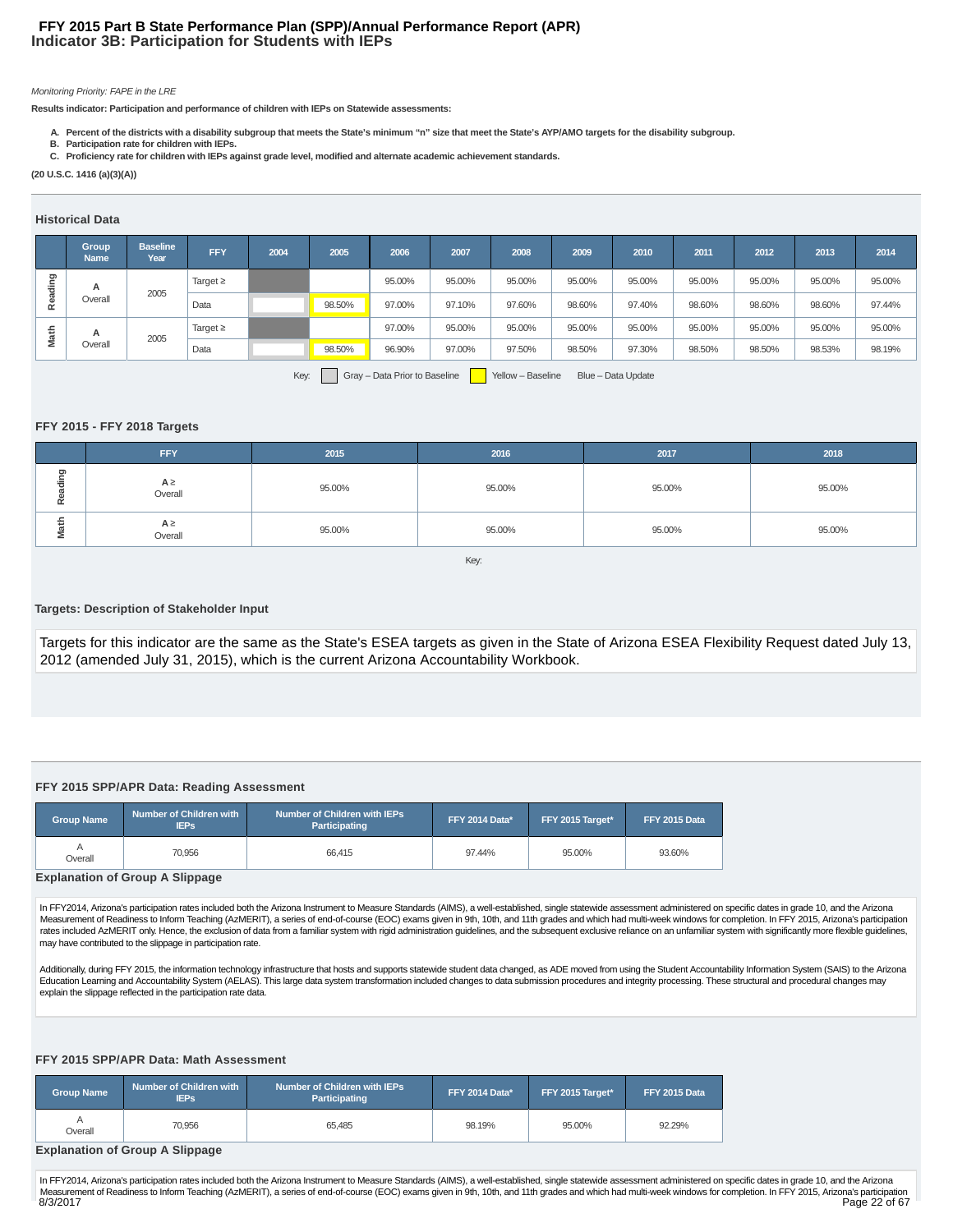# FFY 2015 Part B State Performance Plan (SPP)/Annual Performance Report (APR)
## Indicator 3B: Participation for Students with IEPs

*Monitoring Priority: FAPE in the LRE*

**Results indicator: Participation and performance of children with IEPs on Statewide assessments:**

- **A. Percent of the districts with a disability subgroup that meets the State's minimum "n" size that meet the State's AYP/AMO targets for the disability subgroup.**
- **B. Participation rate for children with IEPs.**
- **C. Proficiency rate for children with IEPs against grade level, modified and alternate academic achievement standards.**

**(20 U.S.C. 1416 (a)(3)(A))**

### Historical Data

| | Group Name | Baseline Year | FFY | 2004 | 2005 | 2006 | 2007 | 2008 | 2009 | 2010 | 2011 | 2012 | 2013 | 2014 |
|---|---|---|---|---|---|---|---|---|---|---|---|---|---|---|
| Reading | A Overall | 2005 | Target ≥ | | | 95.00% | 95.00% | 95.00% | 95.00% | 95.00% | 95.00% | 95.00% | 95.00% | 95.00% |
| | | | Data | | 98.50% | 97.00% | 97.10% | 97.60% | 98.60% | 97.40% | 98.60% | 98.60% | 98.60% | 97.44% |
| Math | A Overall | 2005 | Target ≥ | | | 97.00% | 95.00% | 95.00% | 95.00% | 95.00% | 95.00% | 95.00% | 95.00% | 95.00% |
| | | | Data | | 98.50% | 96.90% | 97.00% | 97.50% | 98.50% | 97.30% | 98.50% | 98.50% | 98.53% | 98.19% |

Key: Gray – Data Prior to Baseline; Yellow – Baseline; Blue – Data Update

### FFY 2015 - FFY 2018 Targets

| | FFY | 2015 | 2016 | 2017 | 2018 |
|---|---|---|---|---|---|
| Reading | A ≥ Overall | 95.00% | 95.00% | 95.00% | 95.00% |
| Math | A ≥ Overall | 95.00% | 95.00% | 95.00% | 95.00% |

Key:

### Targets: Description of Stakeholder Input

Targets for this indicator are the same as the State's ESEA targets as given in the State of Arizona ESEA Flexibility Request dated July 13, 2012 (amended July 31, 2015), which is the current Arizona Accountability Workbook.

### FFY 2015 SPP/APR Data: Reading Assessment

| Group Name | Number of Children with IEPs | Number of Children with IEPs Participating | FFY 2014 Data* | FFY 2015 Target* | FFY 2015 Data |
|---|---|---|---|---|---|
| A Overall | 70,956 | 66,415 | 97.44% | 95.00% | 93.60% |

### Explanation of Group A Slippage

In FFY2014, Arizona's participation rates included both the Arizona Instrument to Measure Standards (AIMS), a well-established, single statewide assessment administered on specific dates in grade 10, and the Arizona Measurement of Readiness to Inform Teaching (AzMERIT), a series of end-of-course (EOC) exams given in 9th, 10th, and 11th grades and which had multi-week windows for completion. In FFY 2015, Arizona's participation rates included AzMERIT only. Hence, the exclusion of data from a familiar system with rigid administration guidelines, and the subsequent exclusive reliance on an unfamiliar system with significantly more flexible guidelines, may have contributed to the slippage in participation rate.

Additionally, during FFY 2015, the information technology infrastructure that hosts and supports statewide student data changed, as ADE moved from using the Student Accountability Information System (SAIS) to the Arizona Education Learning and Accountability System (AELAS). This large data system transformation included changes to data submission procedures and integrity processing. These structural and procedural changes may explain the slippage reflected in the participation rate data.

### FFY 2015 SPP/APR Data: Math Assessment

| Group Name | Number of Children with IEPs | Number of Children with IEPs Participating | FFY 2014 Data* | FFY 2015 Target* | FFY 2015 Data |
|---|---|---|---|---|---|
| A Overall | 70,956 | 65,485 | 98.19% | 95.00% | 92.29% |

### Explanation of Group A Slippage

In FFY2014, Arizona's participation rates included both the Arizona Instrument to Measure Standards (AIMS), a well-established, single statewide assessment administered on specific dates in grade 10, and the Arizona Measurement of Readiness to Inform Teaching (AzMERIT), a series of end-of-course (EOC) exams given in 9th, 10th, and 11th grades and which had multi-week windows for completion. In FFY 2015, Arizona's participation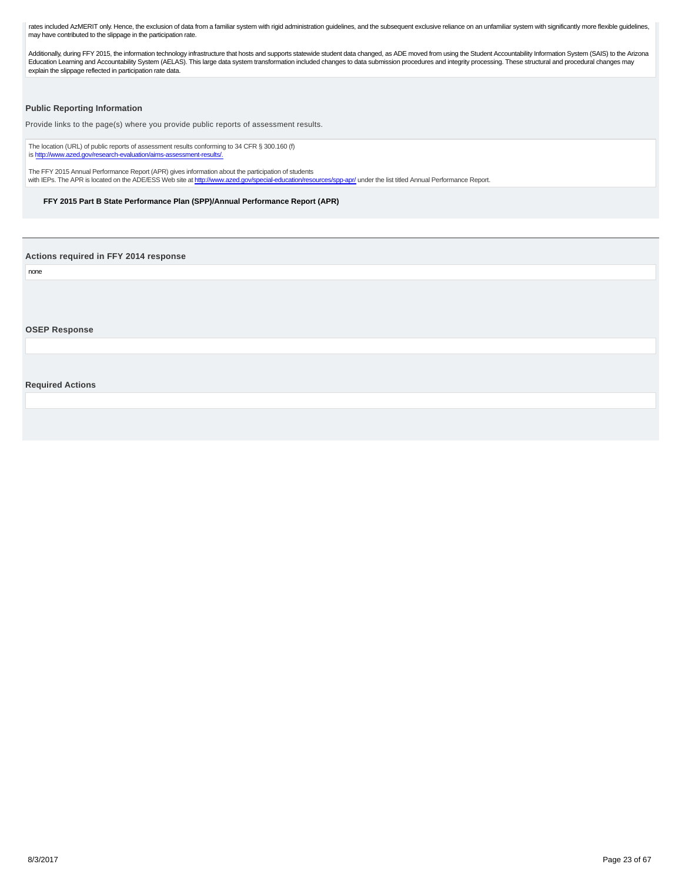rates included AzMERIT only. Hence, the exclusion of data from a familiar system with rigid administration guidelines, and the subsequent exclusive reliance on an unfamiliar system with significantly more flexible guidelines, may have contributed to the slippage in the participation rate.

Additionally, during FFY 2015, the information technology infrastructure that hosts and supports statewide student data changed, as ADE moved from using the Student Accountability Information System (SAIS) to the Arizona Education Learning and Accountability System (AELAS). This large data system transformation included changes to data submission procedures and integrity processing. These structural and procedural changes may explain the slippage reflected in participation rate data.

### Public Reporting Information

Provide links to the page(s) where you provide public reports of assessment results.

The location (URL) of public reports of assessment results conforming to 34 CFR § 300.160 (f) is http://www.azed.gov/research-evaluation/aims-assessment-results/.

The FFY 2015 Annual Performance Report (APR) gives information about the participation of students with IEPs. The APR is located on the ADE/ESS Web site at http://www.azed.gov/special-education/resources/spp-apr/ under the list titled Annual Performance Report.

**FFY 2015 Part B State Performance Plan (SPP)/Annual Performance Report (APR)**

### Actions required in FFY 2014 response

none

### OSEP Response

### Required Actions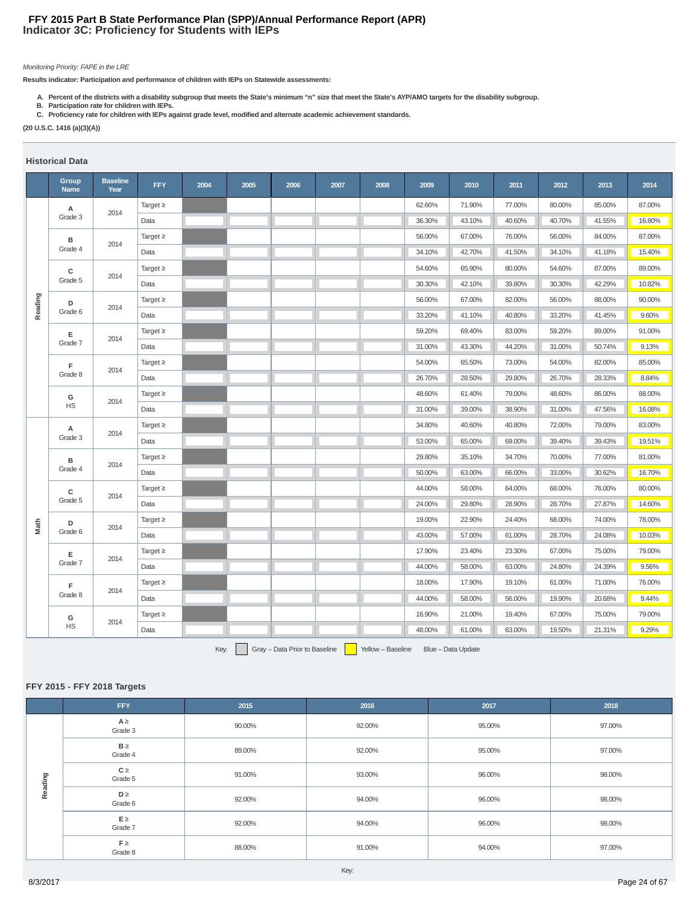# FFY 2015 Part B State Performance Plan (SPP)/Annual Performance Report (APR)
## Indicator 3C: Proficiency for Students with IEPs

*Monitoring Priority: FAPE in the LRE*

**Results indicator: Participation and performance of children with IEPs on Statewide assessments:**

A. **Percent of the districts with a disability subgroup that meets the State's minimum "n" size that meet the State's AYP/AMO targets for the disability subgroup.**
B. **Participation rate for children with IEPs.**
C. **Proficiency rate for children with IEPs against grade level, modified and alternate academic achievement standards.**

**(20 U.S.C. 1416 (a)(3)(A))**

### Historical Data

| | Group Name | Baseline Year | FFY | 2004 | 2005 | 2006 | 2007 | 2008 | 2009 | 2010 | 2011 | 2012 | 2013 | 2014 |
|---|---|---|---|---|---|---|---|---|---|---|---|---|---|---|
| Reading | A Grade 3 | 2014 | Target ≥ | | | | | | 62.60% | 71.90% | 77.00% | 80.00% | 85.00% | 87.00% |
| | | | Data | | | | | | 36.30% | 43.10% | 40.60% | 40.70% | 41.55% | 16.80% |
| | B Grade 4 | 2014 | Target ≥ | | | | | | 56.00% | 67.00% | 76.00% | 56.00% | 84.00% | 87.00% |
| | | | Data | | | | | | 34.10% | 42.70% | 41.50% | 34.10% | 41.18% | 15.40% |
| | C Grade 5 | 2014 | Target ≥ | | | | | | 54.60% | 65.90% | 80.00% | 54.60% | 87.00% | 89.00% |
| | | | Data | | | | | | 30.30% | 42.10% | 39.80% | 30.30% | 42.29% | 10.82% |
| | D Grade 6 | 2014 | Target ≥ | | | | | | 56.00% | 67.00% | 82.00% | 56.00% | 88.00% | 90.00% |
| | | | Data | | | | | | 33.20% | 41.10% | 40.80% | 33.20% | 41.45% | 9.60% |
| | E Grade 7 | 2014 | Target ≥ | | | | | | 59.20% | 69.40% | 83.00% | 59.20% | 89.00% | 91.00% |
| | | | Data | | | | | | 31.00% | 43.30% | 44.20% | 31.00% | 50.74% | 9.13% |
| | F Grade 8 | 2014 | Target ≥ | | | | | | 54.00% | 65.50% | 73.00% | 54.00% | 82.00% | 85.00% |
| | | | Data | | | | | | 26.70% | 28.50% | 29.80% | 26.70% | 28.33% | 8.84% |
| | G HS | 2014 | Target ≥ | | | | | | 48.60% | 61.40% | 79.00% | 48.60% | 86.00% | 88.00% |
| | | | Data | | | | | | 31.00% | 39.00% | 38.90% | 31.00% | 47.56% | 16.08% |
| Math | A Grade 3 | 2014 | Target ≥ | | | | | | 34.80% | 40.60% | 40.80% | 72.00% | 79.00% | 83.00% |
| | | | Data | | | | | | 53.00% | 65.00% | 69.00% | 39.40% | 39.43% | 19.51% |
| | B Grade 4 | 2014 | Target ≥ | | | | | | 29.80% | 35.10% | 34.70% | 70.00% | 77.00% | 81.00% |
| | | | Data | | | | | | 50.00% | 63.00% | 66.00% | 33.00% | 30.62% | 16.70% |
| | C Grade 5 | 2014 | Target ≥ | | | | | | 44.00% | 58.00% | 64.00% | 68.00% | 76.00% | 80.00% |
| | | | Data | | | | | | 24.00% | 29.80% | 28.90% | 28.70% | 27.87% | 14.60% |
| | D Grade 6 | 2014 | Target ≥ | | | | | | 19.00% | 22.90% | 24.40% | 68.00% | 74.00% | 78.00% |
| | | | Data | | | | | | 43.00% | 57.00% | 61.00% | 28.70% | 24.08% | 10.03% |
| | E Grade 7 | 2014 | Target ≥ | | | | | | 17.90% | 23.40% | 23.30% | 67.00% | 75.00% | 79.00% |
| | | | Data | | | | | | 44.00% | 58.00% | 63.00% | 24.80% | 24.39% | 9.56% |
| | F Grade 8 | 2014 | Target ≥ | | | | | | 18.00% | 17.90% | 19.10% | 61.00% | 71.00% | 76.00% |
| | | | Data | | | | | | 44.00% | 58.00% | 56.00% | 19.90% | 20.68% | 9.44% |
| | G HS | 2014 | Target ≥ | | | | | | 16.90% | 21.00% | 19.40% | 67.00% | 75.00% | 79.00% |
| | | | Data | | | | | | 48.00% | 61.00% | 63.00% | 19.50% | 21.31% | 9.29% |

Key: Gray – Data Prior to Baseline Yellow – Baseline Blue – Data Update

### FFY 2015 - FFY 2018 Targets

| | FFY | 2015 | 2016 | 2017 | 2018 |
|---|---|---|---|---|---|
| Reading | A ≥ Grade 3 | 90.00% | 92.00% | 95.00% | 97.00% |
| | B ≥ Grade 4 | 89.00% | 92.00% | 95.00% | 97.00% |
| | C ≥ Grade 5 | 91.00% | 93.00% | 96.00% | 98.00% |
| | D ≥ Grade 6 | 92.00% | 94.00% | 96.00% | 98.00% |
| | E ≥ Grade 7 | 92.00% | 94.00% | 96.00% | 98.00% |
| | F ≥ Grade 8 | 88.00% | 91.00% | 94.00% | 97.00% |

Key: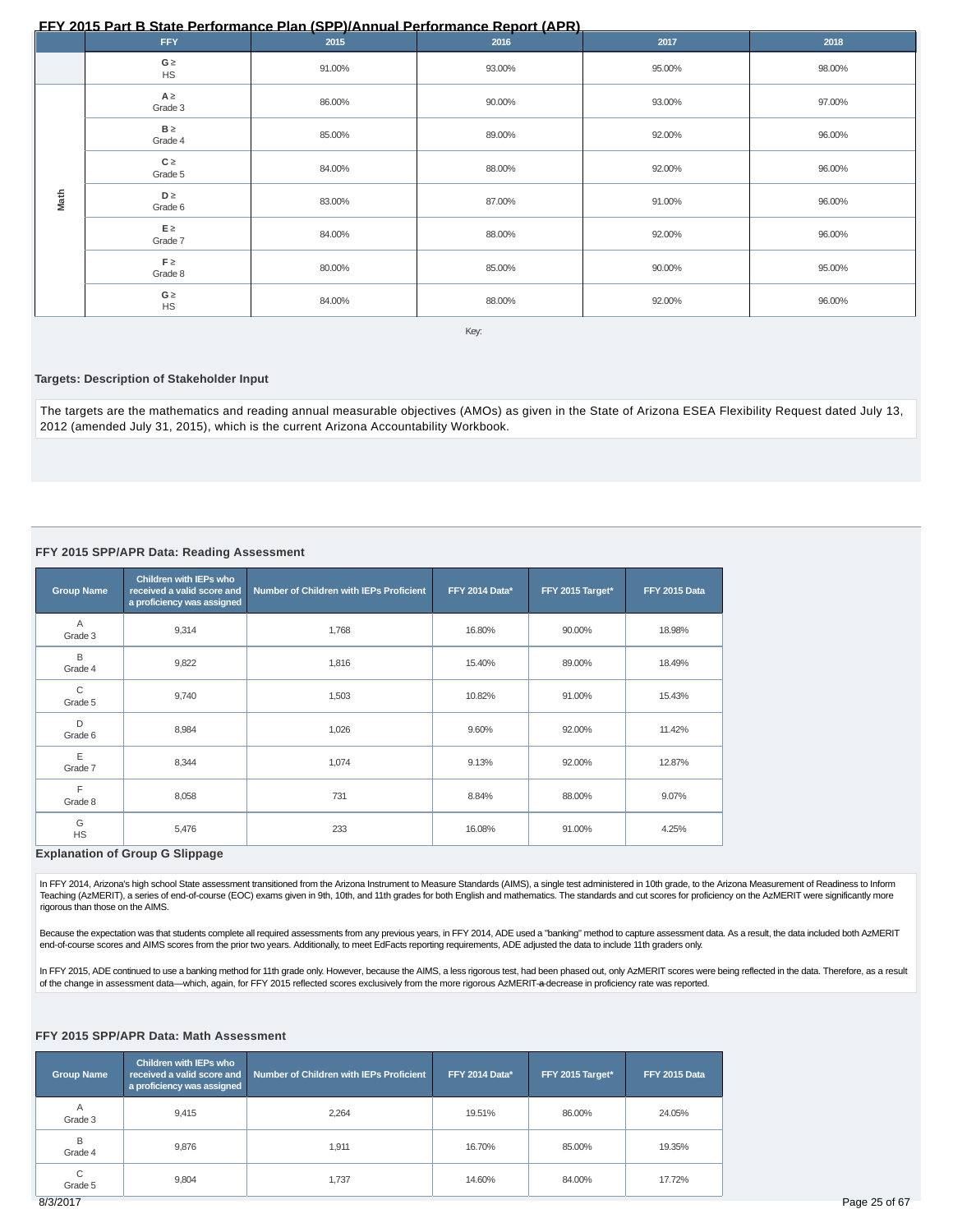## FFY 2015 Part B State Performance Plan (SPP)/Annual Performance Report (APR)

| | FFY | 2015 | 2016 | 2017 | 2018 |
| --- | --- | --- | --- | --- | --- |
| | G ≥ HS | 91.00% | 93.00% | 95.00% | 98.00% |
| Math | A ≥ Grade 3 | 86.00% | 90.00% | 93.00% | 97.00% |
| | B ≥ Grade 4 | 85.00% | 89.00% | 92.00% | 96.00% |
| | C ≥ Grade 5 | 84.00% | 88.00% | 92.00% | 96.00% |
| | D ≥ Grade 6 | 83.00% | 87.00% | 91.00% | 96.00% |
| | E ≥ Grade 7 | 84.00% | 88.00% | 92.00% | 96.00% |
| | F ≥ Grade 8 | 80.00% | 85.00% | 90.00% | 95.00% |
| | G ≥ HS | 84.00% | 88.00% | 92.00% | 96.00% |

Key:

### Targets: Description of Stakeholder Input

The targets are the mathematics and reading annual measurable objectives (AMOs) as given in the State of Arizona ESEA Flexibility Request dated July 13, 2012 (amended July 31, 2015), which is the current Arizona Accountability Workbook.

### FFY 2015 SPP/APR Data: Reading Assessment

| Group Name | Children with IEPs who received a valid score and a proficiency was assigned | Number of Children with IEPs Proficient | FFY 2014 Data* | FFY 2015 Target* | FFY 2015 Data |
| --- | --- | --- | --- | --- | --- |
| A Grade 3 | 9,314 | 1,768 | 16.80% | 90.00% | 18.98% |
| B Grade 4 | 9,822 | 1,816 | 15.40% | 89.00% | 18.49% |
| C Grade 5 | 9,740 | 1,503 | 10.82% | 91.00% | 15.43% |
| D Grade 6 | 8,984 | 1,026 | 9.60% | 92.00% | 11.42% |
| E Grade 7 | 8,344 | 1,074 | 9.13% | 92.00% | 12.87% |
| F Grade 8 | 8,058 | 731 | 8.84% | 88.00% | 9.07% |
| G HS | 5,476 | 233 | 16.08% | 91.00% | 4.25% |

### Explanation of Group G Slippage

In FFY 2014, Arizona's high school State assessment transitioned from the Arizona Instrument to Measure Standards (AIMS), a single test administered in 10th grade, to the Arizona Measurement of Readiness to Inform Teaching (AzMERIT), a series of end-of-course (EOC) exams given in 9th, 10th, and 11th grades for both English and mathematics. The standards and cut scores for proficiency on the AzMERIT were significantly more rigorous than those on the AIMS.

Because the expectation was that students complete all required assessments from any previous years, in FFY 2014, ADE used a "banking" method to capture assessment data. As a result, the data included both AzMERIT end-of-course scores and AIMS scores from the prior two years. Additionally, to meet EdFacts reporting requirements, ADE adjusted the data to include 11th graders only.

In FFY 2015, ADE continued to use a banking method for 11th grade only. However, because the AIMS, a less rigorous test, had been phased out, only AzMERIT scores were being reflected in the data. Therefore, as a result of the change in assessment data—which, again, for FFY 2015 reflected scores exclusively from the more rigorous AzMERIT–a decrease in proficiency rate was reported.

### FFY 2015 SPP/APR Data: Math Assessment

| Group Name | Children with IEPs who received a valid score and a proficiency was assigned | Number of Children with IEPs Proficient | FFY 2014 Data* | FFY 2015 Target* | FFY 2015 Data |
| --- | --- | --- | --- | --- | --- |
| A Grade 3 | 9,415 | 2,264 | 19.51% | 86.00% | 24.05% |
| B Grade 4 | 9,876 | 1,911 | 16.70% | 85.00% | 19.35% |
| C Grade 5 | 9,804 | 1,737 | 14.60% | 84.00% | 17.72% |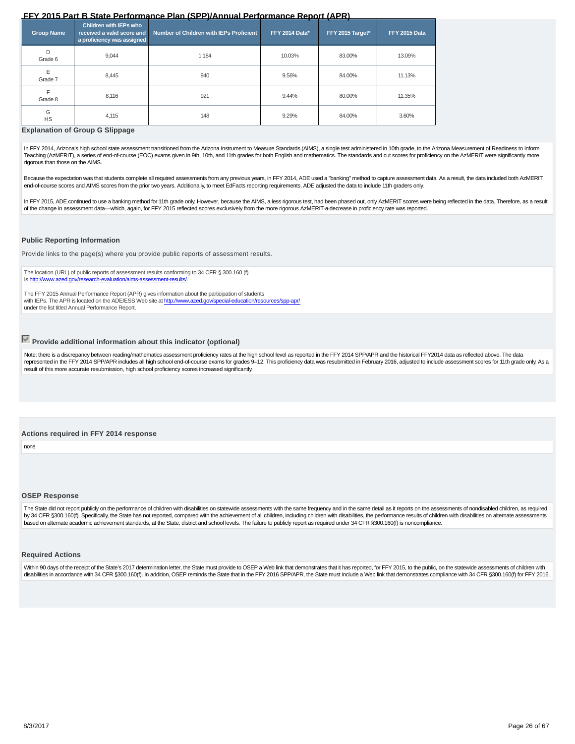| Group Name | Children with IEPs who received a valid score and a proficiency was assigned | Number of Children with IEPs Proficient | FFY 2014 Data* | FFY 2015 Target* | FFY 2015 Data |
|---|---|---|---|---|---|
| D<br>Grade 6 | 9,044 | 1,184 | 10.03% | 83.00% | 13.09% |
| E<br>Grade 7 | 8,445 | 940 | 9.56% | 84.00% | 11.13% |
| F<br>Grade 8 | 8,116 | 921 | 9.44% | 80.00% | 11.35% |
| G<br>HS | 4,115 | 148 | 9.29% | 84.00% | 3.60% |

### Explanation of Group G Slippage

In FFY 2014, Arizona's high school state assessment transitioned from the Arizona Instrument to Measure Standards (AIMS), a single test administered in 10th grade, to the Arizona Measurement of Readiness to Inform Teaching (AzMERIT), a series of end-of-course (EOC) exams given in 9th, 10th, and 11th grades for both English and mathematics. The standards and cut scores for proficiency on the AzMERIT were significantly more rigorous than those on the AIMS.

Because the expectation was that students complete all required assessments from any previous years, in FFY 2014, ADE used a "banking" method to capture assessment data. As a result, the data included both AzMERIT end-of-course scores and AIMS scores from the prior two years. Additionally, to meet EdFacts reporting requirements, ADE adjusted the data to include 11th graders only.

In FFY 2015, ADE continued to use a banking method for 11th grade only. However, because the AIMS, a less rigorous test, had been phased out, only AzMERIT scores were being reflected in the data. Therefore, as a result of the change in assessment data—which, again, for FFY 2015 reflected scores exclusively from the more rigorous AzMERIT-a decrease in proficiency rate was reported.

### Public Reporting Information

Provide links to the page(s) where you provide public reports of assessment results.

The location (URL) of public reports of assessment results conforming to 34 CFR § 300.160 (f) is http://www.azed.gov/research-evaluation/aims-assessment-results/.

The FFY 2015 Annual Performance Report (APR) gives information about the participation of students with IEPs. The APR is located on the ADE/ESS Web site at http://www.azed.gov/special-education/resources/spp-apr/ under the list titled Annual Performance Report.

### Provide additional information about this indicator (optional)

Note: there is a discrepancy between reading/mathematics assessment proficiency rates at the high school level as reported in the FFY 2014 SPP/APR and the historical FFY2014 data as reflected above. The data represented in the FFY 2014 SPP/APR includes all high school end-of-course exams for grades 9–12. This proficiency data was resubmitted in February 2016, adjusted to include assessment scores for 11th grade only. As a result of this more accurate resubmission, high school proficiency scores increased significantly.

### Actions required in FFY 2014 response

none

### OSEP Response

The State did not report publicly on the performance of children with disabilities on statewide assessments with the same frequency and in the same detail as it reports on the assessments of nondisabled children, as required by 34 CFR §300.160(f). Specifically, the State has not reported, compared with the achievement of all children, including children with disabilities, the performance results of children with disabilities on alternate assessments based on alternate academic achievement standards, at the State, district and school levels. The failure to publicly report as required under 34 CFR §300.160(f) is noncompliance.

### Required Actions

Within 90 days of the receipt of the State's 2017 determination letter, the State must provide to OSEP a Web link that demonstrates that it has reported, for FFY 2015, to the public, on the statewide assessments of children with disabilities in accordance with 34 CFR §300.160(f). In addition, OSEP reminds the State that in the FFY 2016 SPP/APR, the State must include a Web link that demonstrates compliance with 34 CFR §300.160(f) for FFY 2016.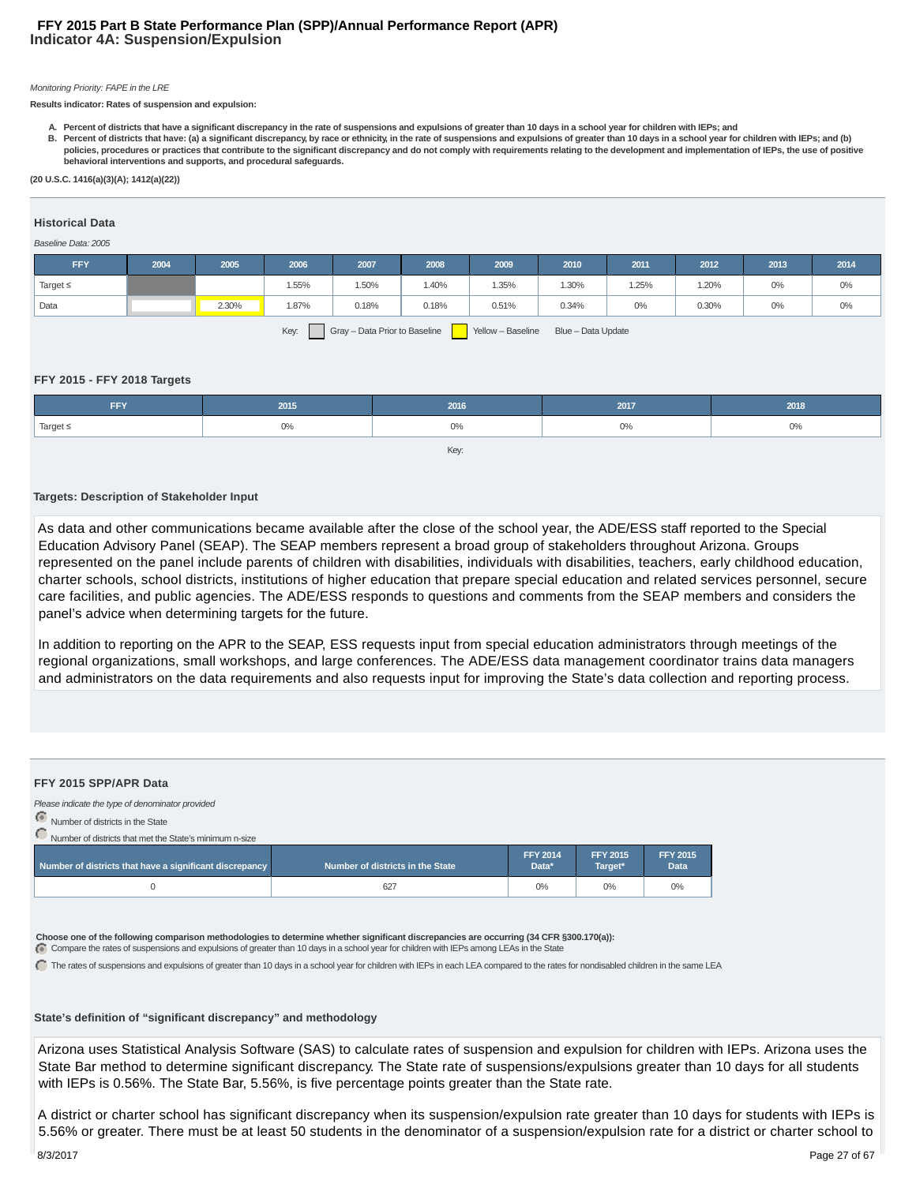## FFY 2015 Part B State Performance Plan (SPP)/Annual Performance Report (APR)
# Indicator 4A: Suspension/Expulsion

*Monitoring Priority: FAPE in the LRE*

**Results indicator: Rates of suspension and expulsion:**

A. **Percent of districts that have a significant discrepancy in the rate of suspensions and expulsions of greater than 10 days in a school year for children with IEPs; and**
B. **Percent of districts that have: (a) a significant discrepancy, by race or ethnicity, in the rate of suspensions and expulsions of greater than 10 days in a school year for children with IEPs; and (b) policies, procedures or practices that contribute to the significant discrepancy and do not comply with requirements relating to the development and implementation of IEPs, the use of positive behavioral interventions and supports, and procedural safeguards.**

**(20 U.S.C. 1416(a)(3)(A); 1412(a)(22))**

### Historical Data

*Baseline Data: 2005*

| FFY | 2004 | 2005 | 2006 | 2007 | 2008 | 2009 | 2010 | 2011 | 2012 | 2013 | 2014 |
|---|---|---|---|---|---|---|---|---|---|---|---|
| Target ≤ | | | 1.55% | 1.50% | 1.40% | 1.35% | 1.30% | 1.25% | 1.20% | 0% | 0% |
| Data | | 2.30% | 1.87% | 0.18% | 0.18% | 0.51% | 0.34% | 0% | 0.30% | 0% | 0% |

Key: Gray – Data Prior to Baseline   Yellow – Baseline   Blue – Data Update

### FFY 2015 - FFY 2018 Targets

| FFY | 2015 | 2016 | 2017 | 2018 |
|---|---|---|---|---|
| Target ≤ | 0% | 0% | 0% | 0% |

Key:

### Targets: Description of Stakeholder Input

As data and other communications became available after the close of the school year, the ADE/ESS staff reported to the Special Education Advisory Panel (SEAP). The SEAP members represent a broad group of stakeholders throughout Arizona. Groups represented on the panel include parents of children with disabilities, individuals with disabilities, teachers, early childhood education, charter schools, school districts, institutions of higher education that prepare special education and related services personnel, secure care facilities, and public agencies. The ADE/ESS responds to questions and comments from the SEAP members and considers the panel's advice when determining targets for the future.

In addition to reporting on the APR to the SEAP, ESS requests input from special education administrators through meetings of the regional organizations, small workshops, and large conferences. The ADE/ESS data management coordinator trains data managers and administrators on the data requirements and also requests input for improving the State's data collection and reporting process.

### FFY 2015 SPP/APR Data

*Please indicate the type of denominator provided*

- (selected) Number of districts in the State
- Number of districts that met the State's minimum n-size

| Number of districts that have a significant discrepancy | Number of districts in the State | FFY 2014 Data* | FFY 2015 Target* | FFY 2015 Data |
|---|---|---|---|---|
| 0 | 627 | 0% | 0% | 0% |

**Choose one of the following comparison methodologies to determine whether significant discrepancies are occurring (34 CFR §300.170(a)):**

- (selected) Compare the rates of suspensions and expulsions of greater than 10 days in a school year for children with IEPs among LEAs in the State
- The rates of suspensions and expulsions of greater than 10 days in a school year for children with IEPs in each LEA compared to the rates for nondisabled children in the same LEA

### State's definition of "significant discrepancy" and methodology

Arizona uses Statistical Analysis Software (SAS) to calculate rates of suspension and expulsion for children with IEPs. Arizona uses the State Bar method to determine significant discrepancy. The State rate of suspensions/expulsions greater than 10 days for all students with IEPs is 0.56%. The State Bar, 5.56%, is five percentage points greater than the State rate.

A district or charter school has significant discrepancy when its suspension/expulsion rate greater than 10 days for students with IEPs is 5.56% or greater. There must be at least 50 students in the denominator of a suspension/expulsion rate for a district or charter school to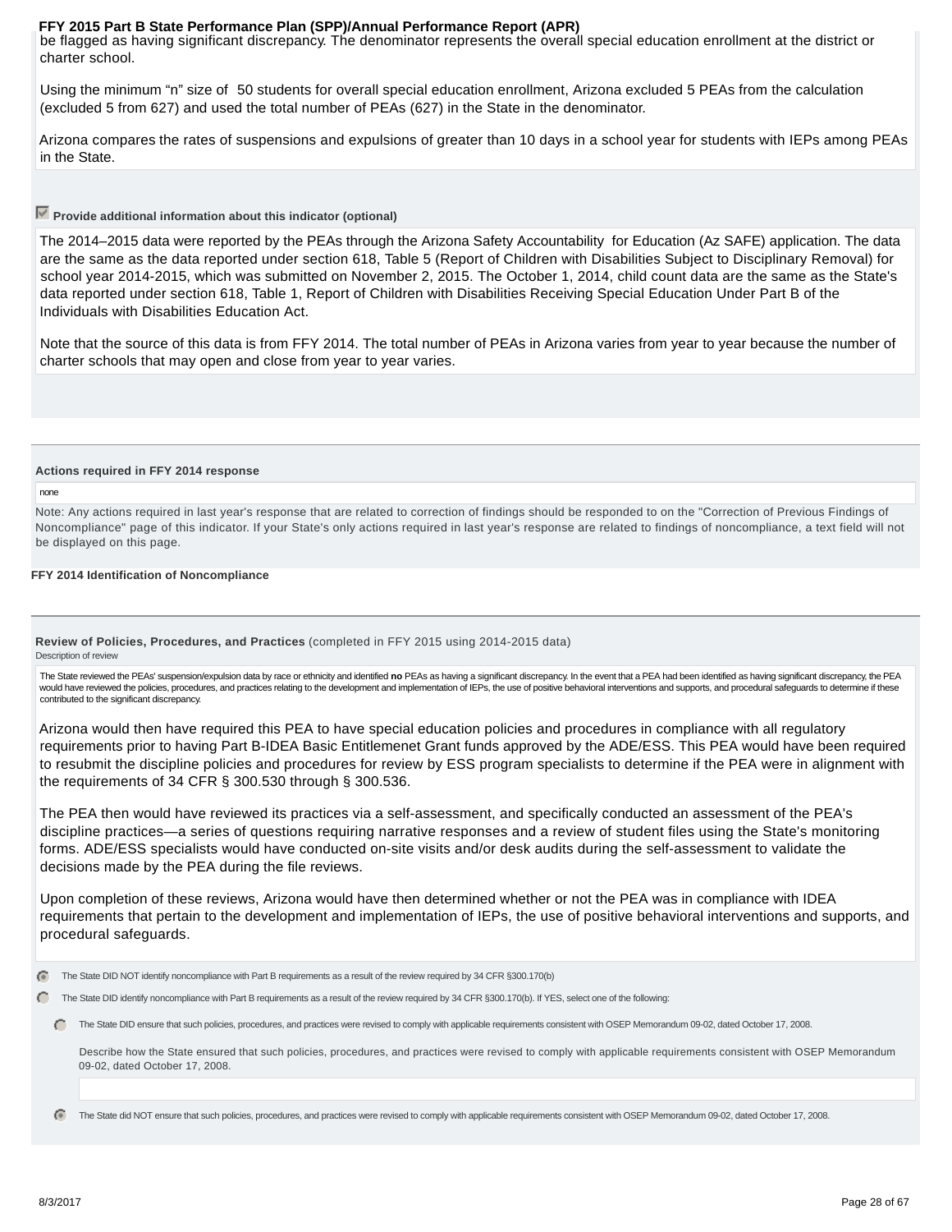be flagged as having significant discrepancy. The denominator represents the overall special education enrollment at the district or charter school.

Using the minimum "n" size of 50 students for overall special education enrollment, Arizona excluded 5 PEAs from the calculation (excluded 5 from 627) and used the total number of PEAs (627) in the State in the denominator.

Arizona compares the rates of suspensions and expulsions of greater than 10 days in a school year for students with IEPs among PEAs in the State.

☑ **Provide additional information about this indicator (optional)**

The 2014–2015 data were reported by the PEAs through the Arizona Safety Accountability for Education (Az SAFE) application. The data are the same as the data reported under section 618, Table 5 (Report of Children with Disabilities Subject to Disciplinary Removal) for school year 2014-2015, which was submitted on November 2, 2015. The October 1, 2014, child count data are the same as the State's data reported under section 618, Table 1, Report of Children with Disabilities Receiving Special Education Under Part B of the Individuals with Disabilities Education Act.

Note that the source of this data is from FFY 2014. The total number of PEAs in Arizona varies from year to year because the number of charter schools that may open and close from year to year varies.

**Actions required in FFY 2014 response**

none

Note: Any actions required in last year's response that are related to correction of findings should be responded to on the "Correction of Previous Findings of Noncompliance" page of this indicator. If your State's only actions required in last year's response are related to findings of noncompliance, a text field will not be displayed on this page.

**FFY 2014 Identification of Noncompliance**

**Review of Policies, Procedures, and Practices** (completed in FFY 2015 using 2014-2015 data)

Description of review

The State reviewed the PEAs' suspension/expulsion data by race or ethnicity and identified **no** PEAs as having a significant discrepancy. In the event that a PEA had been identified as having significant discrepancy, the PEA would have reviewed the policies, procedures, and practices relating to the development and implementation of IEPs, the use of positive behavioral interventions and supports, and procedural safeguards to determine if these contributed to the significant discrepancy.

Arizona would then have required this PEA to have special education policies and procedures in compliance with all regulatory requirements prior to having Part B-IDEA Basic Entitlemenet Grant funds approved by the ADE/ESS. This PEA would have been required to resubmit the discipline policies and procedures for review by ESS program specialists to determine if the PEA were in alignment with the requirements of 34 CFR § 300.530 through § 300.536.

The PEA then would have reviewed its practices via a self-assessment, and specifically conducted an assessment of the PEA's discipline practices—a series of questions requiring narrative responses and a review of student files using the State's monitoring forms. ADE/ESS specialists would have conducted on-site visits and/or desk audits during the self-assessment to validate the decisions made by the PEA during the file reviews.

Upon completion of these reviews, Arizona would have then determined whether or not the PEA was in compliance with IDEA requirements that pertain to the development and implementation of IEPs, the use of positive behavioral interventions and supports, and procedural safeguards.

◉ The State DID NOT identify noncompliance with Part B requirements as a result of the review required by 34 CFR §300.170(b)

○ The State DID identify noncompliance with Part B requirements as a result of the review required by 34 CFR §300.170(b). If YES, select one of the following:

- ○ The State DID ensure that such policies, procedures, and practices were revised to comply with applicable requirements consistent with OSEP Memorandum 09-02, dated October 17, 2008.

  Describe how the State ensured that such policies, procedures, and practices were revised to comply with applicable requirements consistent with OSEP Memorandum 09-02, dated October 17, 2008.

- ◉ The State did NOT ensure that such policies, procedures, and practices were revised to comply with applicable requirements consistent with OSEP Memorandum 09-02, dated October 17, 2008.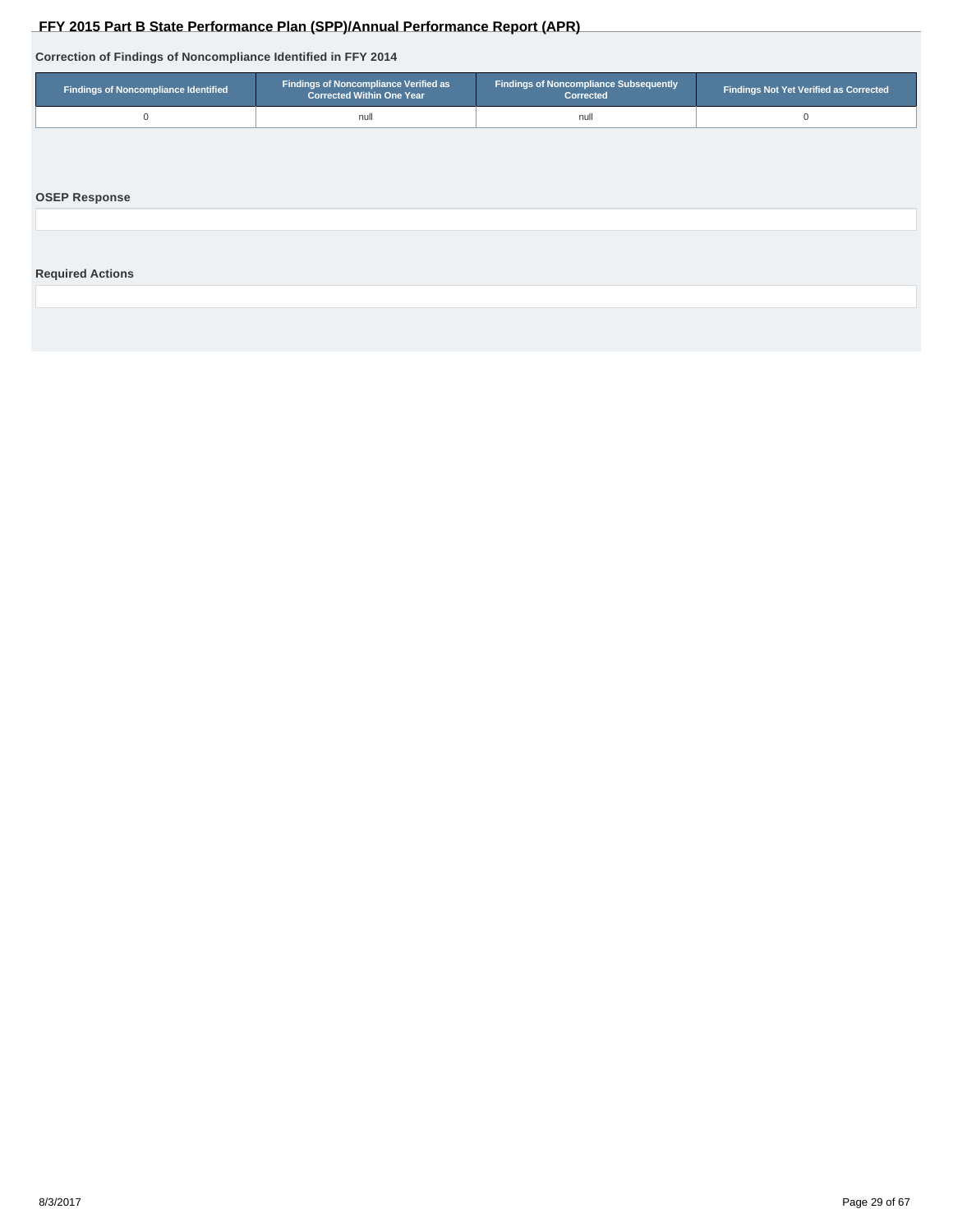### Correction of Findings of Noncompliance Identified in FFY 2014

| Findings of Noncompliance Identified | Findings of Noncompliance Verified as Corrected Within One Year | Findings of Noncompliance Subsequently Corrected | Findings Not Yet Verified as Corrected |
|---|---|---|---|
| 0 | null | null | 0 |

### OSEP Response

### Required Actions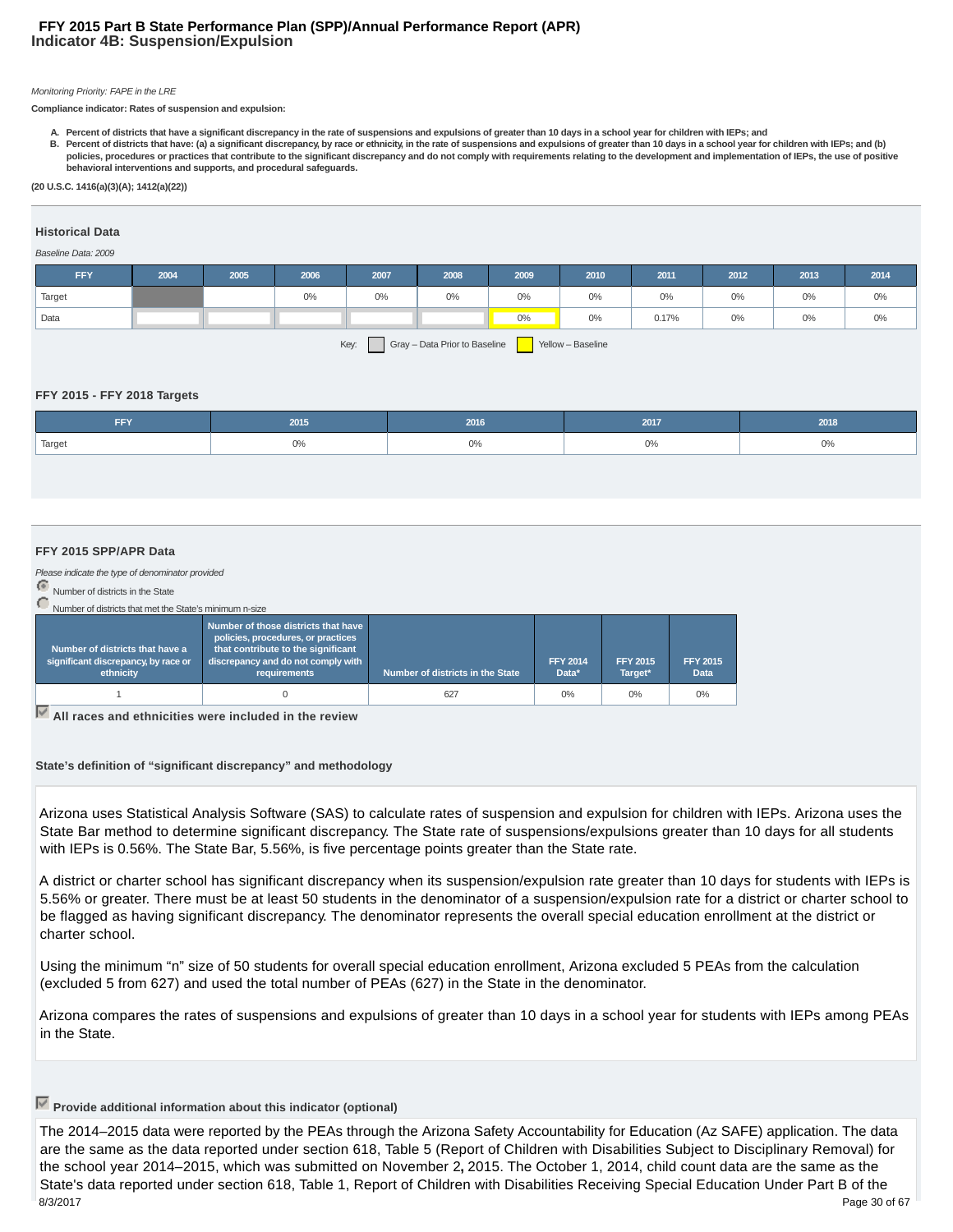# FFY 2015 Part B State Performance Plan (SPP)/Annual Performance Report (APR)
## Indicator 4B: Suspension/Expulsion

*Monitoring Priority: FAPE in the LRE*

**Compliance indicator: Rates of suspension and expulsion:**

A. **Percent of districts that have a significant discrepancy in the rate of suspensions and expulsions of greater than 10 days in a school year for children with IEPs; and**
B. **Percent of districts that have: (a) a significant discrepancy, by race or ethnicity, in the rate of suspensions and expulsions of greater than 10 days in a school year for children with IEPs; and (b) policies, procedures or practices that contribute to the significant discrepancy and do not comply with requirements relating to the development and implementation of IEPs, the use of positive behavioral interventions and supports, and procedural safeguards.**

**(20 U.S.C. 1416(a)(3)(A); 1412(a)(22))**

### Historical Data

*Baseline Data: 2009*

| FFY | 2004 | 2005 | 2006 | 2007 | 2008 | 2009 | 2010 | 2011 | 2012 | 2013 | 2014 |
|---|---|---|---|---|---|---|---|---|---|---|---|
| Target | | | 0% | 0% | 0% | 0% | 0% | 0% | 0% | 0% | 0% |
| Data | | | | | | 0% | 0% | 0.17% | 0% | 0% | 0% |

Key: Gray – Data Prior to Baseline Yellow – Baseline

### FFY 2015 - FFY 2018 Targets

| FFY | 2015 | 2016 | 2017 | 2018 |
|---|---|---|---|---|
| Target | 0% | 0% | 0% | 0% |

### FFY 2015 SPP/APR Data

*Please indicate the type of denominator provided*

- (selected) Number of districts in the State
- Number of districts that met the State's minimum n-size

| Number of districts that have a significant discrepancy, by race or ethnicity | Number of those districts that have policies, procedures, or practices that contribute to the significant discrepancy and do not comply with requirements | Number of districts in the State | FFY 2014 Data* | FFY 2015 Target* | FFY 2015 Data |
|---|---|---|---|---|---|
| 1 | 0 | 627 | 0% | 0% | 0% |

☑ **All races and ethnicities were included in the review**

**State's definition of "significant discrepancy" and methodology**

Arizona uses Statistical Analysis Software (SAS) to calculate rates of suspension and expulsion for children with IEPs. Arizona uses the State Bar method to determine significant discrepancy. The State rate of suspensions/expulsions greater than 10 days for all students with IEPs is 0.56%. The State Bar, 5.56%, is five percentage points greater than the State rate.

A district or charter school has significant discrepancy when its suspension/expulsion rate greater than 10 days for students with IEPs is 5.56% or greater. There must be at least 50 students in the denominator of a suspension/expulsion rate for a district or charter school to be flagged as having significant discrepancy. The denominator represents the overall special education enrollment at the district or charter school.

Using the minimum "n" size of 50 students for overall special education enrollment, Arizona excluded 5 PEAs from the calculation (excluded 5 from 627) and used the total number of PEAs (627) in the State in the denominator.

Arizona compares the rates of suspensions and expulsions of greater than 10 days in a school year for students with IEPs among PEAs in the State.

☑ **Provide additional information about this indicator (optional)**

The 2014–2015 data were reported by the PEAs through the Arizona Safety Accountability for Education (Az SAFE) application. The data are the same as the data reported under section 618, Table 5 (Report of Children with Disabilities Subject to Disciplinary Removal) for the school year 2014–2015, which was submitted on November 2**,** 2015. The October 1, 2014, child count data are the same as the State's data reported under section 618, Table 1, Report of Children with Disabilities Receiving Special Education Under Part B of the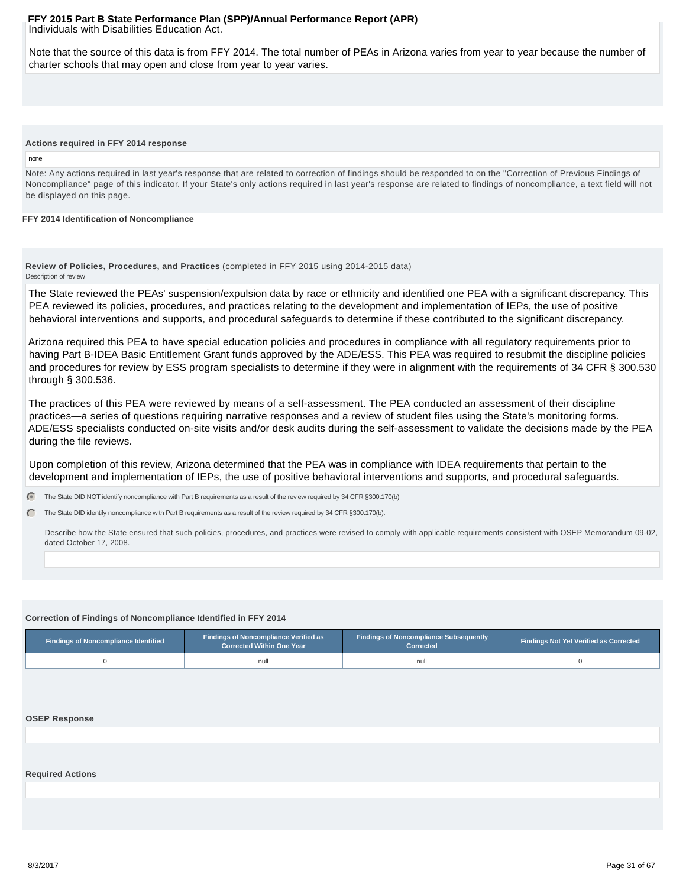Individuals with Disabilities Education Act.

Note that the source of this data is from FFY 2014. The total number of PEAs in Arizona varies from year to year because the number of charter schools that may open and close from year to year varies.

**Actions required in FFY 2014 response**

none

Note: Any actions required in last year's response that are related to correction of findings should be responded to on the "Correction of Previous Findings of Noncompliance" page of this indicator. If your State's only actions required in last year's response are related to findings of noncompliance, a text field will not be displayed on this page.

**FFY 2014 Identification of Noncompliance**

**Review of Policies, Procedures, and Practices** (completed in FFY 2015 using 2014-2015 data)

Description of review

The State reviewed the PEAs' suspension/expulsion data by race or ethnicity and identified one PEA with a significant discrepancy. This PEA reviewed its policies, procedures, and practices relating to the development and implementation of IEPs, the use of positive behavioral interventions and supports, and procedural safeguards to determine if these contributed to the significant discrepancy.

Arizona required this PEA to have special education policies and procedures in compliance with all regulatory requirements prior to having Part B-IDEA Basic Entitlement Grant funds approved by the ADE/ESS. This PEA was required to resubmit the discipline policies and procedures for review by ESS program specialists to determine if they were in alignment with the requirements of 34 CFR § 300.530 through § 300.536.

The practices of this PEA were reviewed by means of a self-assessment. The PEA conducted an assessment of their discipline practices—a series of questions requiring narrative responses and a review of student files using the State's monitoring forms. ADE/ESS specialists conducted on-site visits and/or desk audits during the self-assessment to validate the decisions made by the PEA during the file reviews.

Upon completion of this review, Arizona determined that the PEA was in compliance with IDEA requirements that pertain to the development and implementation of IEPs, the use of positive behavioral interventions and supports, and procedural safeguards.

- (●) The State DID NOT identify noncompliance with Part B requirements as a result of the review required by 34 CFR §300.170(b)
- ( ) The State DID identify noncompliance with Part B requirements as a result of the review required by 34 CFR §300.170(b).

Describe how the State ensured that such policies, procedures, and practices were revised to comply with applicable requirements consistent with OSEP Memorandum 09-02, dated October 17, 2008.

**Correction of Findings of Noncompliance Identified in FFY 2014**

| Findings of Noncompliance Identified | Findings of Noncompliance Verified as Corrected Within One Year | Findings of Noncompliance Subsequently Corrected | Findings Not Yet Verified as Corrected |
|---|---|---|---|
| 0 | null | null | 0 |

**OSEP Response**

**Required Actions**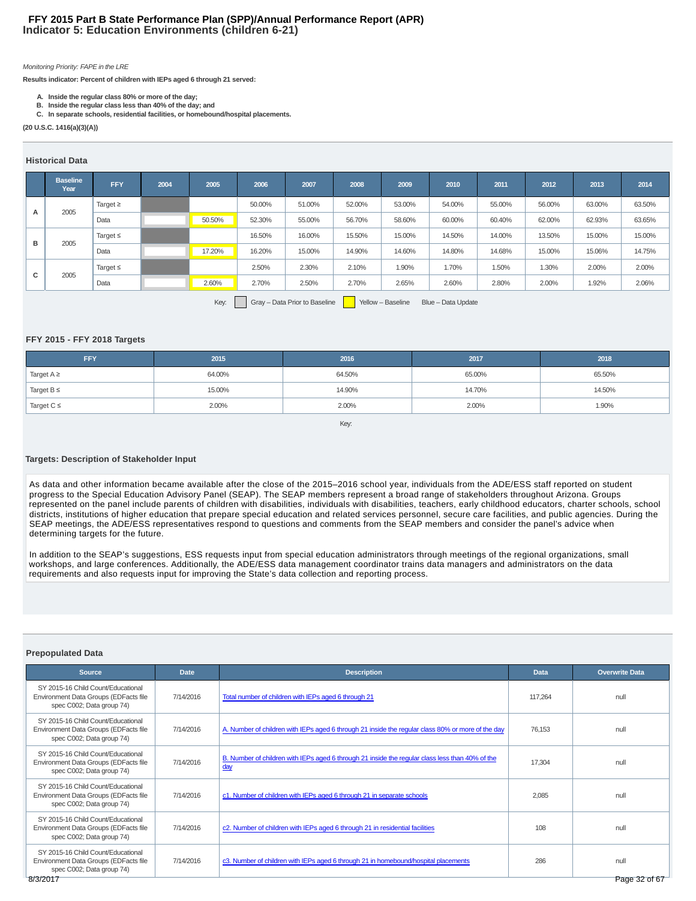# FFY 2015 Part B State Performance Plan (SPP)/Annual Performance Report (APR)
## Indicator 5: Education Environments (children 6-21)

*Monitoring Priority: FAPE in the LRE*

**Results indicator: Percent of children with IEPs aged 6 through 21 served:**

- **A. Inside the regular class 80% or more of the day;**
- **B. Inside the regular class less than 40% of the day; and**
- **C. In separate schools, residential facilities, or homebound/hospital placements.**

**(20 U.S.C. 1416(a)(3)(A))**

### Historical Data

| | Baseline Year | FFY | 2004 | 2005 | 2006 | 2007 | 2008 | 2009 | 2010 | 2011 | 2012 | 2013 | 2014 |
|---|---|---|---|---|---|---|---|---|---|---|---|---|---|
| A | 2005 | Target ≥ | | | 50.00% | 51.00% | 52.00% | 53.00% | 54.00% | 55.00% | 56.00% | 63.00% | 63.50% |
| | | Data | | 50.50% | 52.30% | 55.00% | 56.70% | 58.60% | 60.00% | 60.40% | 62.00% | 62.93% | 63.65% |
| B | 2005 | Target ≤ | | | 16.50% | 16.00% | 15.50% | 15.00% | 14.50% | 14.00% | 13.50% | 15.00% | 15.00% |
| | | Data | | 17.20% | 16.20% | 15.00% | 14.90% | 14.60% | 14.80% | 14.68% | 15.00% | 15.06% | 14.75% |
| C | 2005 | Target ≤ | | | 2.50% | 2.30% | 2.10% | 1.90% | 1.70% | 1.50% | 1.30% | 2.00% | 2.00% |
| | | Data | | 2.60% | 2.70% | 2.50% | 2.70% | 2.65% | 2.60% | 2.80% | 2.00% | 1.92% | 2.06% |

Key: Gray – Data Prior to Baseline | Yellow – Baseline | Blue – Data Update

### FFY 2015 - FFY 2018 Targets

| FFY | 2015 | 2016 | 2017 | 2018 |
|---|---|---|---|---|
| Target A ≥ | 64.00% | 64.50% | 65.00% | 65.50% |
| Target B ≤ | 15.00% | 14.90% | 14.70% | 14.50% |
| Target C ≤ | 2.00% | 2.00% | 2.00% | 1.90% |

Key:

### Targets: Description of Stakeholder Input

As data and other information became available after the close of the 2015–2016 school year, individuals from the ADE/ESS staff reported on student progress to the Special Education Advisory Panel (SEAP). The SEAP members represent a broad range of stakeholders throughout Arizona. Groups represented on the panel include parents of children with disabilities, individuals with disabilities, teachers, early childhood educators, charter schools, school districts, institutions of higher education that prepare special education and related services personnel, secure care facilities, and public agencies. During the SEAP meetings, the ADE/ESS representatives respond to questions and comments from the SEAP members and consider the panel's advice when determining targets for the future.

In addition to the SEAP's suggestions, ESS requests input from special education administrators through meetings of the regional organizations, small workshops, and large conferences. Additionally, the ADE/ESS data management coordinator trains data managers and administrators on the data requirements and also requests input for improving the State's data collection and reporting process.

### Prepopulated Data

| Source | Date | Description | Data | Overwrite Data |
|---|---|---|---|---|
| SY 2015-16 Child Count/Educational Environment Data Groups (EDFacts file spec C002; Data group 74) | 7/14/2016 | Total number of children with IEPs aged 6 through 21 | 117,264 | null |
| SY 2015-16 Child Count/Educational Environment Data Groups (EDFacts file spec C002; Data group 74) | 7/14/2016 | A. Number of children with IEPs aged 6 through 21 inside the regular class 80% or more of the day | 76,153 | null |
| SY 2015-16 Child Count/Educational Environment Data Groups (EDFacts file spec C002; Data group 74) | 7/14/2016 | B. Number of children with IEPs aged 6 through 21 inside the regular class less than 40% of the day | 17,304 | null |
| SY 2015-16 Child Count/Educational Environment Data Groups (EDFacts file spec C002; Data group 74) | 7/14/2016 | c1. Number of children with IEPs aged 6 through 21 in separate schools | 2,085 | null |
| SY 2015-16 Child Count/Educational Environment Data Groups (EDFacts file spec C002; Data group 74) | 7/14/2016 | c2. Number of children with IEPs aged 6 through 21 in residential facilities | 108 | null |
| SY 2015-16 Child Count/Educational Environment Data Groups (EDFacts file spec C002; Data group 74) | 7/14/2016 | c3. Number of children with IEPs aged 6 through 21 in homebound/hospital placements | 286 | null |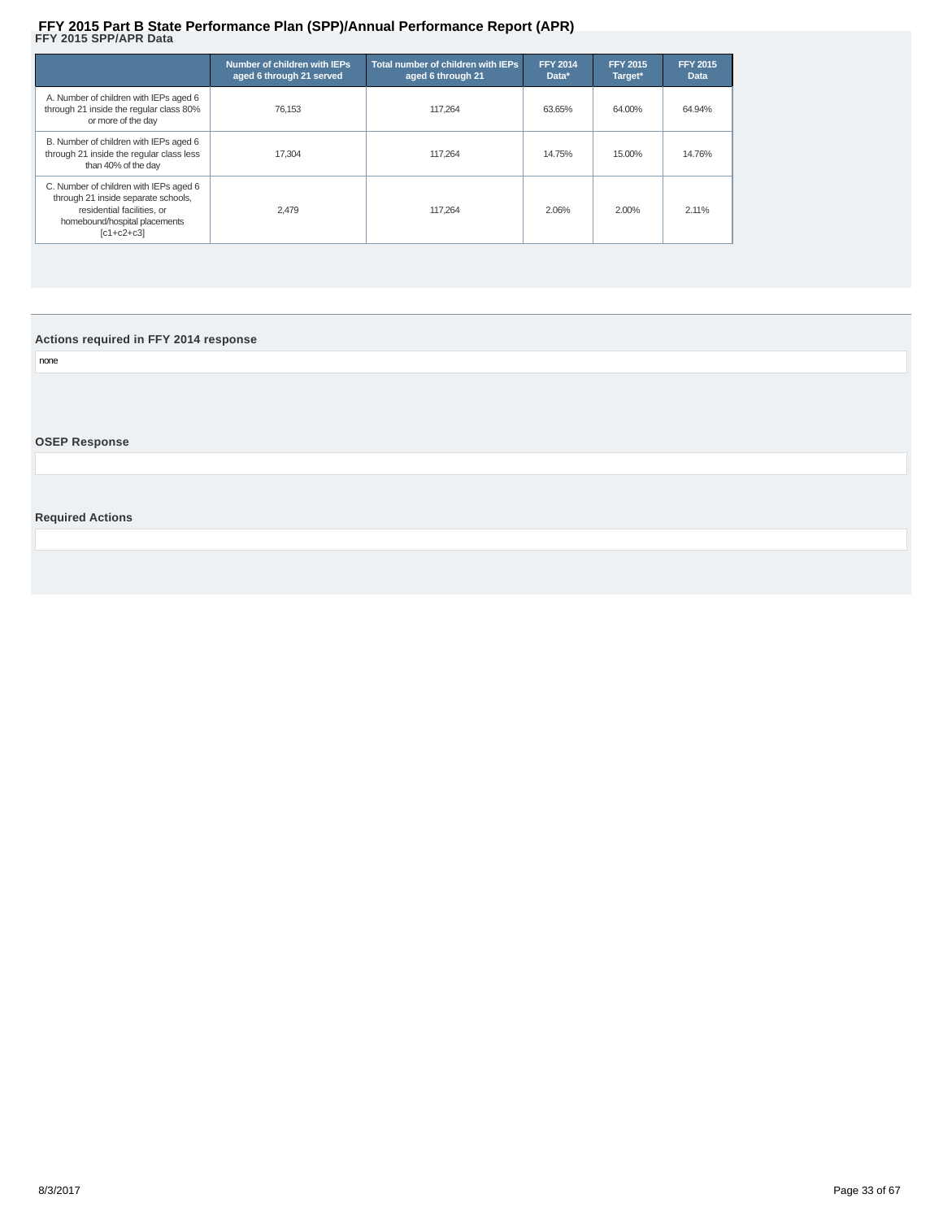# FFY 2015 Part B State Performance Plan (SPP)/Annual Performance Report (APR)

## FFY 2015 SPP/APR Data

| | Number of children with IEPs aged 6 through 21 served | Total number of children with IEPs aged 6 through 21 | FFY 2014 Data* | FFY 2015 Target* | FFY 2015 Data |
|---|---|---|---|---|---|
| A. Number of children with IEPs aged 6 through 21 inside the regular class 80% or more of the day | 76,153 | 117,264 | 63.65% | 64.00% | 64.94% |
| B. Number of children with IEPs aged 6 through 21 inside the regular class less than 40% of the day | 17,304 | 117,264 | 14.75% | 15.00% | 14.76% |
| C. Number of children with IEPs aged 6 through 21 inside separate schools, residential facilities, or homebound/hospital placements [c1+c2+c3] | 2,479 | 117,264 | 2.06% | 2.00% | 2.11% |

### Actions required in FFY 2014 response

none

### OSEP Response

### Required Actions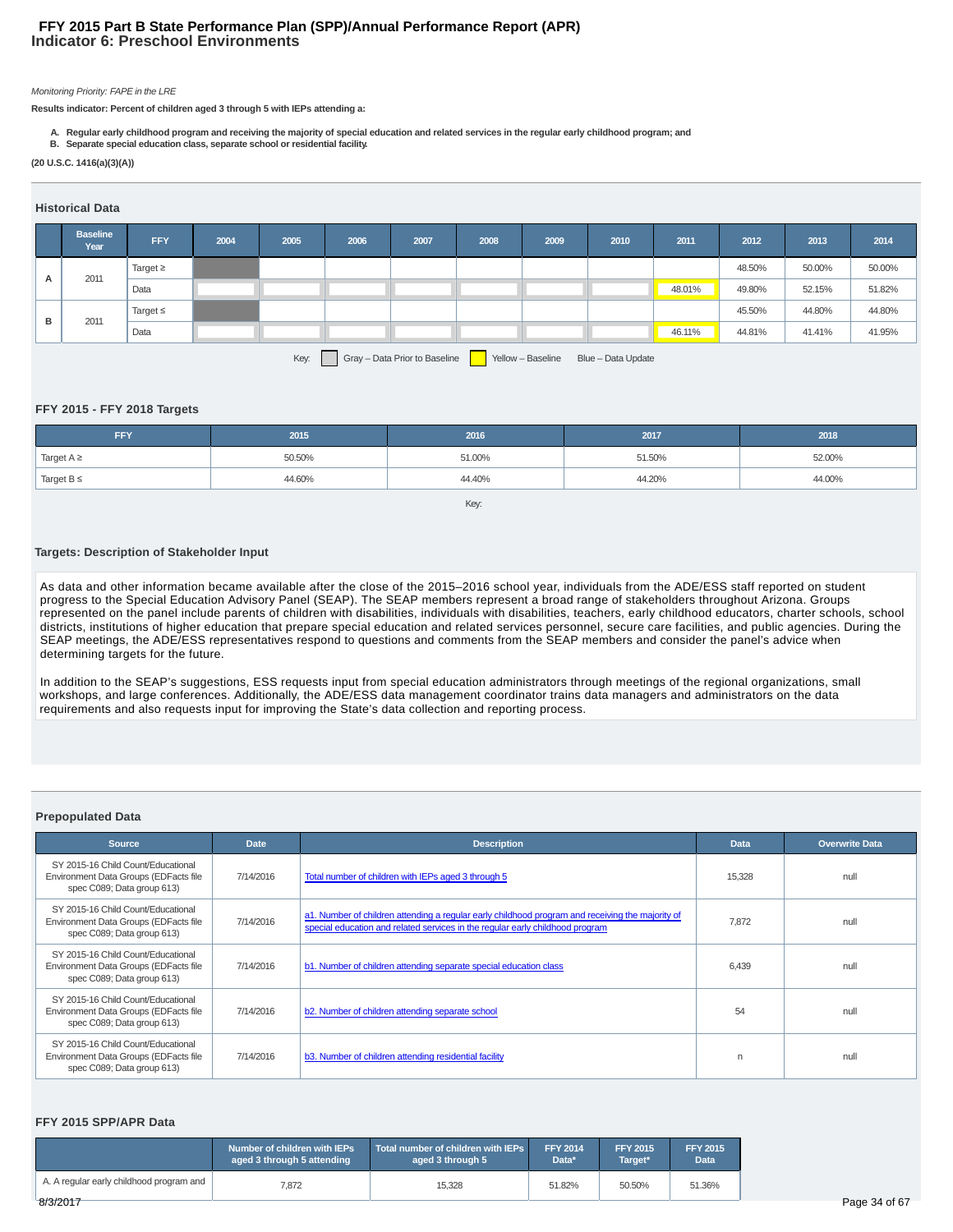## FFY 2015 Part B State Performance Plan (SPP)/Annual Performance Report (APR)
# Indicator 6: Preschool Environments

*Monitoring Priority: FAPE in the LRE*

**Results indicator: Percent of children aged 3 through 5 with IEPs attending a:**

A. **Regular early childhood program and receiving the majority of special education and related services in the regular early childhood program; and**
B. **Separate special education class, separate school or residential facility.**

**(20 U.S.C. 1416(a)(3)(A))**

### Historical Data

| | Baseline Year | FFY | 2004 | 2005 | 2006 | 2007 | 2008 | 2009 | 2010 | 2011 | 2012 | 2013 | 2014 |
|---|---|---|---|---|---|---|---|---|---|---|---|---|---|
| A | 2011 | Target ≥ | | | | | | | | | 48.50% | 50.00% | 50.00% |
| | | Data | | | | | | | | 48.01% | 49.80% | 52.15% | 51.82% |
| B | 2011 | Target ≤ | | | | | | | | | 45.50% | 44.80% | 44.80% |
| | | Data | | | | | | | | 46.11% | 44.81% | 41.41% | 41.95% |

Key: Gray – Data Prior to Baseline | Yellow – Baseline | Blue – Data Update

### FFY 2015 - FFY 2018 Targets

| FFY | 2015 | 2016 | 2017 | 2018 |
|---|---|---|---|---|
| Target A ≥ | 50.50% | 51.00% | 51.50% | 52.00% |
| Target B ≤ | 44.60% | 44.40% | 44.20% | 44.00% |

Key:

### Targets: Description of Stakeholder Input

As data and other information became available after the close of the 2015–2016 school year, individuals from the ADE/ESS staff reported on student progress to the Special Education Advisory Panel (SEAP). The SEAP members represent a broad range of stakeholders throughout Arizona. Groups represented on the panel include parents of children with disabilities, individuals with disabilities, teachers, early childhood educators, charter schools, school districts, institutions of higher education that prepare special education and related services personnel, secure care facilities, and public agencies. During the SEAP meetings, the ADE/ESS representatives respond to questions and comments from the SEAP members and consider the panel's advice when determining targets for the future.

In addition to the SEAP's suggestions, ESS requests input from special education administrators through meetings of the regional organizations, small workshops, and large conferences. Additionally, the ADE/ESS data management coordinator trains data managers and administrators on the data requirements and also requests input for improving the State's data collection and reporting process.

### Prepopulated Data

| Source | Date | Description | Data | Overwrite Data |
|---|---|---|---|---|
| SY 2015-16 Child Count/Educational Environment Data Groups (EDFacts file spec C089; Data group 613) | 7/14/2016 | Total number of children with IEPs aged 3 through 5 | 15,328 | null |
| SY 2015-16 Child Count/Educational Environment Data Groups (EDFacts file spec C089; Data group 613) | 7/14/2016 | a1. Number of children attending a regular early childhood program and receiving the majority of special education and related services in the regular early childhood program | 7,872 | null |
| SY 2015-16 Child Count/Educational Environment Data Groups (EDFacts file spec C089; Data group 613) | 7/14/2016 | b1. Number of children attending separate special education class | 6,439 | null |
| SY 2015-16 Child Count/Educational Environment Data Groups (EDFacts file spec C089; Data group 613) | 7/14/2016 | b2. Number of children attending separate school | 54 | null |
| SY 2015-16 Child Count/Educational Environment Data Groups (EDFacts file spec C089; Data group 613) | 7/14/2016 | b3. Number of children attending residential facility | n | null |

### FFY 2015 SPP/APR Data

| | Number of children with IEPs aged 3 through 5 attending | Total number of children with IEPs aged 3 through 5 | FFY 2014 Data* | FFY 2015 Target* | FFY 2015 Data |
|---|---|---|---|---|---|
| A. A regular early childhood program and | 7,872 | 15,328 | 51.82% | 50.50% | 51.36% |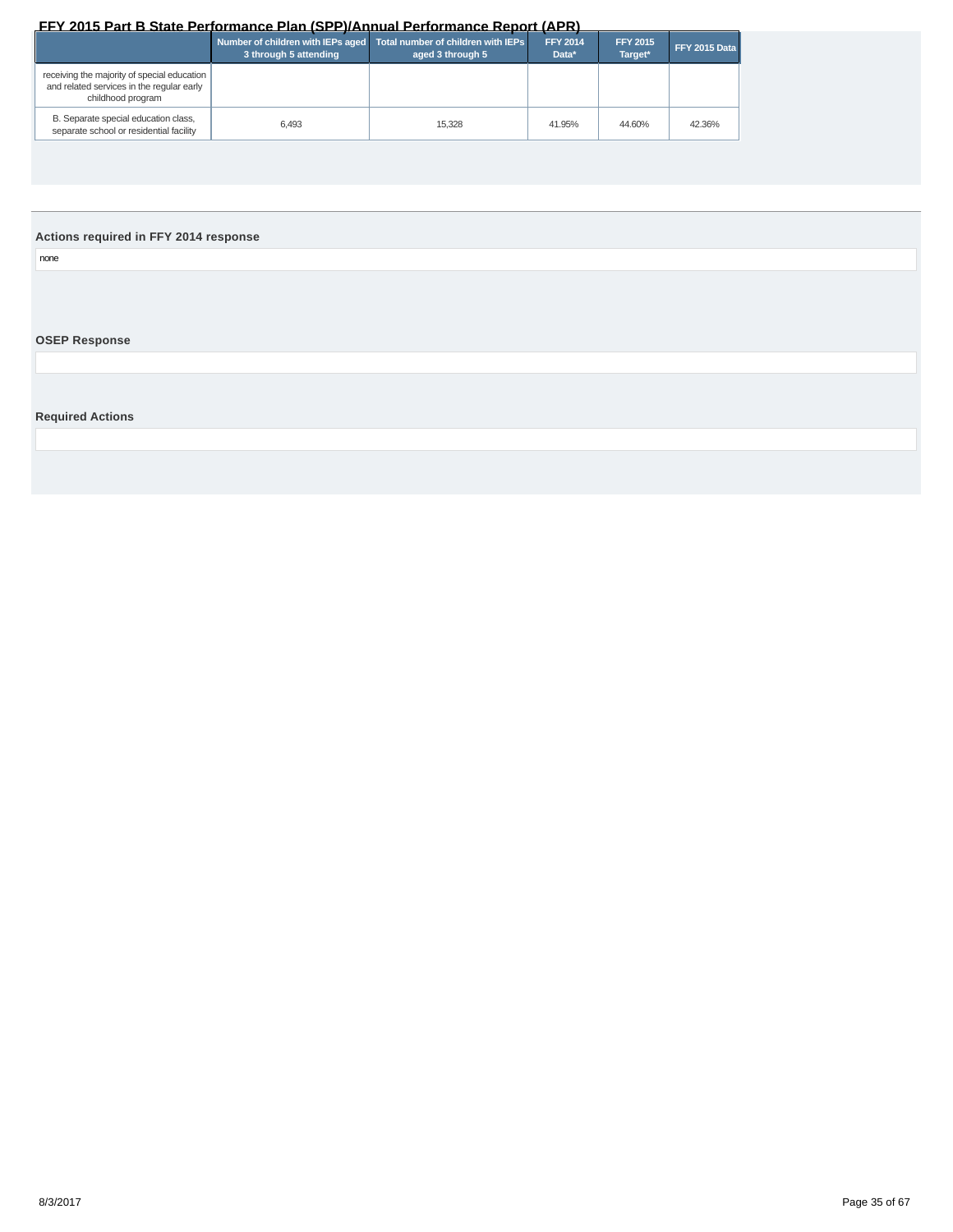| | Number of children with IEPs aged 3 through 5 attending | Total number of children with IEPs aged 3 through 5 | FFY 2014 Data* | FFY 2015 Target* | FFY 2015 Data |
|---|---|---|---|---|---|
| receiving the majority of special education and related services in the regular early childhood program | | | | | |
| B. Separate special education class, separate school or residential facility | 6,493 | 15,328 | 41.95% | 44.60% | 42.36% |

**Actions required in FFY 2014 response**

none

**OSEP Response**

**Required Actions**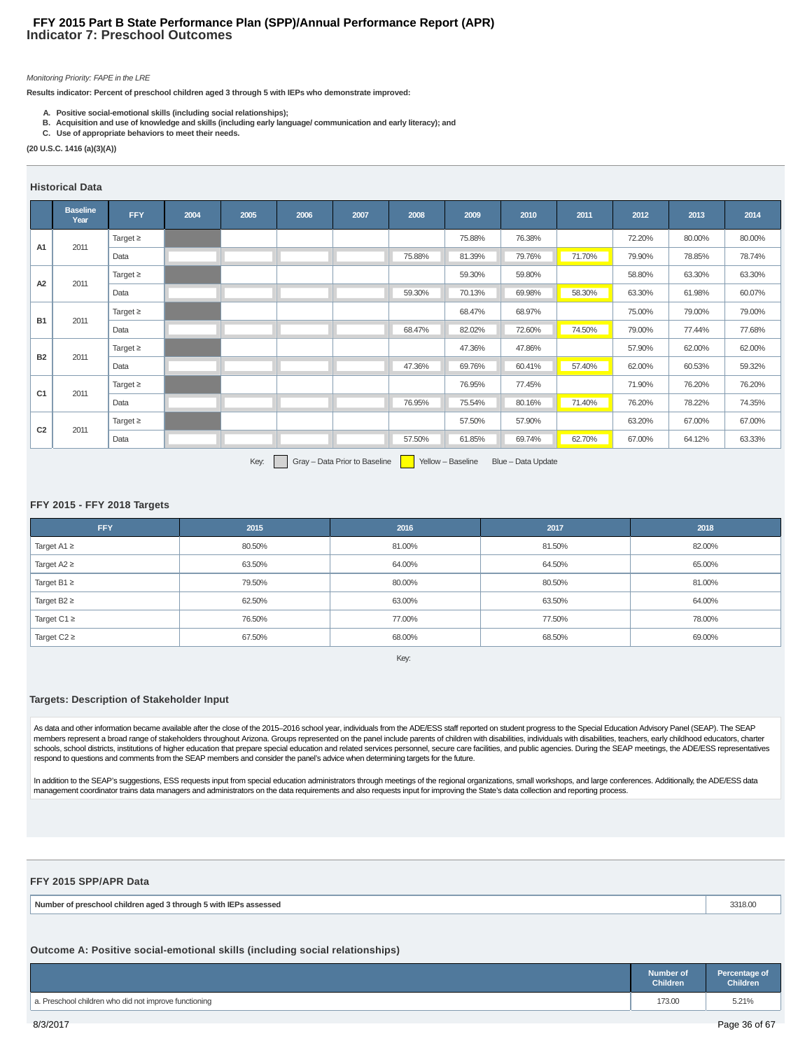# FFY 2015 Part B State Performance Plan (SPP)/Annual Performance Report (APR)
## Indicator 7: Preschool Outcomes

*Monitoring Priority: FAPE in the LRE*

**Results indicator: Percent of preschool children aged 3 through 5 with IEPs who demonstrate improved:**

- **A. Positive social-emotional skills (including social relationships);**
- **B. Acquisition and use of knowledge and skills (including early language/ communication and early literacy); and**
- **C. Use of appropriate behaviors to meet their needs.**

**(20 U.S.C. 1416 (a)(3)(A))**

### Historical Data

| | Baseline Year | FFY | 2004 | 2005 | 2006 | 2007 | 2008 | 2009 | 2010 | 2011 | 2012 | 2013 | 2014 |
|---|---|---|---|---|---|---|---|---|---|---|---|---|---|
| A1 | 2011 | Target ≥ | | | | | | 75.88% | 76.38% | | 72.20% | 80.00% | 80.00% |
| | | Data | | | | | 75.88% | 81.39% | 79.76% | 71.70% | 79.90% | 78.85% | 78.74% |
| A2 | 2011 | Target ≥ | | | | | | 59.30% | 59.80% | | 58.80% | 63.30% | 63.30% |
| | | Data | | | | | 59.30% | 70.13% | 69.98% | 58.30% | 63.30% | 61.98% | 60.07% |
| B1 | 2011 | Target ≥ | | | | | | 68.47% | 68.97% | | 75.00% | 79.00% | 79.00% |
| | | Data | | | | | 68.47% | 82.02% | 72.60% | 74.50% | 79.00% | 77.44% | 77.68% |
| B2 | 2011 | Target ≥ | | | | | | 47.36% | 47.86% | | 57.90% | 62.00% | 62.00% |
| | | Data | | | | | 47.36% | 69.76% | 60.41% | 57.40% | 62.00% | 60.53% | 59.32% |
| C1 | 2011 | Target ≥ | | | | | | 76.95% | 77.45% | | 71.90% | 76.20% | 76.20% |
| | | Data | | | | | 76.95% | 75.54% | 80.16% | 71.40% | 76.20% | 78.22% | 74.35% |
| C2 | 2011 | Target ≥ | | | | | | 57.50% | 57.90% | | 63.20% | 67.00% | 67.00% |
| | | Data | | | | | 57.50% | 61.85% | 69.74% | 62.70% | 67.00% | 64.12% | 63.33% |

Key: Gray – Data Prior to Baseline; Yellow – Baseline; Blue – Data Update

### FFY 2015 - FFY 2018 Targets

| FFY | 2015 | 2016 | 2017 | 2018 |
|---|---|---|---|---|
| Target A1 ≥ | 80.50% | 81.00% | 81.50% | 82.00% |
| Target A2 ≥ | 63.50% | 64.00% | 64.50% | 65.00% |
| Target B1 ≥ | 79.50% | 80.00% | 80.50% | 81.00% |
| Target B2 ≥ | 62.50% | 63.00% | 63.50% | 64.00% |
| Target C1 ≥ | 76.50% | 77.00% | 77.50% | 78.00% |
| Target C2 ≥ | 67.50% | 68.00% | 68.50% | 69.00% |

Key:

### Targets: Description of Stakeholder Input

As data and other information became available after the close of the 2015–2016 school year, individuals from the ADE/ESS staff reported on student progress to the Special Education Advisory Panel (SEAP). The SEAP members represent a broad range of stakeholders throughout Arizona. Groups represented on the panel include parents of children with disabilities, individuals with disabilities, teachers, early childhood educators, charter schools, school districts, institutions of higher education that prepare special education and related services personnel, secure care facilities, and public agencies. During the SEAP meetings, the ADE/ESS representatives respond to questions and comments from the SEAP members and consider the panel's advice when determining targets for the future.

In addition to the SEAP's suggestions, ESS requests input from special education administrators through meetings of the regional organizations, small workshops, and large conferences. Additionally, the ADE/ESS data management coordinator trains data managers and administrators on the data requirements and also requests input for improving the State's data collection and reporting process.

### FFY 2015 SPP/APR Data

| Number of preschool children aged 3 through 5 with IEPs assessed | 3318.00 |
|---|---|

### Outcome A: Positive social-emotional skills (including social relationships)

| | Number of Children | Percentage of Children |
|---|---|---|
| a. Preschool children who did not improve functioning | 173.00 | 5.21% |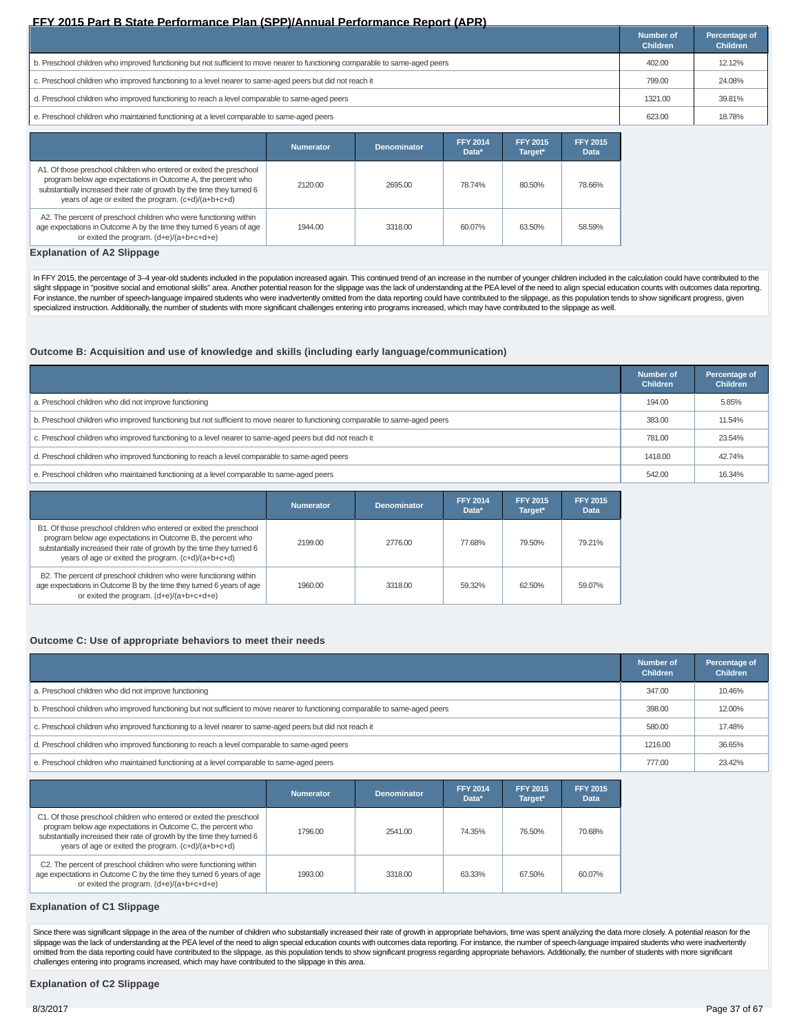| | Number of Children | Percentage of Children |
|---|---|---|
| b. Preschool children who improved functioning but not sufficient to move nearer to functioning comparable to same-aged peers | 402.00 | 12.12% |
| c. Preschool children who improved functioning to a level nearer to same-aged peers but did not reach it | 799.00 | 24.08% |
| d. Preschool children who improved functioning to reach a level comparable to same-aged peers | 1321.00 | 39.81% |
| e. Preschool children who maintained functioning at a level comparable to same-aged peers | 623.00 | 18.78% |

| | Numerator | Denominator | FFY 2014 Data* | FFY 2015 Target* | FFY 2015 Data |
|---|---|---|---|---|---|
| A1. Of those preschool children who entered or exited the preschool program below age expectations in Outcome A, the percent who substantially increased their rate of growth by the time they turned 6 years of age or exited the program. (c+d)/(a+b+c+d) | 2120.00 | 2695.00 | 78.74% | 80.50% | 78.66% |
| A2. The percent of preschool children who were functioning within age expectations in Outcome A by the time they turned 6 years of age or exited the program. (d+e)/(a+b+c+d+e) | 1944.00 | 3318.00 | 60.07% | 63.50% | 58.59% |

### Explanation of A2 Slippage

In FFY 2015, the percentage of 3–4 year-old students included in the population increased again. This continued trend of an increase in the number of younger children included in the calculation could have contributed to the slight slippage in "positive social and emotional skills" area. Another potential reason for the slippage was the lack of understanding at the PEA level of the need to align special education counts with outcomes data reporting. For instance, the number of speech-language impaired students who were inadvertently omitted from the data reporting could have contributed to the slippage, as this population tends to show significant progress, given specialized instruction. Additionally, the number of students with more significant challenges entering into programs increased, which may have contributed to the slippage as well.

### Outcome B: Acquisition and use of knowledge and skills (including early language/communication)

| | Number of Children | Percentage of Children |
|---|---|---|
| a. Preschool children who did not improve functioning | 194.00 | 5.85% |
| b. Preschool children who improved functioning but not sufficient to move nearer to functioning comparable to same-aged peers | 383.00 | 11.54% |
| c. Preschool children who improved functioning to a level nearer to same-aged peers but did not reach it | 781.00 | 23.54% |
| d. Preschool children who improved functioning to reach a level comparable to same-aged peers | 1418.00 | 42.74% |
| e. Preschool children who maintained functioning at a level comparable to same-aged peers | 542.00 | 16.34% |

| | Numerator | Denominator | FFY 2014 Data* | FFY 2015 Target* | FFY 2015 Data |
|---|---|---|---|---|---|
| B1. Of those preschool children who entered or exited the preschool program below age expectations in Outcome B, the percent who substantially increased their rate of growth by the time they turned 6 years of age or exited the program. (c+d)/(a+b+c+d) | 2199.00 | 2776.00 | 77.68% | 79.50% | 79.21% |
| B2. The percent of preschool children who were functioning within age expectations in Outcome B by the time they turned 6 years of age or exited the program. (d+e)/(a+b+c+d+e) | 1960.00 | 3318.00 | 59.32% | 62.50% | 59.07% |

### Outcome C: Use of appropriate behaviors to meet their needs

| | Number of Children | Percentage of Children |
|---|---|---|
| a. Preschool children who did not improve functioning | 347.00 | 10.46% |
| b. Preschool children who improved functioning but not sufficient to move nearer to functioning comparable to same-aged peers | 398.00 | 12.00% |
| c. Preschool children who improved functioning to a level nearer to same-aged peers but did not reach it | 580.00 | 17.48% |
| d. Preschool children who improved functioning to reach a level comparable to same-aged peers | 1216.00 | 36.65% |
| e. Preschool children who maintained functioning at a level comparable to same-aged peers | 777.00 | 23.42% |

| | Numerator | Denominator | FFY 2014 Data* | FFY 2015 Target* | FFY 2015 Data |
|---|---|---|---|---|---|
| C1. Of those preschool children who entered or exited the preschool program below age expectations in Outcome C, the percent who substantially increased their rate of growth by the time they turned 6 years of age or exited the program. (c+d)/(a+b+c+d) | 1796.00 | 2541.00 | 74.35% | 76.50% | 70.68% |
| C2. The percent of preschool children who were functioning within age expectations in Outcome C by the time they turned 6 years of age or exited the program. (d+e)/(a+b+c+d+e) | 1993.00 | 3318.00 | 63.33% | 67.50% | 60.07% |

### Explanation of C1 Slippage

Since there was significant slippage in the area of the number of children who substantially increased their rate of growth in appropriate behaviors, time was spent analyzing the data more closely. A potential reason for the slippage was the lack of understanding at the PEA level of the need to align special education counts with outcomes data reporting. For instance, the number of speech-language impaired students who were inadvertently omitted from the data reporting could have contributed to the slippage, as this population tends to show significant progress regarding appropriate behaviors. Additionally, the number of students with more significant challenges entering into programs increased, which may have contributed to the slippage in this area.

### Explanation of C2 Slippage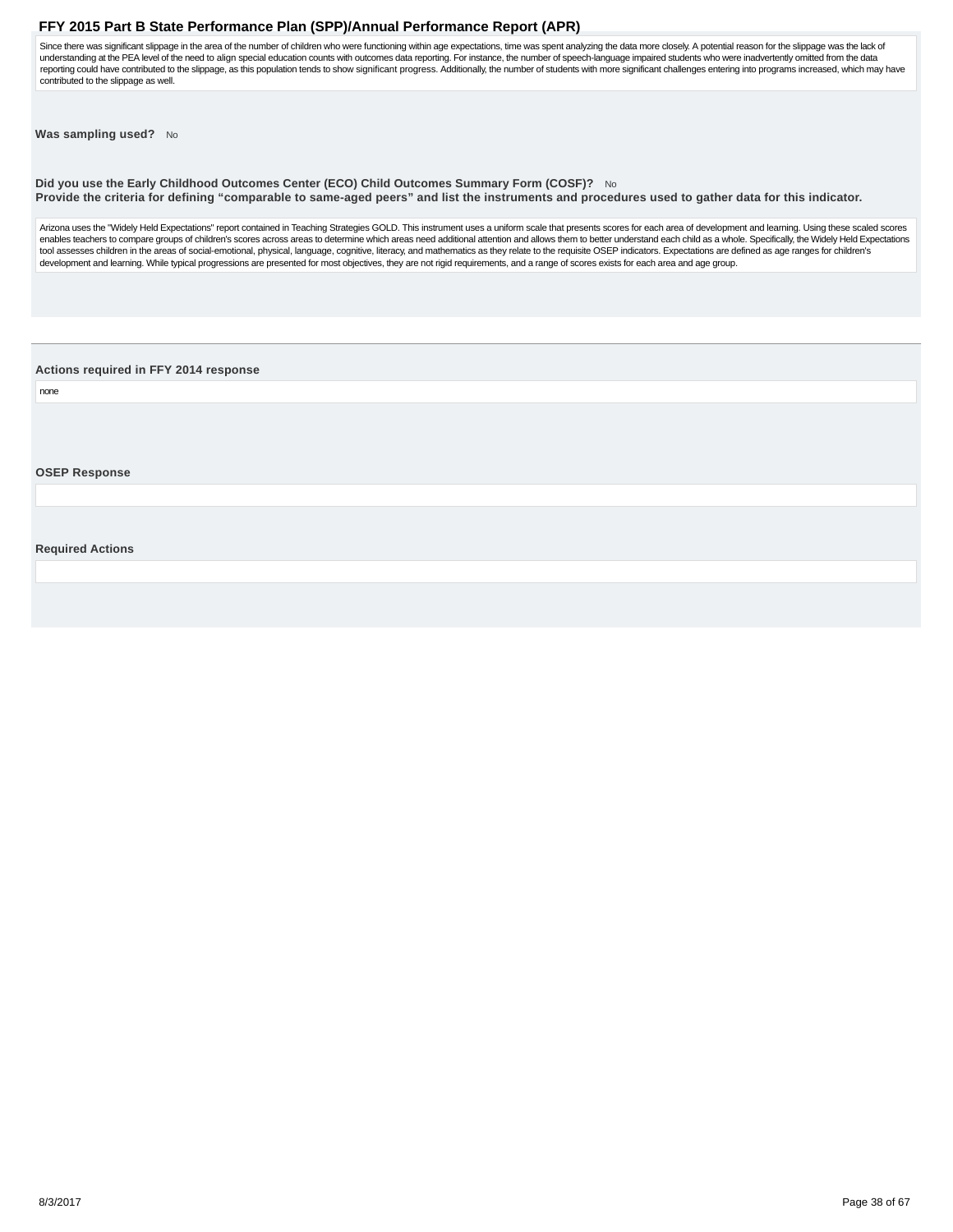Since there was significant slippage in the area of the number of children who were functioning within age expectations, time was spent analyzing the data more closely. A potential reason for the slippage was the lack of understanding at the PEA level of the need to align special education counts with outcomes data reporting. For instance, the number of speech-language impaired students who were inadvertently omitted from the data reporting could have contributed to the slippage, as this population tends to show significant progress. Additionally, the number of students with more significant challenges entering into programs increased, which may have contributed to the slippage as well.

**Was sampling used?** No

**Did you use the Early Childhood Outcomes Center (ECO) Child Outcomes Summary Form (COSF)?** No

**Provide the criteria for defining "comparable to same-aged peers" and list the instruments and procedures used to gather data for this indicator.**

Arizona uses the "Widely Held Expectations" report contained in Teaching Strategies GOLD. This instrument uses a uniform scale that presents scores for each area of development and learning. Using these scaled scores enables teachers to compare groups of children's scores across areas to determine which areas need additional attention and allows them to better understand each child as a whole. Specifically, the Widely Held Expectations tool assesses children in the areas of social-emotional, physical, language, cognitive, literacy, and mathematics as they relate to the requisite OSEP indicators. Expectations are defined as age ranges for children's development and learning. While typical progressions are presented for most objectives, they are not rigid requirements, and a range of scores exists for each area and age group.

**Actions required in FFY 2014 response**

none

**OSEP Response**

**Required Actions**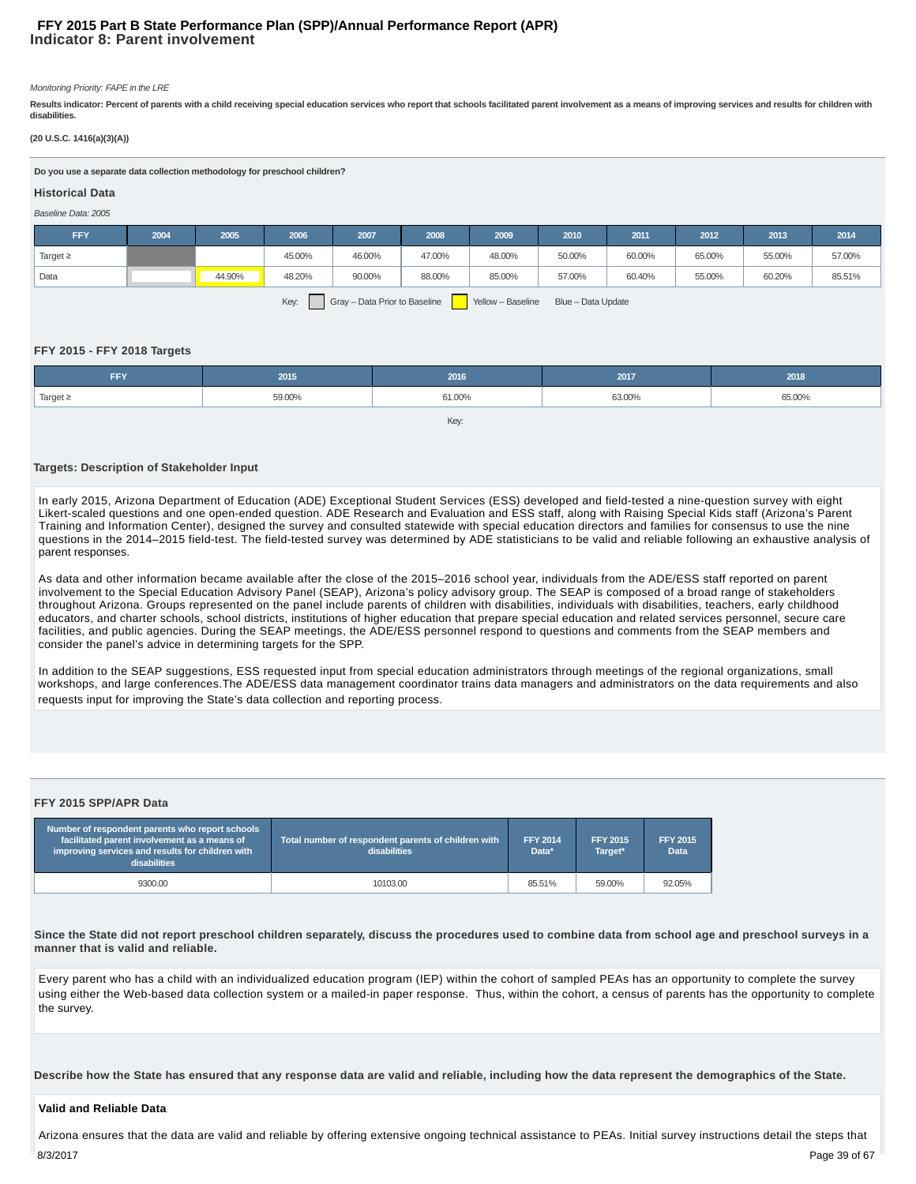# FFY 2015 Part B State Performance Plan (SPP)/Annual Performance Report (APR)
## Indicator 8: Parent involvement

*Monitoring Priority: FAPE in the LRE*

**Results indicator: Percent of parents with a child receiving special education services who report that schools facilitated parent involvement as a means of improving services and results for children with disabilities.**

**(20 U.S.C. 1416(a)(3)(A))**

**Do you use a separate data collection methodology for preschool children?**

### Historical Data

*Baseline Data: 2005*

| FFY | 2004 | 2005 | 2006 | 2007 | 2008 | 2009 | 2010 | 2011 | 2012 | 2013 | 2014 |
|---|---|---|---|---|---|---|---|---|---|---|---|
| Target ≥ | | | 45.00% | 46.00% | 47.00% | 48.00% | 50.00% | 60.00% | 65.00% | 55.00% | 57.00% |
| Data | | 44.90% | 48.20% | 90.00% | 88.00% | 85.00% | 57.00% | 60.40% | 55.00% | 60.20% | 85.51% |

Key: Gray – Data Prior to Baseline | Yellow – Baseline | Blue – Data Update

### FFY 2015 - FFY 2018 Targets

| FFY | 2015 | 2016 | 2017 | 2018 |
|---|---|---|---|---|
| Target ≥ | 59.00% | 61.00% | 63.00% | 65.00% |

Key:

### Targets: Description of Stakeholder Input

In early 2015, Arizona Department of Education (ADE) Exceptional Student Services (ESS) developed and field-tested a nine-question survey with eight Likert-scaled questions and one open-ended question. ADE Research and Evaluation and ESS staff, along with Raising Special Kids staff (Arizona's Parent Training and Information Center), designed the survey and consulted statewide with special education directors and families for consensus to use the nine questions in the 2014–2015 field-test. The field-tested survey was determined by ADE statisticians to be valid and reliable following an exhaustive analysis of parent responses.

As data and other information became available after the close of the 2015–2016 school year, individuals from the ADE/ESS staff reported on parent involvement to the Special Education Advisory Panel (SEAP), Arizona's policy advisory group. The SEAP is composed of a broad range of stakeholders throughout Arizona. Groups represented on the panel include parents of children with disabilities, individuals with disabilities, teachers, early childhood educators, and charter schools, school districts, institutions of higher education that prepare special education and related services personnel, secure care facilities, and public agencies. During the SEAP meetings, the ADE/ESS personnel respond to questions and comments from the SEAP members and consider the panel's advice in determining targets for the SPP.

In addition to the SEAP suggestions, ESS requested input from special education administrators through meetings of the regional organizations, small workshops, and large conferences.The ADE/ESS data management coordinator trains data managers and administrators on the data requirements and also requests input for improving the State's data collection and reporting process.

### FFY 2015 SPP/APR Data

| Number of respondent parents who report schools facilitated parent involvement as a means of improving services and results for children with disabilities | Total number of respondent parents of children with disabilities | FFY 2014 Data* | FFY 2015 Target* | FFY 2015 Data |
|---|---|---|---|---|
| 9300.00 | 10103.00 | 85.51% | 59.00% | 92.05% |

**Since the State did not report preschool children separately, discuss the procedures used to combine data from school age and preschool surveys in a manner that is valid and reliable.**

Every parent who has a child with an individualized education program (IEP) within the cohort of sampled PEAs has an opportunity to complete the survey using either the Web-based data collection system or a mailed-in paper response. Thus, within the cohort, a census of parents has the opportunity to complete the survey.

**Describe how the State has ensured that any response data are valid and reliable, including how the data represent the demographics of the State.**

**Valid and Reliable Data**

Arizona ensures that the data are valid and reliable by offering extensive ongoing technical assistance to PEAs. Initial survey instructions detail the steps that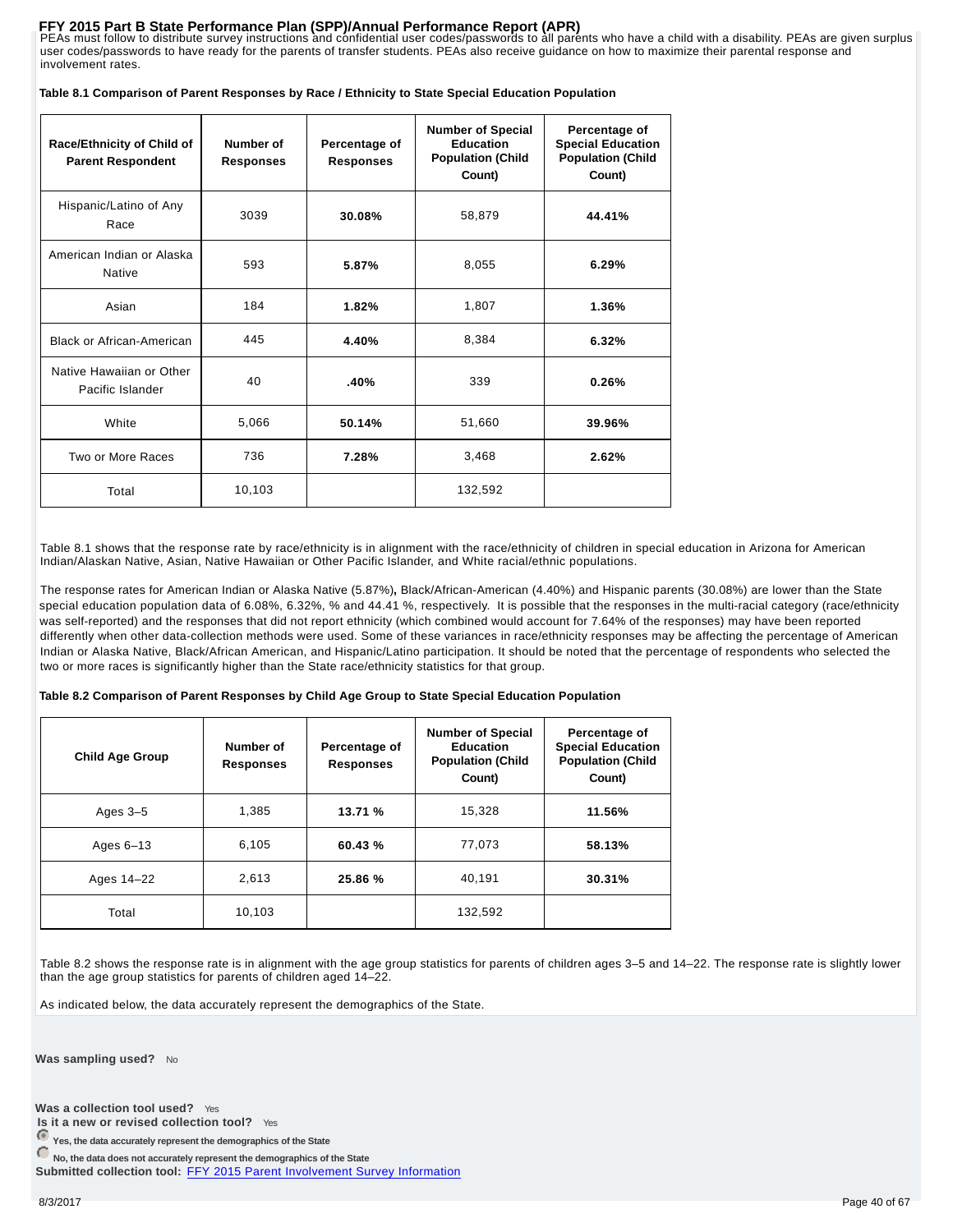PEAs must follow to distribute survey instructions and confidential user codes/passwords to all parents who have a child with a disability. PEAs are given surplus user codes/passwords to have ready for the parents of transfer students. PEAs also receive guidance on how to maximize their parental response and involvement rates.

**Table 8.1 Comparison of Parent Responses by Race / Ethnicity to State Special Education Population**

| Race/Ethnicity of Child of Parent Respondent | Number of Responses | Percentage of Responses | Number of Special Education Population (Child Count) | Percentage of Special Education Population (Child Count) |
|---|---|---|---|---|
| Hispanic/Latino of Any Race | 3039 | **30.08%** | 58,879 | **44.41%** |
| American Indian or Alaska Native | 593 | **5.87%** | 8,055 | **6.29%** |
| Asian | 184 | **1.82%** | 1,807 | **1.36%** |
| Black or African-American | 445 | **4.40%** | 8,384 | **6.32%** |
| Native Hawaiian or Other Pacific Islander | 40 | **.40%** | 339 | **0.26%** |
| White | 5,066 | **50.14%** | 51,660 | **39.96%** |
| Two or More Races | 736 | **7.28%** | 3,468 | **2.62%** |
| Total | 10,103 | | 132,592 | |

Table 8.1 shows that the response rate by race/ethnicity is in alignment with the race/ethnicity of children in special education in Arizona for American Indian/Alaskan Native, Asian, Native Hawaiian or Other Pacific Islander, and White racial/ethnic populations.

The response rates for American Indian or Alaska Native (5.87%)**,** Black/African-American (4.40%) and Hispanic parents (30.08%) are lower than the State special education population data of 6.08%, 6.32%, % and 44.41 %, respectively. It is possible that the responses in the multi-racial category (race/ethnicity was self-reported) and the responses that did not report ethnicity (which combined would account for 7.64% of the responses) may have been reported differently when other data-collection methods were used. Some of these variances in race/ethnicity responses may be affecting the percentage of American Indian or Alaska Native, Black/African American, and Hispanic/Latino participation. It should be noted that the percentage of respondents who selected the two or more races is significantly higher than the State race/ethnicity statistics for that group.

**Table 8.2 Comparison of Parent Responses by Child Age Group to State Special Education Population**

| Child Age Group | Number of Responses | Percentage of Responses | Number of Special Education Population (Child Count) | Percentage of Special Education Population (Child Count) |
|---|---|---|---|---|
| Ages 3–5 | 1,385 | **13.71 %** | 15,328 | **11.56%** |
| Ages 6–13 | 6,105 | **60.43 %** | 77,073 | **58.13%** |
| Ages 14–22 | 2,613 | **25.86 %** | 40,191 | **30.31%** |
| Total | 10,103 | | 132,592 | |

Table 8.2 shows the response rate is in alignment with the age group statistics for parents of children ages 3–5 and 14–22. The response rate is slightly lower than the age group statistics for parents of children aged 14–22.

As indicated below, the data accurately represent the demographics of the State.

**Was sampling used?** No

**Was a collection tool used?** Yes

**Is it a new or revised collection tool?** Yes

- (selected) **Yes, the data accurately represent the demographics of the State**
- **No, the data does not accurately represent the demographics of the State**

**Submitted collection tool:** FFY 2015 Parent Involvement Survey Information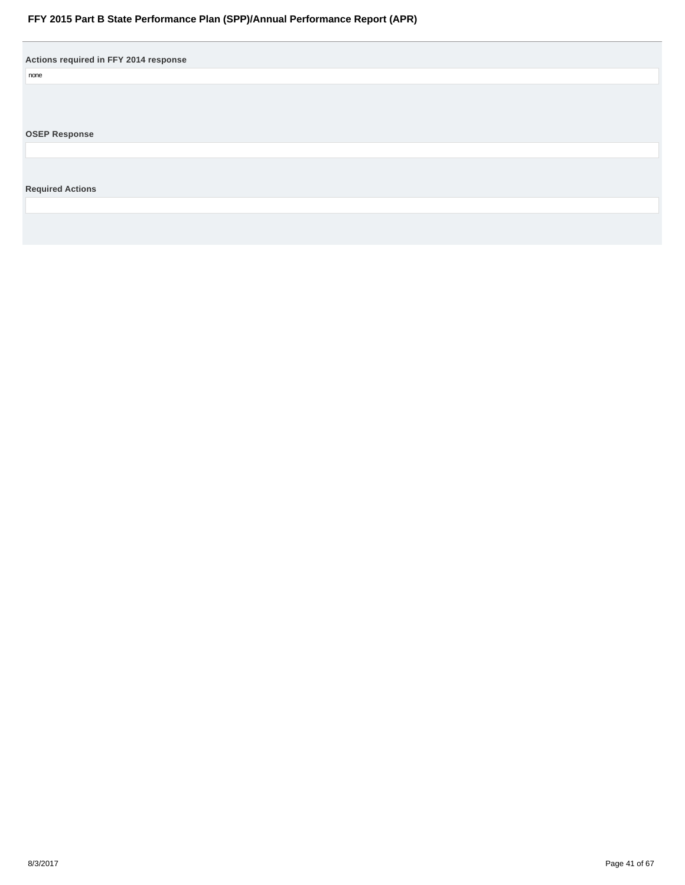**Actions required in FFY 2014 response**

none

**OSEP Response**

**Required Actions**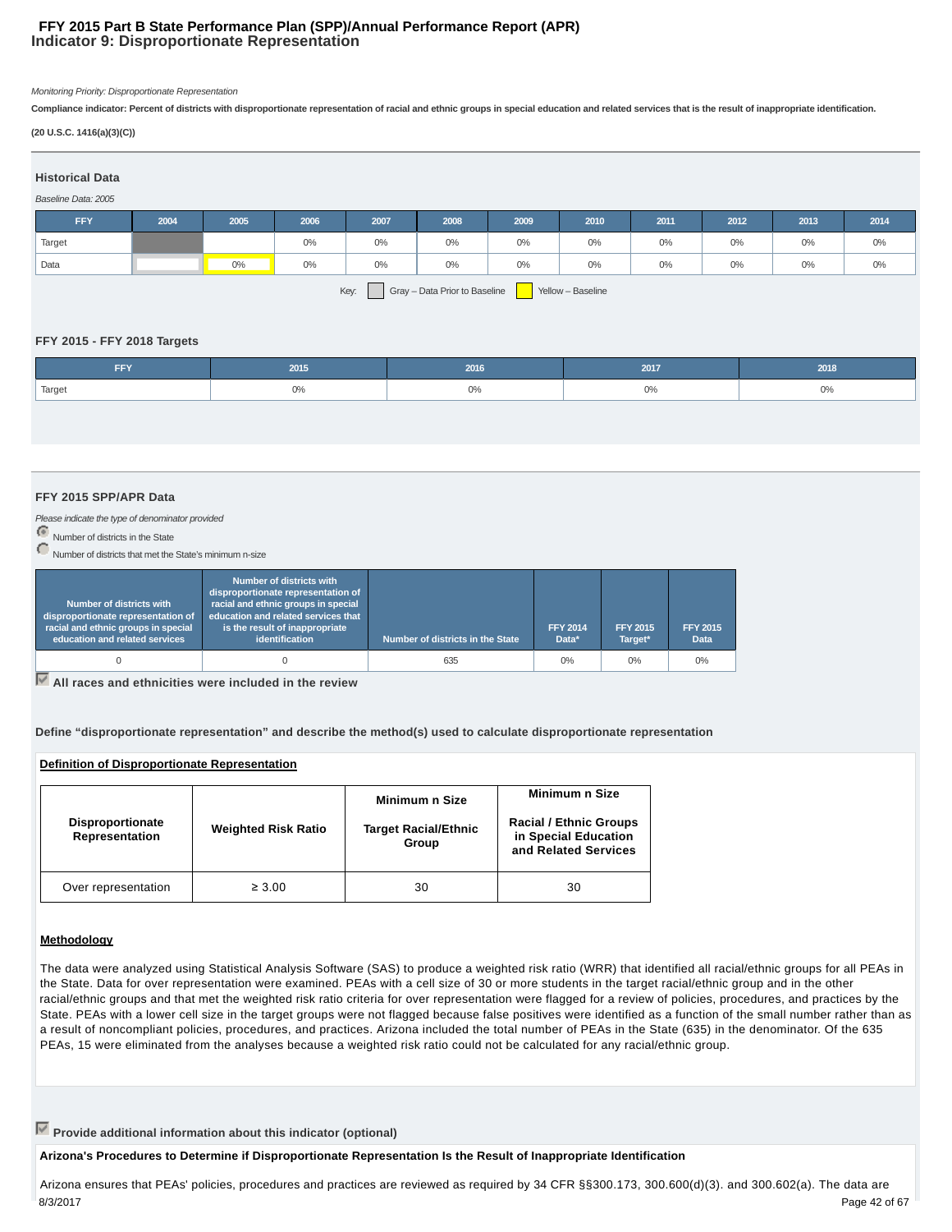# FFY 2015 Part B State Performance Plan (SPP)/Annual Performance Report (APR)
## Indicator 9: Disproportionate Representation

*Monitoring Priority: Disproportionate Representation*

**Compliance indicator: Percent of districts with disproportionate representation of racial and ethnic groups in special education and related services that is the result of inappropriate identification.**

**(20 U.S.C. 1416(a)(3)(C))**

### Historical Data

*Baseline Data: 2005*

| FFY | 2004 | 2005 | 2006 | 2007 | 2008 | 2009 | 2010 | 2011 | 2012 | 2013 | 2014 |
|---|---|---|---|---|---|---|---|---|---|---|---|
| Target | | | 0% | 0% | 0% | 0% | 0% | 0% | 0% | 0% | 0% |
| Data | | 0% | 0% | 0% | 0% | 0% | 0% | 0% | 0% | 0% | 0% |

Key: Gray – Data Prior to Baseline  Yellow – Baseline

### FFY 2015 - FFY 2018 Targets

| FFY | 2015 | 2016 | 2017 | 2018 |
|---|---|---|---|---|
| Target | 0% | 0% | 0% | 0% |

### FFY 2015 SPP/APR Data

*Please indicate the type of denominator provided*

- (selected) Number of districts in the State
- Number of districts that met the State's minimum n-size

| Number of districts with disproportionate representation of racial and ethnic groups in special education and related services | Number of districts with disproportionate representation of racial and ethnic groups in special education and related services that is the result of inappropriate identification | Number of districts in the State | FFY 2014 Data* | FFY 2015 Target* | FFY 2015 Data |
|---|---|---|---|---|---|
| 0 | 0 | 635 | 0% | 0% | 0% |

☑ **All races and ethnicities were included in the review**

**Define "disproportionate representation" and describe the method(s) used to calculate disproportionate representation**

**Definition of Disproportionate Representation**

| Disproportionate Representation | Weighted Risk Ratio | Minimum n Size Target Racial/Ethnic Group | Minimum n Size Racial / Ethnic Groups in Special Education and Related Services |
|---|---|---|---|
| Over representation | ≥ 3.00 | 30 | 30 |

**Methodology**

The data were analyzed using Statistical Analysis Software (SAS) to produce a weighted risk ratio (WRR) that identified all racial/ethnic groups for all PEAs in the State. Data for over representation were examined. PEAs with a cell size of 30 or more students in the target racial/ethnic group and in the other racial/ethnic groups and that met the weighted risk ratio criteria for over representation were flagged for a review of policies, procedures, and practices by the State. PEAs with a lower cell size in the target groups were not flagged because false positives were identified as a function of the small number rather than as a result of noncompliant policies, procedures, and practices. Arizona included the total number of PEAs in the State (635) in the denominator. Of the 635 PEAs, 15 were eliminated from the analyses because a weighted risk ratio could not be calculated for any racial/ethnic group.

☑ **Provide additional information about this indicator (optional)**

**Arizona's Procedures to Determine if Disproportionate Representation Is the Result of Inappropriate Identification**

Arizona ensures that PEAs' policies, procedures and practices are reviewed as required by 34 CFR §§300.173, 300.600(d)(3). and 300.602(a). The data are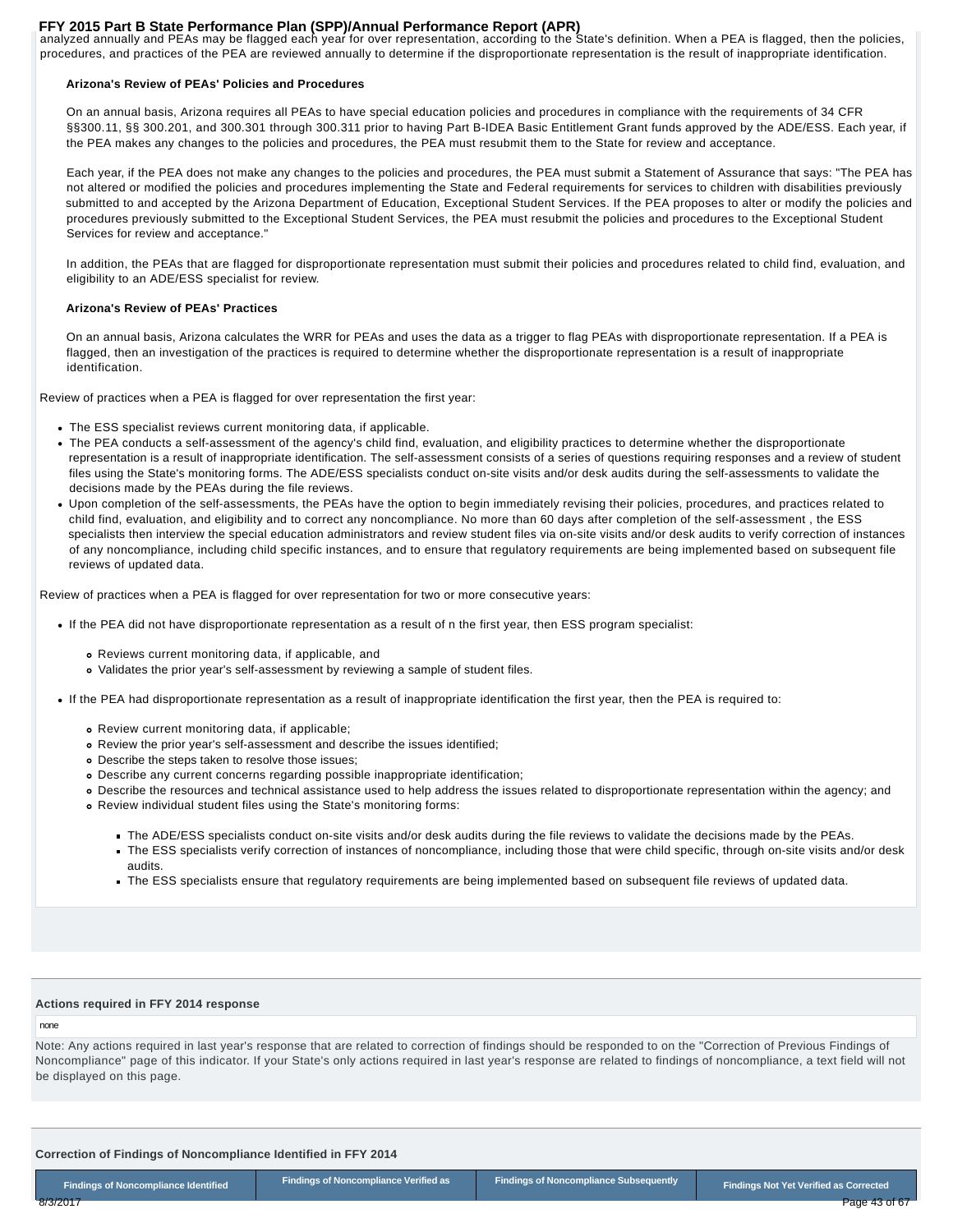analyzed annually and PEAs may be flagged each year for over representation, according to the State's definition. When a PEA is flagged, then the policies, procedures, and practices of the PEA are reviewed annually to determine if the disproportionate representation is the result of inappropriate identification.

**Arizona's Review of PEAs' Policies and Procedures**

On an annual basis, Arizona requires all PEAs to have special education policies and procedures in compliance with the requirements of 34 CFR §§300.11, §§ 300.201, and 300.301 through 300.311 prior to having Part B-IDEA Basic Entitlement Grant funds approved by the ADE/ESS. Each year, if the PEA makes any changes to the policies and procedures, the PEA must resubmit them to the State for review and acceptance.

Each year, if the PEA does not make any changes to the policies and procedures, the PEA must submit a Statement of Assurance that says: "The PEA has not altered or modified the policies and procedures implementing the State and Federal requirements for services to children with disabilities previously submitted to and accepted by the Arizona Department of Education, Exceptional Student Services. If the PEA proposes to alter or modify the policies and procedures previously submitted to the Exceptional Student Services, the PEA must resubmit the policies and procedures to the Exceptional Student Services for review and acceptance."

In addition, the PEAs that are flagged for disproportionate representation must submit their policies and procedures related to child find, evaluation, and eligibility to an ADE/ESS specialist for review.

**Arizona's Review of PEAs' Practices**

On an annual basis, Arizona calculates the WRR for PEAs and uses the data as a trigger to flag PEAs with disproportionate representation. If a PEA is flagged, then an investigation of the practices is required to determine whether the disproportionate representation is a result of inappropriate identification.

Review of practices when a PEA is flagged for over representation the first year:

- The ESS specialist reviews current monitoring data, if applicable.
- The PEA conducts a self-assessment of the agency's child find, evaluation, and eligibility practices to determine whether the disproportionate representation is a result of inappropriate identification. The self-assessment consists of a series of questions requiring responses and a review of student files using the State's monitoring forms. The ADE/ESS specialists conduct on-site visits and/or desk audits during the self-assessments to validate the decisions made by the PEAs during the file reviews.
- Upon completion of the self-assessments, the PEAs have the option to begin immediately revising their policies, procedures, and practices related to child find, evaluation, and eligibility and to correct any noncompliance. No more than 60 days after completion of the self-assessment , the ESS specialists then interview the special education administrators and review student files via on-site visits and/or desk audits to verify correction of instances of any noncompliance, including child specific instances, and to ensure that regulatory requirements are being implemented based on subsequent file reviews of updated data.

Review of practices when a PEA is flagged for over representation for two or more consecutive years:

- If the PEA did not have disproportionate representation as a result of n the first year, then ESS program specialist:
  - Reviews current monitoring data, if applicable, and
  - Validates the prior year's self-assessment by reviewing a sample of student files.
- If the PEA had disproportionate representation as a result of inappropriate identification the first year, then the PEA is required to:
  - Review current monitoring data, if applicable;
  - Review the prior year's self-assessment and describe the issues identified;
  - Describe the steps taken to resolve those issues;
  - Describe any current concerns regarding possible inappropriate identification;
  - Describe the resources and technical assistance used to help address the issues related to disproportionate representation within the agency; and
  - Review individual student files using the State's monitoring forms:
    - The ADE/ESS specialists conduct on-site visits and/or desk audits during the file reviews to validate the decisions made by the PEAs.
    - The ESS specialists verify correction of instances of noncompliance, including those that were child specific, through on-site visits and/or desk audits.
    - The ESS specialists ensure that regulatory requirements are being implemented based on subsequent file reviews of updated data.

**Actions required in FFY 2014 response**

none

Note: Any actions required in last year's response that are related to correction of findings should be responded to on the "Correction of Previous Findings of Noncompliance" page of this indicator. If your State's only actions required in last year's response are related to findings of noncompliance, a text field will not be displayed on this page.

**Correction of Findings of Noncompliance Identified in FFY 2014**

| Findings of Noncompliance Identified | Findings of Noncompliance Verified as | Findings of Noncompliance Subsequently | Findings Not Yet Verified as Corrected |
|---|---|---|---|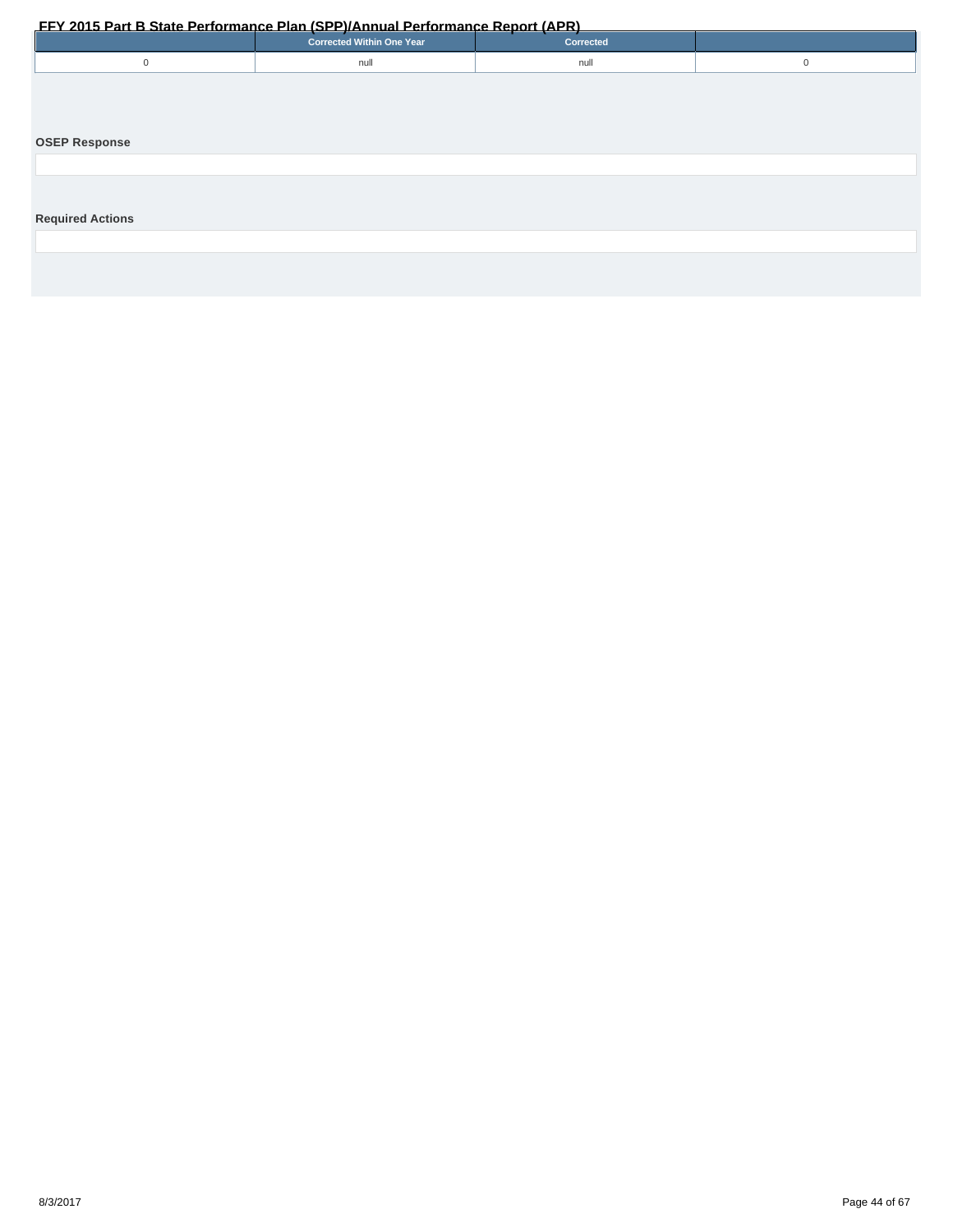| | Corrected Within One Year | Corrected | |
|---|---|---|---|
| 0 | null | null | 0 |

**OSEP Response**

**Required Actions**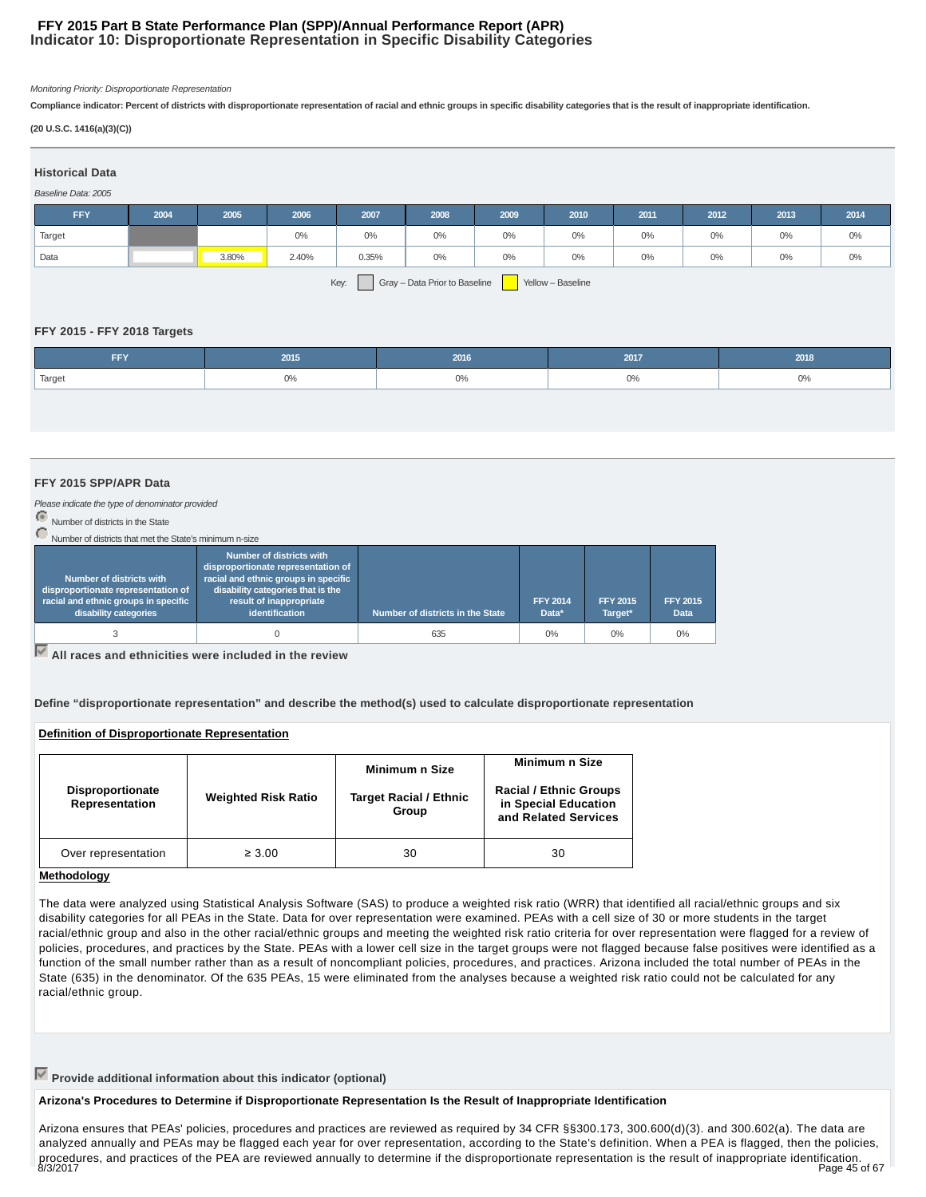## FFY 2015 Part B State Performance Plan (SPP)/Annual Performance Report (APR)
# Indicator 10: Disproportionate Representation in Specific Disability Categories

*Monitoring Priority: Disproportionate Representation*

**Compliance indicator: Percent of districts with disproportionate representation of racial and ethnic groups in specific disability categories that is the result of inappropriate identification.**

**(20 U.S.C. 1416(a)(3)(C))**

### Historical Data

*Baseline Data: 2005*

| FFY | 2004 | 2005 | 2006 | 2007 | 2008 | 2009 | 2010 | 2011 | 2012 | 2013 | 2014 |
|---|---|---|---|---|---|---|---|---|---|---|---|
| Target | | | 0% | 0% | 0% | 0% | 0% | 0% | 0% | 0% | 0% |
| Data | | 3.80% | 2.40% | 0.35% | 0% | 0% | 0% | 0% | 0% | 0% | 0% |

Key: Gray – Data Prior to Baseline | Yellow – Baseline

### FFY 2015 - FFY 2018 Targets

| FFY | 2015 | 2016 | 2017 | 2018 |
|---|---|---|---|---|
| Target | 0% | 0% | 0% | 0% |

### FFY 2015 SPP/APR Data

*Please indicate the type of denominator provided*

- (selected) Number of districts in the State
- Number of districts that met the State's minimum n-size

| Number of districts with disproportionate representation of racial and ethnic groups in specific disability categories | Number of districts with disproportionate representation of racial and ethnic groups in specific disability categories that is the result of inappropriate identification | Number of districts in the State | FFY 2014 Data* | FFY 2015 Target* | FFY 2015 Data |
|---|---|---|---|---|---|
| 3 | 0 | 635 | 0% | 0% | 0% |

☑ **All races and ethnicities were included in the review**

**Define "disproportionate representation" and describe the method(s) used to calculate disproportionate representation**

**Definition of Disproportionate Representation**

| Disproportionate Representation | Weighted Risk Ratio | Minimum n Size Target Racial / Ethnic Group | Minimum n Size Racial / Ethnic Groups in Special Education and Related Services |
|---|---|---|---|
| Over representation | ≥ 3.00 | 30 | 30 |

**Methodology**

The data were analyzed using Statistical Analysis Software (SAS) to produce a weighted risk ratio (WRR) that identified all racial/ethnic groups and six disability categories for all PEAs in the State. Data for over representation were examined. PEAs with a cell size of 30 or more students in the target racial/ethnic group and also in the other racial/ethnic groups and meeting the weighted risk ratio criteria for over representation were flagged for a review of policies, procedures, and practices by the State. PEAs with a lower cell size in the target groups were not flagged because false positives were identified as a function of the small number rather than as a result of noncompliant policies, procedures, and practices. Arizona included the total number of PEAs in the State (635) in the denominator. Of the 635 PEAs, 15 were eliminated from the analyses because a weighted risk ratio could not be calculated for any racial/ethnic group.

☑ **Provide additional information about this indicator (optional)**

**Arizona's Procedures to Determine if Disproportionate Representation Is the Result of Inappropriate Identification**

Arizona ensures that PEAs' policies, procedures and practices are reviewed as required by 34 CFR §§300.173, 300.600(d)(3). and 300.602(a). The data are analyzed annually and PEAs may be flagged each year for over representation, according to the State's definition. When a PEA is flagged, then the policies, procedures, and practices of the PEA are reviewed annually to determine if the disproportionate representation is the result of inappropriate identification.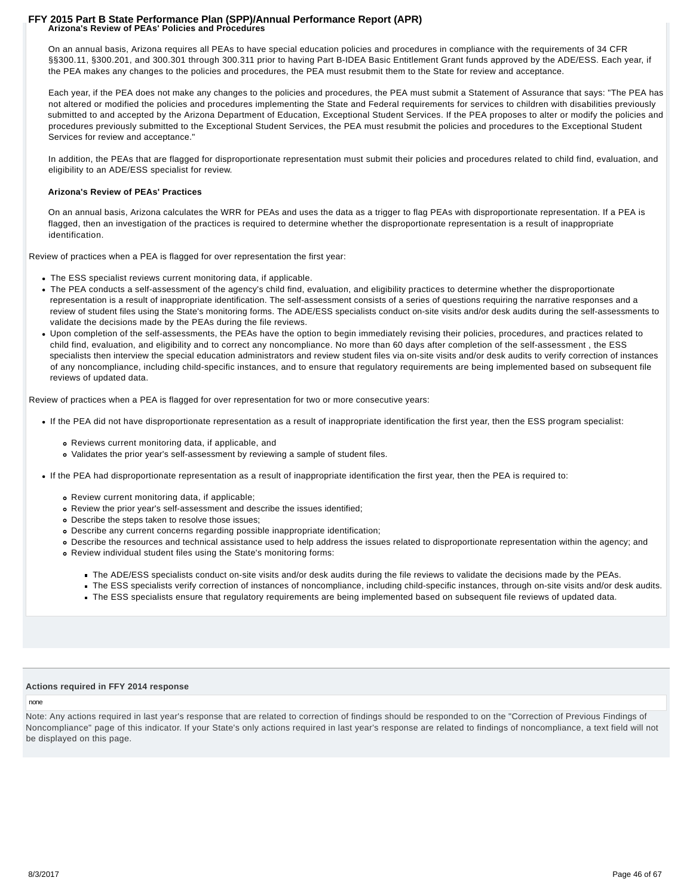**Arizona's Review of PEAs' Policies and Procedures**

On an annual basis, Arizona requires all PEAs to have special education policies and procedures in compliance with the requirements of 34 CFR §§300.11, §300.201, and 300.301 through 300.311 prior to having Part B-IDEA Basic Entitlement Grant funds approved by the ADE/ESS. Each year, if the PEA makes any changes to the policies and procedures, the PEA must resubmit them to the State for review and acceptance.

Each year, if the PEA does not make any changes to the policies and procedures, the PEA must submit a Statement of Assurance that says: "The PEA has not altered or modified the policies and procedures implementing the State and Federal requirements for services to children with disabilities previously submitted to and accepted by the Arizona Department of Education, Exceptional Student Services. If the PEA proposes to alter or modify the policies and procedures previously submitted to the Exceptional Student Services, the PEA must resubmit the policies and procedures to the Exceptional Student Services for review and acceptance."

In addition, the PEAs that are flagged for disproportionate representation must submit their policies and procedures related to child find, evaluation, and eligibility to an ADE/ESS specialist for review.

**Arizona's Review of PEAs' Practices**

On an annual basis, Arizona calculates the WRR for PEAs and uses the data as a trigger to flag PEAs with disproportionate representation. If a PEA is flagged, then an investigation of the practices is required to determine whether the disproportionate representation is a result of inappropriate identification.

Review of practices when a PEA is flagged for over representation the first year:

- The ESS specialist reviews current monitoring data, if applicable.
- The PEA conducts a self-assessment of the agency's child find, evaluation, and eligibility practices to determine whether the disproportionate representation is a result of inappropriate identification. The self-assessment consists of a series of questions requiring the narrative responses and a review of student files using the State's monitoring forms. The ADE/ESS specialists conduct on-site visits and/or desk audits during the self-assessments to validate the decisions made by the PEAs during the file reviews.
- Upon completion of the self-assessments, the PEAs have the option to begin immediately revising their policies, procedures, and practices related to child find, evaluation, and eligibility and to correct any noncompliance. No more than 60 days after completion of the self-assessment , the ESS specialists then interview the special education administrators and review student files via on-site visits and/or desk audits to verify correction of instances of any noncompliance, including child-specific instances, and to ensure that regulatory requirements are being implemented based on subsequent file reviews of updated data.

Review of practices when a PEA is flagged for over representation for two or more consecutive years:

- If the PEA did not have disproportionate representation as a result of inappropriate identification the first year, then the ESS program specialist:
  - Reviews current monitoring data, if applicable, and
  - Validates the prior year's self-assessment by reviewing a sample of student files.
- If the PEA had disproportionate representation as a result of inappropriate identification the first year, then the PEA is required to:
  - Review current monitoring data, if applicable;
  - Review the prior year's self-assessment and describe the issues identified;
  - Describe the steps taken to resolve those issues;
  - Describe any current concerns regarding possible inappropriate identification;
  - Describe the resources and technical assistance used to help address the issues related to disproportionate representation within the agency; and
  - Review individual student files using the State's monitoring forms:
    - The ADE/ESS specialists conduct on-site visits and/or desk audits during the file reviews to validate the decisions made by the PEAs.
    - The ESS specialists verify correction of instances of noncompliance, including child-specific instances, through on-site visits and/or desk audits.
    - The ESS specialists ensure that regulatory requirements are being implemented based on subsequent file reviews of updated data.

**Actions required in FFY 2014 response**

none

Note: Any actions required in last year's response that are related to correction of findings should be responded to on the "Correction of Previous Findings of Noncompliance" page of this indicator. If your State's only actions required in last year's response are related to findings of noncompliance, a text field will not be displayed on this page.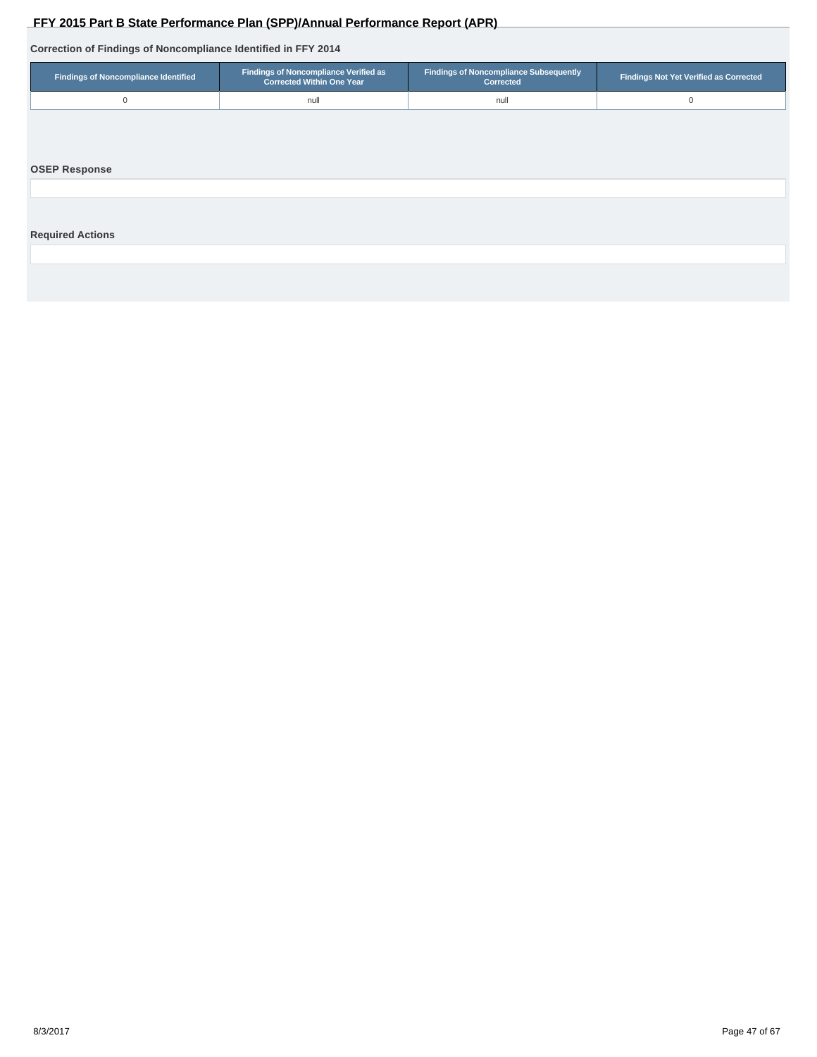### Correction of Findings of Noncompliance Identified in FFY 2014

| Findings of Noncompliance Identified | Findings of Noncompliance Verified as Corrected Within One Year | Findings of Noncompliance Subsequently Corrected | Findings Not Yet Verified as Corrected |
|---|---|---|---|
| 0 | null | null | 0 |

### OSEP Response

### Required Actions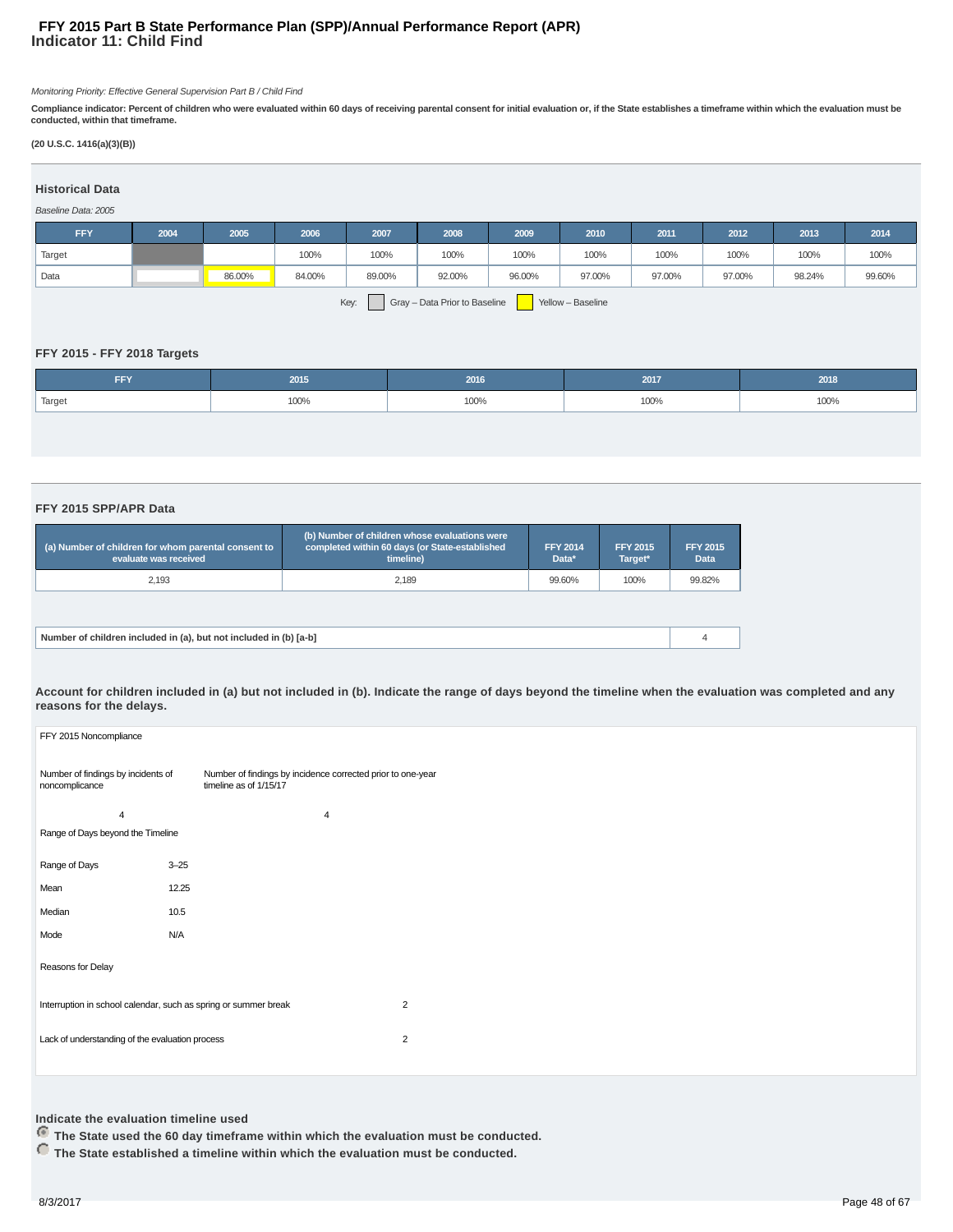# FFY 2015 Part B State Performance Plan (SPP)/Annual Performance Report (APR)
## Indicator 11: Child Find

*Monitoring Priority: Effective General Supervision Part B / Child Find*

**Compliance indicator: Percent of children who were evaluated within 60 days of receiving parental consent for initial evaluation or, if the State establishes a timeframe within which the evaluation must be conducted, within that timeframe.**

**(20 U.S.C. 1416(a)(3)(B))**

### Historical Data

*Baseline Data: 2005*

| FFY | 2004 | 2005 | 2006 | 2007 | 2008 | 2009 | 2010 | 2011 | 2012 | 2013 | 2014 |
|---|---|---|---|---|---|---|---|---|---|---|---|
| Target | | | 100% | 100% | 100% | 100% | 100% | 100% | 100% | 100% | 100% |
| Data | | 86.00% | 84.00% | 89.00% | 92.00% | 96.00% | 97.00% | 97.00% | 97.00% | 98.24% | 99.60% |

Key: Gray – Data Prior to Baseline; Yellow – Baseline

### FFY 2015 - FFY 2018 Targets

| FFY | 2015 | 2016 | 2017 | 2018 |
|---|---|---|---|---|
| Target | 100% | 100% | 100% | 100% |

### FFY 2015 SPP/APR Data

| (a) Number of children for whom parental consent to evaluate was received | (b) Number of children whose evaluations were completed within 60 days (or State-established timeline) | FFY 2014 Data* | FFY 2015 Target* | FFY 2015 Data |
|---|---|---|---|---|
| 2,193 | 2,189 | 99.60% | 100% | 99.82% |

| Number of children included in (a), but not included in (b) [a-b] | 4 |
|---|---|

**Account for children included in (a) but not included in (b). Indicate the range of days beyond the timeline when the evaluation was completed and any reasons for the delays.**

FFY 2015 Noncompliance

| Number of findings by incidents of noncompliance | Number of findings by incidence corrected prior to one-year timeline as of 1/15/17 |
|---|---|
| 4 | 4 |

Range of Days beyond the Timeline

| | |
|---|---|
| Range of Days | 3–25 |
| Mean | 12.25 |
| Median | 10.5 |
| Mode | N/A |

Reasons for Delay

| | |
|---|---|
| Interruption in school calendar, such as spring or summer break | 2 |
| Lack of understanding of the evaluation process | 2 |

**Indicate the evaluation timeline used**

- (selected) **The State used the 60 day timeframe within which the evaluation must be conducted.**
- **The State established a timeline within which the evaluation must be conducted.**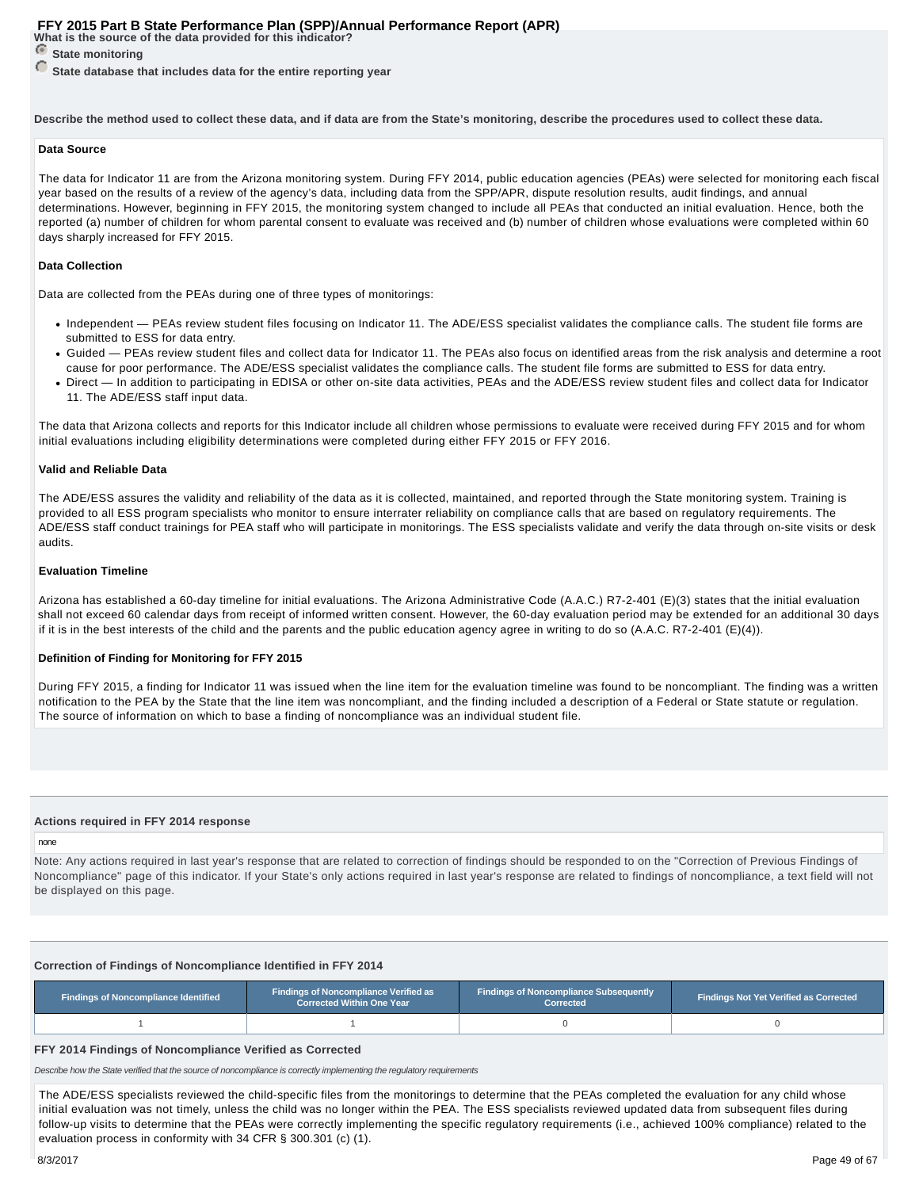What is the source of the data provided for this indicator?

- (selected) State monitoring
- State database that includes data for the entire reporting year

**Describe the method used to collect these data, and if data are from the State's monitoring, describe the procedures used to collect these data.**

**Data Source**

The data for Indicator 11 are from the Arizona monitoring system. During FFY 2014, public education agencies (PEAs) were selected for monitoring each fiscal year based on the results of a review of the agency's data, including data from the SPP/APR, dispute resolution results, audit findings, and annual determinations. However, beginning in FFY 2015, the monitoring system changed to include all PEAs that conducted an initial evaluation. Hence, both the reported (a) number of children for whom parental consent to evaluate was received and (b) number of children whose evaluations were completed within 60 days sharply increased for FFY 2015.

**Data Collection**

Data are collected from the PEAs during one of three types of monitorings:

- Independent — PEAs review student files focusing on Indicator 11. The ADE/ESS specialist validates the compliance calls. The student file forms are submitted to ESS for data entry.
- Guided — PEAs review student files and collect data for Indicator 11. The PEAs also focus on identified areas from the risk analysis and determine a root cause for poor performance. The ADE/ESS specialist validates the compliance calls. The student file forms are submitted to ESS for data entry.
- Direct — In addition to participating in EDISA or other on-site data activities, PEAs and the ADE/ESS review student files and collect data for Indicator 11. The ADE/ESS staff input data.

The data that Arizona collects and reports for this Indicator include all children whose permissions to evaluate were received during FFY 2015 and for whom initial evaluations including eligibility determinations were completed during either FFY 2015 or FFY 2016.

**Valid and Reliable Data**

The ADE/ESS assures the validity and reliability of the data as it is collected, maintained, and reported through the State monitoring system. Training is provided to all ESS program specialists who monitor to ensure interrater reliability on compliance calls that are based on regulatory requirements. The ADE/ESS staff conduct trainings for PEA staff who will participate in monitorings. The ESS specialists validate and verify the data through on-site visits or desk audits.

**Evaluation Timeline**

Arizona has established a 60-day timeline for initial evaluations. The Arizona Administrative Code (A.A.C.) R7-2-401 (E)(3) states that the initial evaluation shall not exceed 60 calendar days from receipt of informed written consent. However, the 60-day evaluation period may be extended for an additional 30 days if it is in the best interests of the child and the parents and the public education agency agree in writing to do so (A.A.C. R7-2-401 (E)(4)).

**Definition of Finding for Monitoring for FFY 2015**

During FFY 2015, a finding for Indicator 11 was issued when the line item for the evaluation timeline was found to be noncompliant. The finding was a written notification to the PEA by the State that the line item was noncompliant, and the finding included a description of a Federal or State statute or regulation. The source of information on which to base a finding of noncompliance was an individual student file.

**Actions required in FFY 2014 response**

none

Note: Any actions required in last year's response that are related to correction of findings should be responded to on the "Correction of Previous Findings of Noncompliance" page of this indicator. If your State's only actions required in last year's response are related to findings of noncompliance, a text field will not be displayed on this page.

**Correction of Findings of Noncompliance Identified in FFY 2014**

| Findings of Noncompliance Identified | Findings of Noncompliance Verified as Corrected Within One Year | Findings of Noncompliance Subsequently Corrected | Findings Not Yet Verified as Corrected |
|---|---|---|---|
| 1 | 1 | 0 | 0 |

**FFY 2014 Findings of Noncompliance Verified as Corrected**

*Describe how the State verified that the source of noncompliance is correctly implementing the regulatory requirements*

The ADE/ESS specialists reviewed the child-specific files from the monitorings to determine that the PEAs completed the evaluation for any child whose initial evaluation was not timely, unless the child was no longer within the PEA. The ESS specialists reviewed updated data from subsequent files during follow-up visits to determine that the PEAs were correctly implementing the specific regulatory requirements (i.e., achieved 100% compliance) related to the evaluation process in conformity with 34 CFR § 300.301 (c) (1).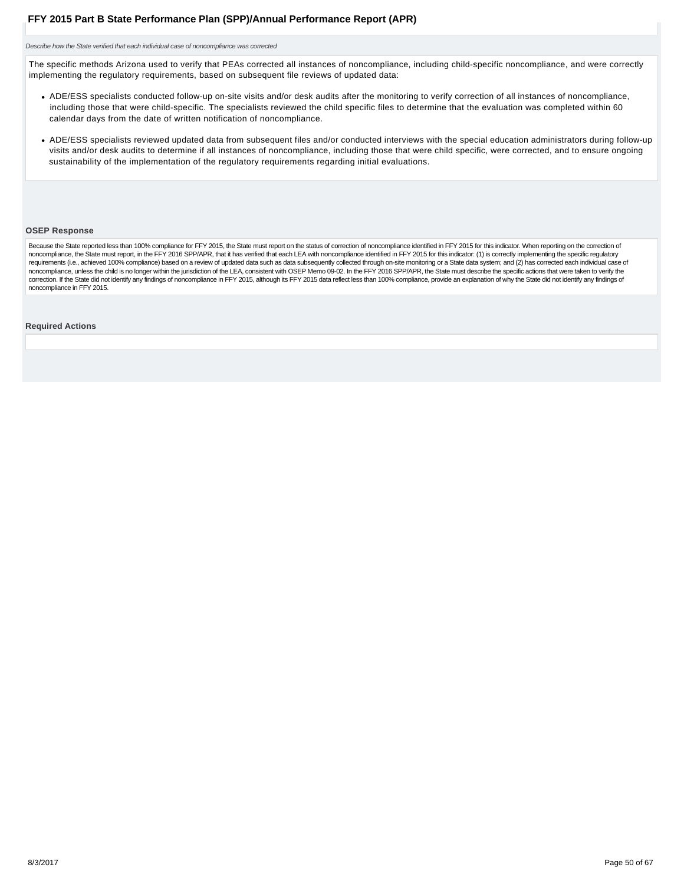*Describe how the State verified that each individual case of noncompliance was corrected*

The specific methods Arizona used to verify that PEAs corrected all instances of noncompliance, including child-specific noncompliance, and were correctly implementing the regulatory requirements, based on subsequent file reviews of updated data:

- ADE/ESS specialists conducted follow-up on-site visits and/or desk audits after the monitoring to verify correction of all instances of noncompliance, including those that were child-specific. The specialists reviewed the child specific files to determine that the evaluation was completed within 60 calendar days from the date of written notification of noncompliance.
- ADE/ESS specialists reviewed updated data from subsequent files and/or conducted interviews with the special education administrators during follow-up visits and/or desk audits to determine if all instances of noncompliance, including those that were child specific, were corrected, and to ensure ongoing sustainability of the implementation of the regulatory requirements regarding initial evaluations.

### OSEP Response

Because the State reported less than 100% compliance for FFY 2015, the State must report on the status of correction of noncompliance identified in FFY 2015 for this indicator. When reporting on the correction of noncompliance, the State must report, in the FFY 2016 SPP/APR, that it has verified that each LEA with noncompliance identified in FFY 2015 for this indicator: (1) is correctly implementing the specific regulatory requirements (i.e., achieved 100% compliance) based on a review of updated data such as data subsequently collected through on-site monitoring or a State data system; and (2) has corrected each individual case of noncompliance, unless the child is no longer within the jurisdiction of the LEA, consistent with OSEP Memo 09-02. In the FFY 2016 SPP/APR, the State must describe the specific actions that were taken to verify the correction. If the State did not identify any findings of noncompliance in FFY 2015, although its FFY 2015 data reflect less than 100% compliance, provide an explanation of why the State did not identify any findings of noncompliance in FFY 2015.

### Required Actions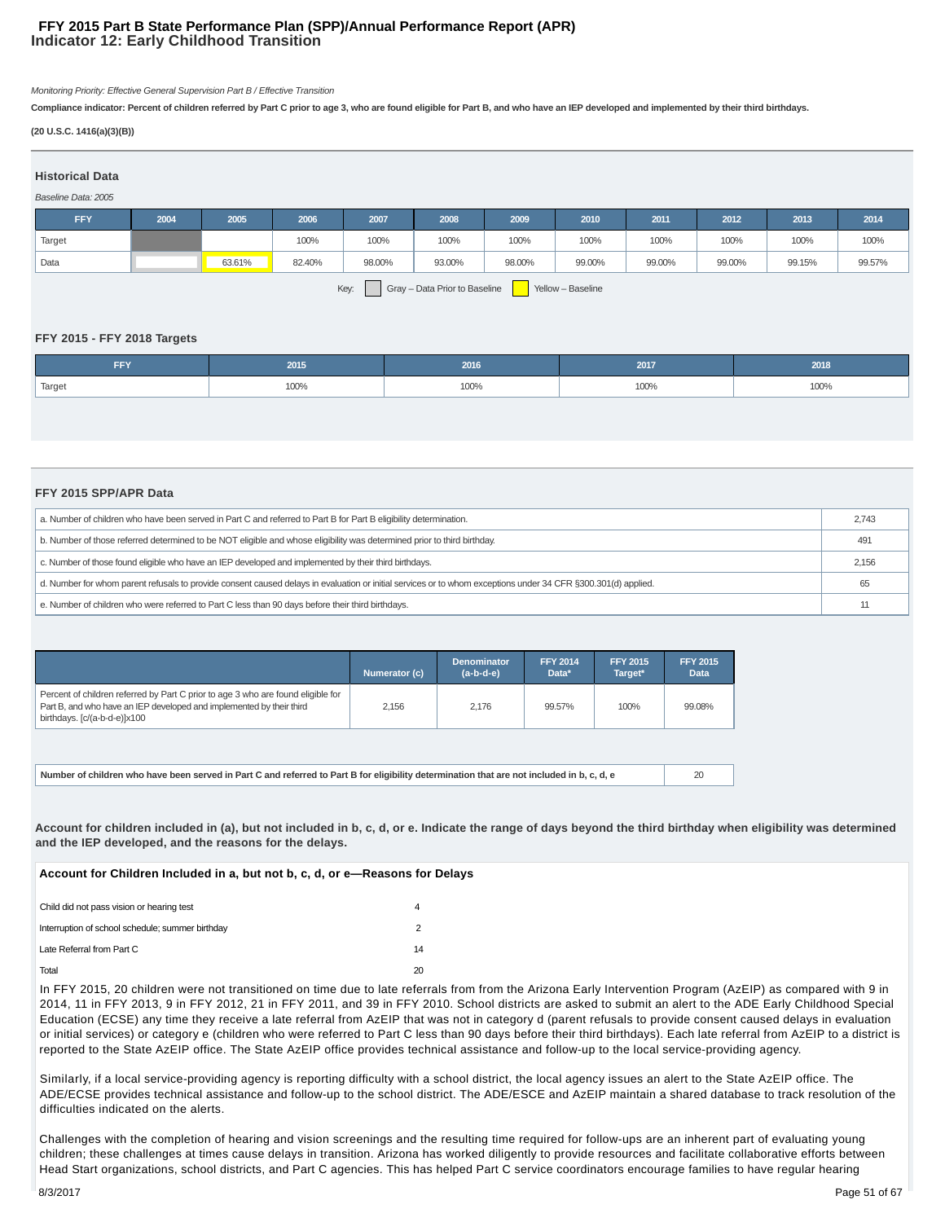# FFY 2015 Part B State Performance Plan (SPP)/Annual Performance Report (APR)
## Indicator 12: Early Childhood Transition

*Monitoring Priority: Effective General Supervision Part B / Effective Transition*

**Compliance indicator: Percent of children referred by Part C prior to age 3, who are found eligible for Part B, and who have an IEP developed and implemented by their third birthdays.**

**(20 U.S.C. 1416(a)(3)(B))**

### Historical Data

*Baseline Data: 2005*

| FFY | 2004 | 2005 | 2006 | 2007 | 2008 | 2009 | 2010 | 2011 | 2012 | 2013 | 2014 |
|---|---|---|---|---|---|---|---|---|---|---|---|
| Target | | | 100% | 100% | 100% | 100% | 100% | 100% | 100% | 100% | 100% |
| Data | | 63.61% | 82.40% | 98.00% | 93.00% | 98.00% | 99.00% | 99.00% | 99.00% | 99.15% | 99.57% |

Key: Gray – Data Prior to Baseline; Yellow – Baseline

### FFY 2015 - FFY 2018 Targets

| FFY | 2015 | 2016 | 2017 | 2018 |
|---|---|---|---|---|
| Target | 100% | 100% | 100% | 100% |

### FFY 2015 SPP/APR Data

| | |
|---|---|
| a. Number of children who have been served in Part C and referred to Part B for Part B eligibility determination. | 2,743 |
| b. Number of those referred determined to be NOT eligible and whose eligibility was determined prior to third birthday. | 491 |
| c. Number of those found eligible who have an IEP developed and implemented by their third birthdays. | 2,156 |
| d. Number for whom parent refusals to provide consent caused delays in evaluation or initial services or to whom exceptions under 34 CFR §300.301(d) applied. | 65 |
| e. Number of children who were referred to Part C less than 90 days before their third birthdays. | 11 |

| | Numerator (c) | Denominator (a-b-d-e) | FFY 2014 Data* | FFY 2015 Target* | FFY 2015 Data |
|---|---|---|---|---|---|
| Percent of children referred by Part C prior to age 3 who are found eligible for Part B, and who have an IEP developed and implemented by their third birthdays. [c/(a-b-d-e)]x100 | 2,156 | 2,176 | 99.57% | 100% | 99.08% |

| | |
|---|---|
| **Number of children who have been served in Part C and referred to Part B for eligibility determination that are not included in b, c, d, e** | 20 |

**Account for children included in (a), but not included in b, c, d, or e. Indicate the range of days beyond the third birthday when eligibility was determined and the IEP developed, and the reasons for the delays.**

**Account for Children Included in a, but not b, c, d, or e—Reasons for Delays**

| | |
|---|---|
| Child did not pass vision or hearing test | 4 |
| Interruption of school schedule; summer birthday | 2 |
| Late Referral from Part C | 14 |
| Total | 20 |

In FFY 2015, 20 children were not transitioned on time due to late referrals from from the Arizona Early Intervention Program (AzEIP) as compared with 9 in 2014, 11 in FFY 2013, 9 in FFY 2012, 21 in FFY 2011, and 39 in FFY 2010. School districts are asked to submit an alert to the ADE Early Childhood Special Education (ECSE) any time they receive a late referral from AzEIP that was not in category d (parent refusals to provide consent caused delays in evaluation or initial services) or category e (children who were referred to Part C less than 90 days before their third birthdays). Each late referral from AzEIP to a district is reported to the State AzEIP office. The State AzEIP office provides technical assistance and follow-up to the local service-providing agency.

Similarly, if a local service-providing agency is reporting difficulty with a school district, the local agency issues an alert to the State AzEIP office. The ADE/ECSE provides technical assistance and follow-up to the school district. The ADE/ESCE and AzEIP maintain a shared database to track resolution of the difficulties indicated on the alerts.

Challenges with the completion of hearing and vision screenings and the resulting time required for follow-ups are an inherent part of evaluating young children; these challenges at times cause delays in transition. Arizona has worked diligently to provide resources and facilitate collaborative efforts between Head Start organizations, school districts, and Part C agencies. This has helped Part C service coordinators encourage families to have regular hearing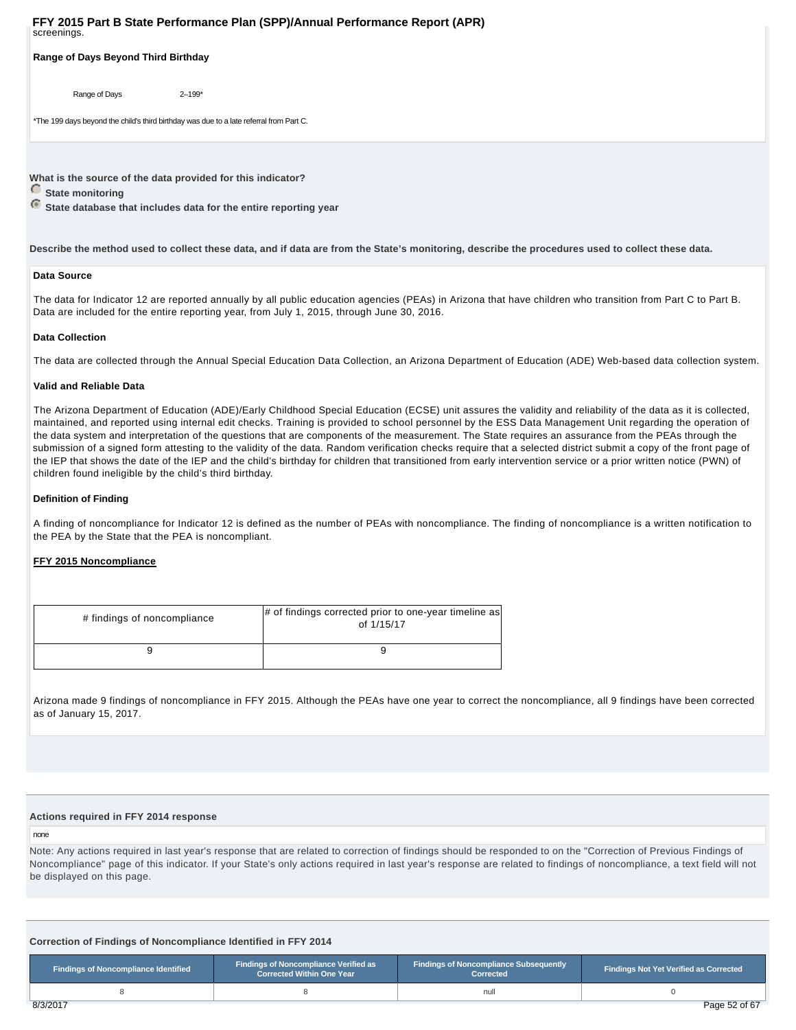screenings.

**Range of Days Beyond Third Birthday**

| Range of Days | 2–199* |
|---|---|

*The 199 days beyond the child's third birthday was due to a late referral from Part C.

**What is the source of the data provided for this indicator?**

- State monitoring
- State database that includes data for the entire reporting year

**Describe the method used to collect these data, and if data are from the State's monitoring, describe the procedures used to collect these data.**

**Data Source**

The data for Indicator 12 are reported annually by all public education agencies (PEAs) in Arizona that have children who transition from Part C to Part B. Data are included for the entire reporting year, from July 1, 2015, through June 30, 2016.

**Data Collection**

The data are collected through the Annual Special Education Data Collection, an Arizona Department of Education (ADE) Web-based data collection system.

**Valid and Reliable Data**

The Arizona Department of Education (ADE)/Early Childhood Special Education (ECSE) unit assures the validity and reliability of the data as it is collected, maintained, and reported using internal edit checks. Training is provided to school personnel by the ESS Data Management Unit regarding the operation of the data system and interpretation of the questions that are components of the measurement. The State requires an assurance from the PEAs through the submission of a signed form attesting to the validity of the data. Random verification checks require that a selected district submit a copy of the front page of the IEP that shows the date of the IEP and the child's birthday for children that transitioned from early intervention service or a prior written notice (PWN) of children found ineligible by the child's third birthday.

**Definition of Finding**

A finding of noncompliance for Indicator 12 is defined as the number of PEAs with noncompliance. The finding of noncompliance is a written notification to the PEA by the State that the PEA is noncompliant.

**FFY 2015 Noncompliance**

| # findings of noncompliance | # of findings corrected prior to one-year timeline as of 1/15/17 |
|---|---|
| 9 | 9 |

Arizona made 9 findings of noncompliance in FFY 2015. Although the PEAs have one year to correct the noncompliance, all 9 findings have been corrected as of January 15, 2017.

**Actions required in FFY 2014 response**

none

Note: Any actions required in last year's response that are related to correction of findings should be responded to on the "Correction of Previous Findings of Noncompliance" page of this indicator. If your State's only actions required in last year's response are related to findings of noncompliance, a text field will not be displayed on this page.

**Correction of Findings of Noncompliance Identified in FFY 2014**

| Findings of Noncompliance Identified | Findings of Noncompliance Verified as Corrected Within One Year | Findings of Noncompliance Subsequently Corrected | Findings Not Yet Verified as Corrected |
|---|---|---|---|
| 8 | 8 | null | 0 |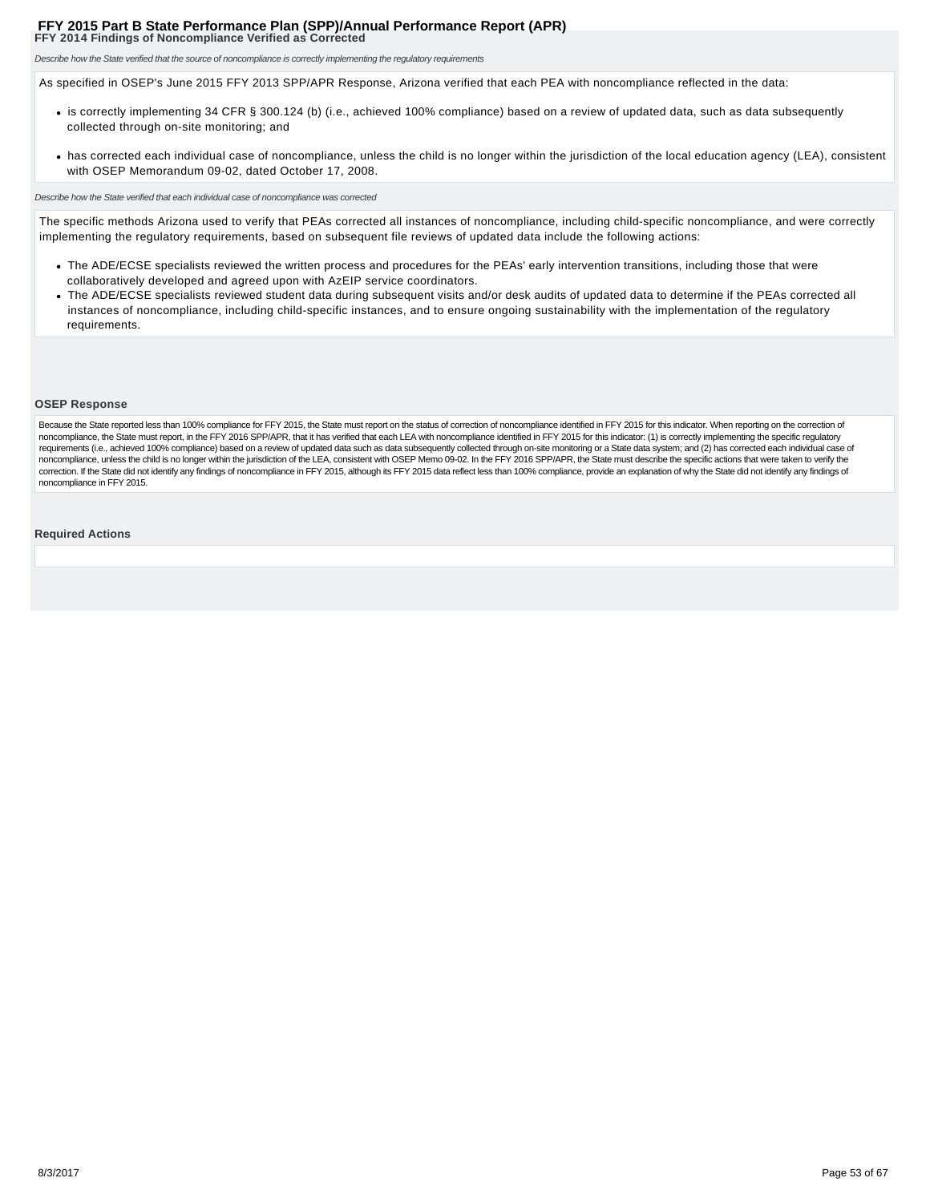### FFY 2014 Findings of Noncompliance Verified as Corrected

*Describe how the State verified that the source of noncompliance is correctly implementing the regulatory requirements*

As specified in OSEP's June 2015 FFY 2013 SPP/APR Response, Arizona verified that each PEA with noncompliance reflected in the data:

- is correctly implementing 34 CFR § 300.124 (b) (i.e., achieved 100% compliance) based on a review of updated data, such as data subsequently collected through on-site monitoring; and
- has corrected each individual case of noncompliance, unless the child is no longer within the jurisdiction of the local education agency (LEA), consistent with OSEP Memorandum 09-02, dated October 17, 2008.

*Describe how the State verified that each individual case of noncompliance was corrected*

The specific methods Arizona used to verify that PEAs corrected all instances of noncompliance, including child-specific noncompliance, and were correctly implementing the regulatory requirements, based on subsequent file reviews of updated data include the following actions:

- The ADE/ECSE specialists reviewed the written process and procedures for the PEAs' early intervention transitions, including those that were collaboratively developed and agreed upon with AzEIP service coordinators.
- The ADE/ECSE specialists reviewed student data during subsequent visits and/or desk audits of updated data to determine if the PEAs corrected all instances of noncompliance, including child-specific instances, and to ensure ongoing sustainability with the implementation of the regulatory requirements.

### OSEP Response

Because the State reported less than 100% compliance for FFY 2015, the State must report on the status of correction of noncompliance identified in FFY 2015 for this indicator. When reporting on the correction of noncompliance, the State must report, in the FFY 2016 SPP/APR, that it has verified that each LEA with noncompliance identified in FFY 2015 for this indicator: (1) is correctly implementing the specific regulatory requirements (i.e., achieved 100% compliance) based on a review of updated data such as data subsequently collected through on-site monitoring or a State data system; and (2) has corrected each individual case of noncompliance, unless the child is no longer within the jurisdiction of the LEA, consistent with OSEP Memo 09-02. In the FFY 2016 SPP/APR, the State must describe the specific actions that were taken to verify the correction. If the State did not identify any findings of noncompliance in FFY 2015, although its FFY 2015 data reflect less than 100% compliance, provide an explanation of why the State did not identify any findings of noncompliance in FFY 2015.

### Required Actions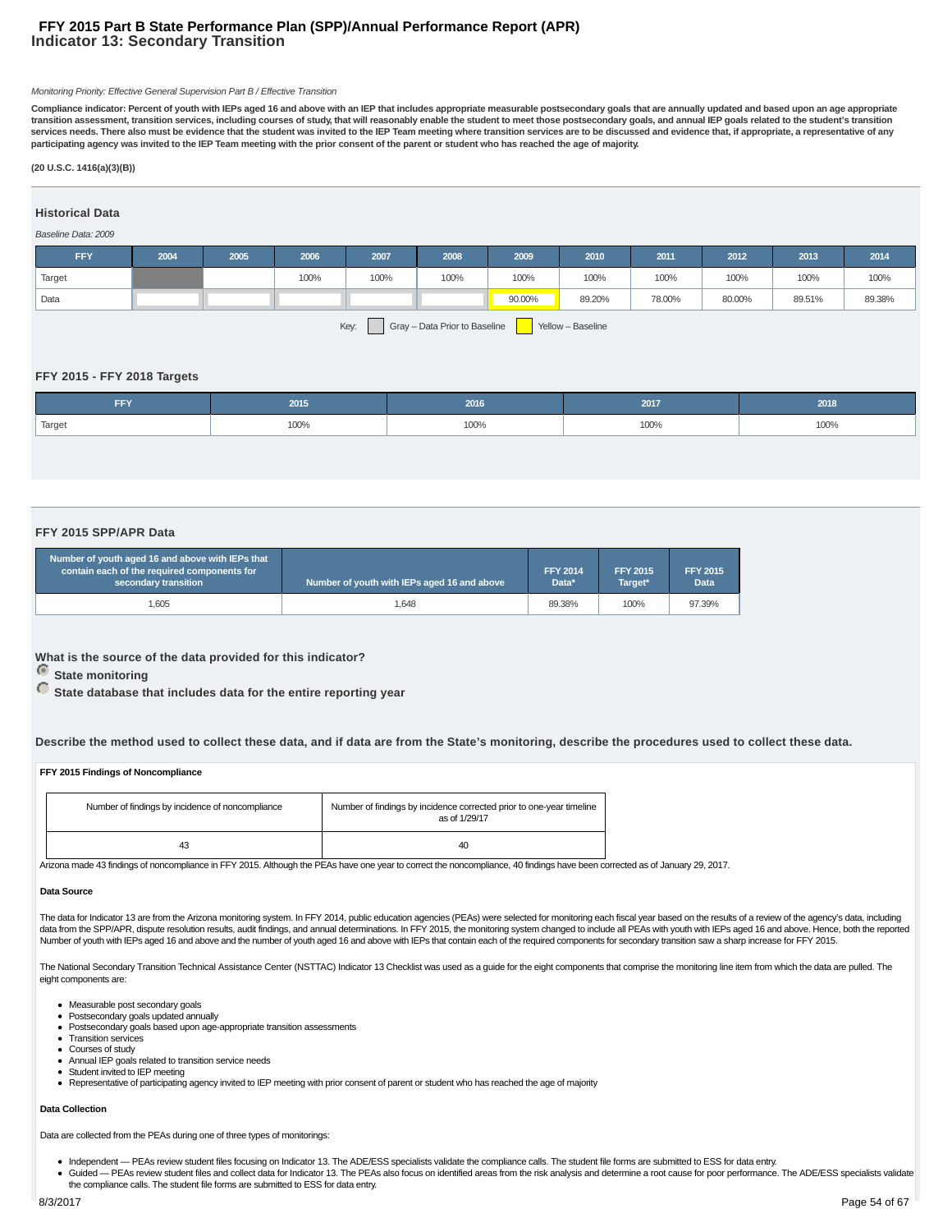# FFY 2015 Part B State Performance Plan (SPP)/Annual Performance Report (APR)

## Indicator 13: Secondary Transition

*Monitoring Priority: Effective General Supervision Part B / Effective Transition*

**Compliance indicator: Percent of youth with IEPs aged 16 and above with an IEP that includes appropriate measurable postsecondary goals that are annually updated and based upon an age appropriate transition assessment, transition services, including courses of study, that will reasonably enable the student to meet those postsecondary goals, and annual IEP goals related to the student's transition services needs. There also must be evidence that the student was invited to the IEP Team meeting where transition services are to be discussed and evidence that, if appropriate, a representative of any participating agency was invited to the IEP Team meeting with the prior consent of the parent or student who has reached the age of majority.**

**(20 U.S.C. 1416(a)(3)(B))**

### Historical Data

*Baseline Data: 2009*

| FFY | 2004 | 2005 | 2006 | 2007 | 2008 | 2009 | 2010 | 2011 | 2012 | 2013 | 2014 |
|---|---|---|---|---|---|---|---|---|---|---|---|
| Target | | | 100% | 100% | 100% | 100% | 100% | 100% | 100% | 100% | 100% |
| Data | | | | | | 90.00% | 89.20% | 78.00% | 80.00% | 89.51% | 89.38% |

Key: Gray – Data Prior to Baseline; Yellow – Baseline

### FFY 2015 - FFY 2018 Targets

| FFY | 2015 | 2016 | 2017 | 2018 |
|---|---|---|---|---|
| Target | 100% | 100% | 100% | 100% |

### FFY 2015 SPP/APR Data

| Number of youth aged 16 and above with IEPs that contain each of the required components for secondary transition | Number of youth with IEPs aged 16 and above | FFY 2014 Data* | FFY 2015 Target* | FFY 2015 Data |
|---|---|---|---|---|
| 1,605 | 1,648 | 89.38% | 100% | 97.39% |

**What is the source of the data provided for this indicator?**

- (selected) **State monitoring**
- **State database that includes data for the entire reporting year**

**Describe the method used to collect these data, and if data are from the State's monitoring, describe the procedures used to collect these data.**

**FFY 2015 Findings of Noncompliance**

| Number of findings by incidence of noncompliance | Number of findings by incidence corrected prior to one-year timeline as of 1/29/17 |
|---|---|
| 43 | 40 |

Arizona made 43 findings of noncompliance in FFY 2015. Although the PEAs have one year to correct the noncompliance, 40 findings have been corrected as of January 29, 2017.

**Data Source**

The data for Indicator 13 are from the Arizona monitoring system. In FFY 2014, public education agencies (PEAs) were selected for monitoring each fiscal year based on the results of a review of the agency's data, including data from the SPP/APR, dispute resolution results, audit findings, and annual determinations. In FFY 2015, the monitoring system changed to include all PEAs with youth with IEPs aged 16 and above. Hence, both the reported Number of youth with IEPs aged 16 and above and the number of youth aged 16 and above with IEPs that contain each of the required components for secondary transition saw a sharp increase for FFY 2015.

The National Secondary Transition Technical Assistance Center (NSTTAC) Indicator 13 Checklist was used as a guide for the eight components that comprise the monitoring line item from which the data are pulled. The eight components are:

- Measurable post secondary goals
- Postsecondary goals updated annually
- Postsecondary goals based upon age-appropriate transition assessments
- Transition services
- Courses of study
- Annual IEP goals related to transition service needs
- Student invited to IEP meeting
- Representative of participating agency invited to IEP meeting with prior consent of parent or student who has reached the age of majority

**Data Collection**

Data are collected from the PEAs during one of three types of monitorings:

- Independent — PEAs review student files focusing on Indicator 13. The ADE/ESS specialists validate the compliance calls. The student file forms are submitted to ESS for data entry.
- Guided — PEAs review student files and collect data for Indicator 13. The PEAs also focus on identified areas from the risk analysis and determine a root cause for poor performance. The ADE/ESS specialists validate the compliance calls. The student file forms are submitted to ESS for data entry.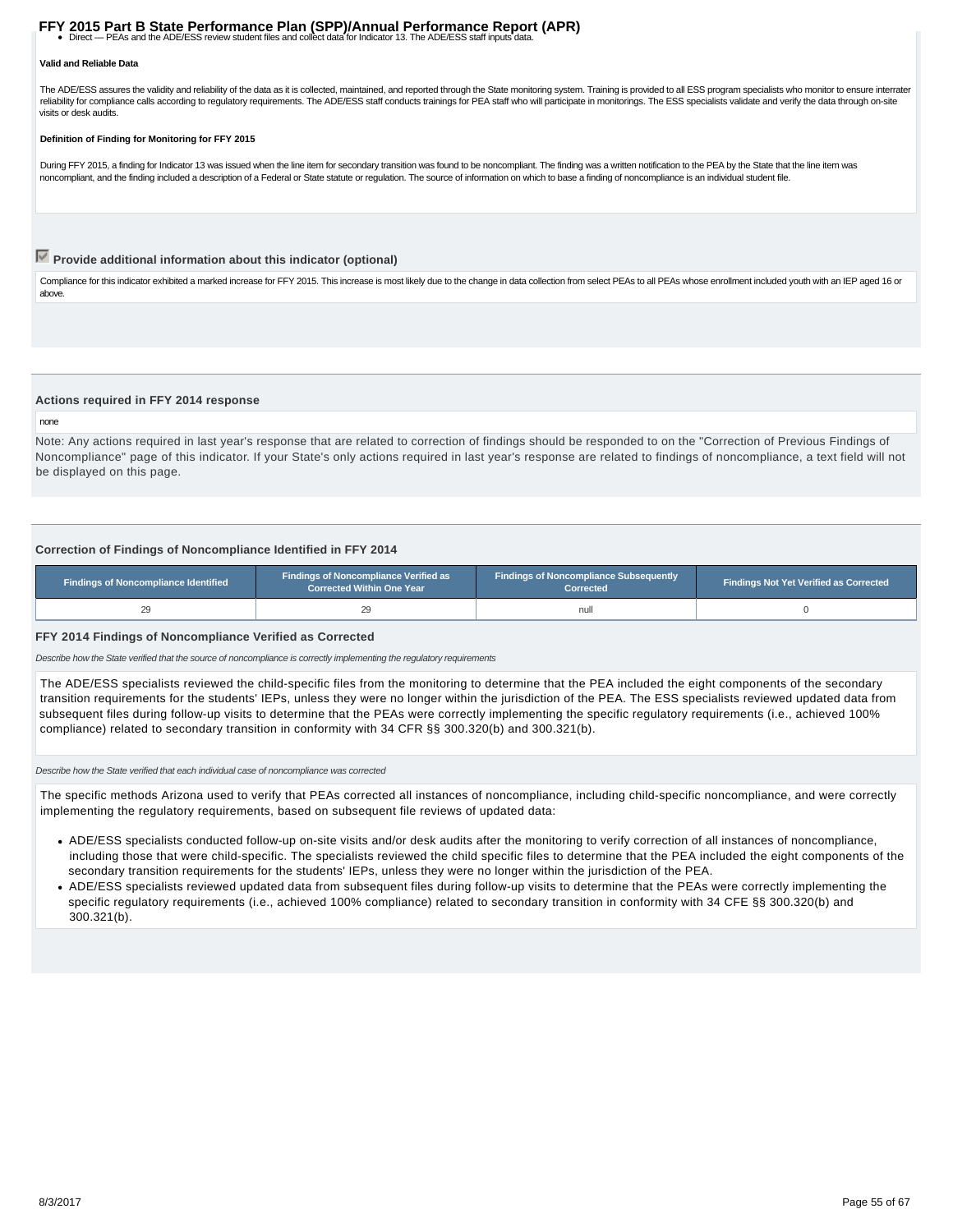- Direct — PEAs and the ADE/ESS review student files and collect data for Indicator 13. The ADE/ESS staff inputs data.

**Valid and Reliable Data**

The ADE/ESS assures the validity and reliability of the data as it is collected, maintained, and reported through the State monitoring system. Training is provided to all ESS program specialists who monitor to ensure interrater reliability for compliance calls according to regulatory requirements. The ADE/ESS staff conducts trainings for PEA staff who will participate in monitorings. The ESS specialists validate and verify the data through on-site visits or desk audits.

**Definition of Finding for Monitoring for FFY 2015**

During FFY 2015, a finding for Indicator 13 was issued when the line item for secondary transition was found to be noncompliant. The finding was a written notification to the PEA by the State that the line item was noncompliant, and the finding included a description of a Federal or State statute or regulation. The source of information on which to base a finding of noncompliance is an individual student file.

### Provide additional information about this indicator (optional)

Compliance for this indicator exhibited a marked increase for FFY 2015. This increase is most likely due to the change in data collection from select PEAs to all PEAs whose enrollment included youth with an IEP aged 16 or above.

### Actions required in FFY 2014 response

none

Note: Any actions required in last year's response that are related to correction of findings should be responded to on the "Correction of Previous Findings of Noncompliance" page of this indicator. If your State's only actions required in last year's response are related to findings of noncompliance, a text field will not be displayed on this page.

### Correction of Findings of Noncompliance Identified in FFY 2014

| Findings of Noncompliance Identified | Findings of Noncompliance Verified as Corrected Within One Year | Findings of Noncompliance Subsequently Corrected | Findings Not Yet Verified as Corrected |
|---|---|---|---|
| 29 | 29 | null | 0 |

### FFY 2014 Findings of Noncompliance Verified as Corrected

*Describe how the State verified that the source of noncompliance is correctly implementing the regulatory requirements*

The ADE/ESS specialists reviewed the child-specific files from the monitoring to determine that the PEA included the eight components of the secondary transition requirements for the students' IEPs, unless they were no longer within the jurisdiction of the PEA. The ESS specialists reviewed updated data from subsequent files during follow-up visits to determine that the PEAs were correctly implementing the specific regulatory requirements (i.e., achieved 100% compliance) related to secondary transition in conformity with 34 CFR §§ 300.320(b) and 300.321(b).

*Describe how the State verified that each individual case of noncompliance was corrected*

The specific methods Arizona used to verify that PEAs corrected all instances of noncompliance, including child-specific noncompliance, and were correctly implementing the regulatory requirements, based on subsequent file reviews of updated data:

- ADE/ESS specialists conducted follow-up on-site visits and/or desk audits after the monitoring to verify correction of all instances of noncompliance, including those that were child-specific. The specialists reviewed the child specific files to determine that the PEA included the eight components of the secondary transition requirements for the students' IEPs, unless they were no longer within the jurisdiction of the PEA.
- ADE/ESS specialists reviewed updated data from subsequent files during follow-up visits to determine that the PEAs were correctly implementing the specific regulatory requirements (i.e., achieved 100% compliance) related to secondary transition in conformity with 34 CFE §§ 300.320(b) and 300.321(b).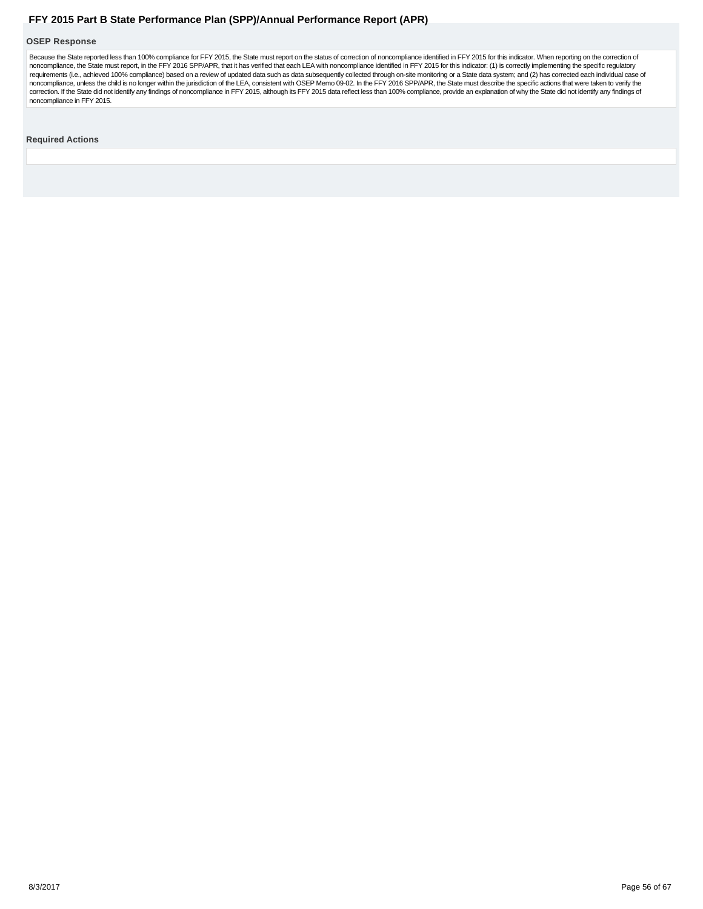### OSEP Response

Because the State reported less than 100% compliance for FFY 2015, the State must report on the status of correction of noncompliance identified in FFY 2015 for this indicator. When reporting on the correction of noncompliance, the State must report, in the FFY 2016 SPP/APR, that it has verified that each LEA with noncompliance identified in FFY 2015 for this indicator: (1) is correctly implementing the specific regulatory requirements (i.e., achieved 100% compliance) based on a review of updated data such as data subsequently collected through on-site monitoring or a State data system; and (2) has corrected each individual case of noncompliance, unless the child is no longer within the jurisdiction of the LEA, consistent with OSEP Memo 09-02. In the FFY 2016 SPP/APR, the State must describe the specific actions that were taken to verify the correction. If the State did not identify any findings of noncompliance in FFY 2015, although its FFY 2015 data reflect less than 100% compliance, provide an explanation of why the State did not identify any findings of noncompliance in FFY 2015.

### Required Actions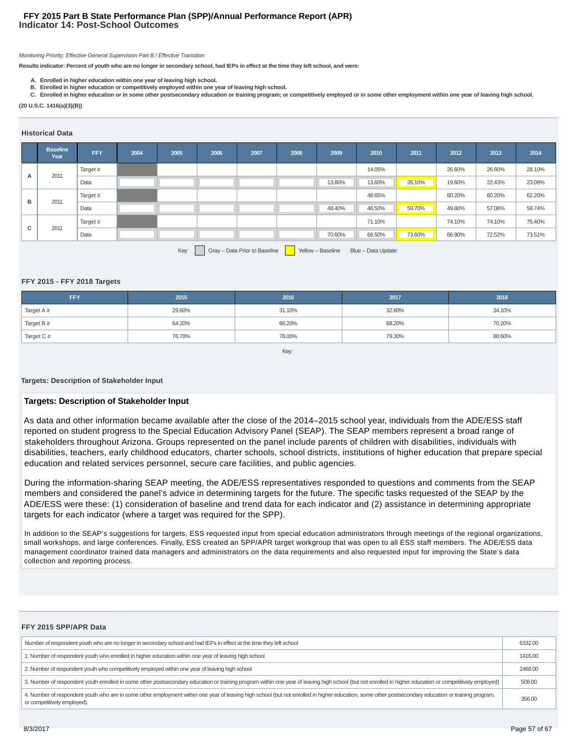**FFY 2015 Part B State Performance Plan (SPP)/Annual Performance Report (APR)**

# Indicator 14: Post-School Outcomes

*Monitoring Priority: Effective General Supervision Part B / Effective Transition*

**Results indicator: Percent of youth who are no longer in secondary school, had IEPs in effect at the time they left school, and were:**

- **A. Enrolled in higher education within one year of leaving high school.**
- **B. Enrolled in higher education or competitively employed within one year of leaving high school.**
- **C. Enrolled in higher education or in some other postsecondary education or training program; or competitively employed or in some other employment within one year of leaving high school.**

**(20 U.S.C. 1416(a)(3)(B))**

### Historical Data

| | Baseline Year | FFY | 2004 | 2005 | 2006 | 2007 | 2008 | 2009 | 2010 | 2011 | 2012 | 2013 | 2014 |
|---|---|---|---|---|---|---|---|---|---|---|---|---|---|
| A | 2011 | Target ≥ | | | | | | | 14.05% | | 26.60% | 26.60% | 28.10% |
| | | Data | | | | | | 13.80% | 13.60% | 26.10% | 19.60% | 22.43% | 23.09% |
| B | 2011 | Target ≥ | | | | | | | 48.65% | | 60.20% | 60.20% | 62.20% |
| | | Data | | | | | | 48.40% | 46.50% | 59.70% | 49.80% | 57.08% | 58.74% |
| C | 2011 | Target ≥ | | | | | | | 71.10% | | 74.10% | 74.10% | 75.40% |
| | | Data | | | | | | 70.60% | 68.50% | 73.60% | 66.90% | 72.52% | 73.51% |

Key: Gray – Data Prior to Baseline; Yellow – Baseline; Blue – Data Update

### FFY 2015 - FFY 2018 Targets

| FFY | 2015 | 2016 | 2017 | 2018 |
|---|---|---|---|---|
| Target A ≥ | 29.60% | 31.10% | 32.60% | 34.10% |
| Target B ≥ | 64.20% | 66.20% | 68.20% | 70.20% |
| Target C ≥ | 76.70% | 78.00% | 79.30% | 80.60% |

Key:

### Targets: Description of Stakeholder Input

**Targets: Description of Stakeholder Input**

As data and other information became available after the close of the 2014–2015 school year, individuals from the ADE/ESS staff reported on student progress to the Special Education Advisory Panel (SEAP). The SEAP members represent a broad range of stakeholders throughout Arizona. Groups represented on the panel include parents of children with disabilities, individuals with disabilities, teachers, early childhood educators, charter schools, school districts, institutions of higher education that prepare special education and related services personnel, secure care facilities, and public agencies.

During the information-sharing SEAP meeting, the ADE/ESS representatives responded to questions and comments from the SEAP members and considered the panel's advice in determining targets for the future. The specific tasks requested of the SEAP by the ADE/ESS were these: (1) consideration of baseline and trend data for each indicator and (2) assistance in determining appropriate targets for each indicator (where a target was required for the SPP).

In addition to the SEAP's suggestions for targets, ESS requested input from special education administrators through meetings of the regional organizations, small workshops, and large conferences. Finally, ESS created an SPP/APR target workgroup that was open to all ESS staff members. The ADE/ESS data management coordinator trained data managers and administrators on the data requirements and also requested input for improving the State's data collection and reporting process.

### FFY 2015 SPP/APR Data

| | |
|---|---|
| Number of respondent youth who are no longer in secondary school and had IEPs in effect at the time they left school | 6332.00 |
| 1. Number of respondent youth who enrolled in higher education within one year of leaving high school | 1416.00 |
| 2. Number of respondent youth who competitively employed within one year of leaving high school | 2468.00 |
| 3. Number of respondent youth enrolled in some other postsecondary education or training program within one year of leaving high school (but not enrolled in higher education or competitively employed) | 508.00 |
| 4. Number of respondent youth who are in some other employment within one year of leaving high school (but not enrolled in higher education, some other postsecondary education or training program, or competitively employed). | 356.00 |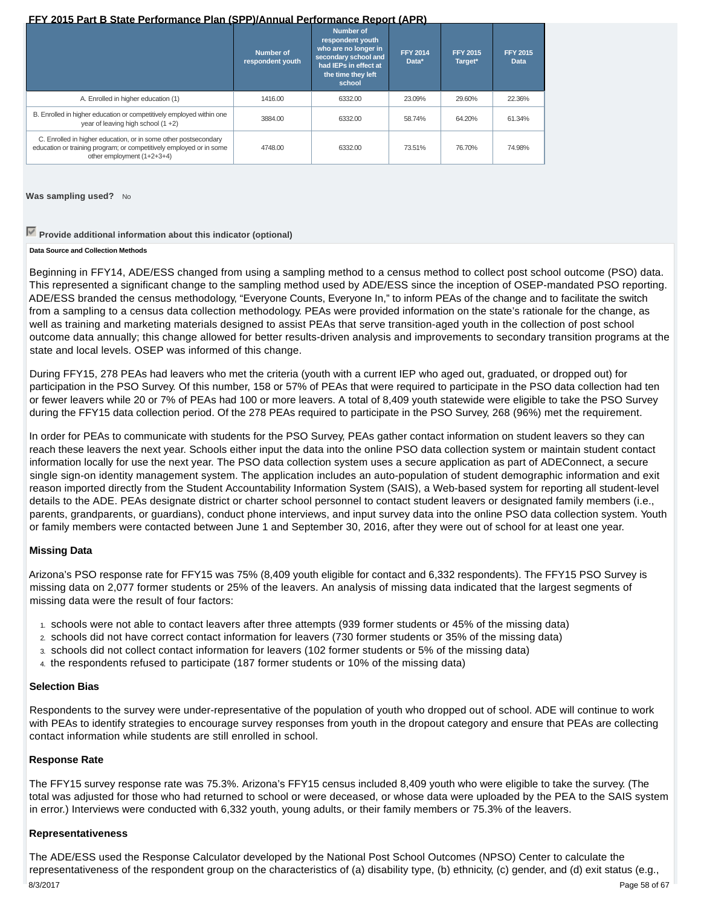| | Number of respondent youth | Number of respondent youth who are no longer in secondary school and had IEPs in effect at the time they left school | FFY 2014 Data* | FFY 2015 Target* | FFY 2015 Data |
|---|---|---|---|---|---|
| A. Enrolled in higher education (1) | 1416.00 | 6332.00 | 23.09% | 29.60% | 22.36% |
| B. Enrolled in higher education or competitively employed within one year of leaving high school (1 +2) | 3884.00 | 6332.00 | 58.74% | 64.20% | 61.34% |
| C. Enrolled in higher education, or in some other postsecondary education or training program; or competitively employed or in some other employment (1+2+3+4) | 4748.00 | 6332.00 | 73.51% | 76.70% | 74.98% |

**Was sampling used?** No

**Provide additional information about this indicator (optional)**

**Data Source and Collection Methods**

Beginning in FFY14, ADE/ESS changed from using a sampling method to a census method to collect post school outcome (PSO) data. This represented a significant change to the sampling method used by ADE/ESS since the inception of OSEP-mandated PSO reporting. ADE/ESS branded the census methodology, "Everyone Counts, Everyone In," to inform PEAs of the change and to facilitate the switch from a sampling to a census data collection methodology. PEAs were provided information on the state's rationale for the change, as well as training and marketing materials designed to assist PEAs that serve transition-aged youth in the collection of post school outcome data annually; this change allowed for better results-driven analysis and improvements to secondary transition programs at the state and local levels. OSEP was informed of this change.

During FFY15, 278 PEAs had leavers who met the criteria (youth with a current IEP who aged out, graduated, or dropped out) for participation in the PSO Survey. Of this number, 158 or 57% of PEAs that were required to participate in the PSO data collection had ten or fewer leavers while 20 or 7% of PEAs had 100 or more leavers. A total of 8,409 youth statewide were eligible to take the PSO Survey during the FFY15 data collection period. Of the 278 PEAs required to participate in the PSO Survey, 268 (96%) met the requirement.

In order for PEAs to communicate with students for the PSO Survey, PEAs gather contact information on student leavers so they can reach these leavers the next year. Schools either input the data into the online PSO data collection system or maintain student contact information locally for use the next year. The PSO data collection system uses a secure application as part of ADEConnect, a secure single sign-on identity management system. The application includes an auto-population of student demographic information and exit reason imported directly from the Student Accountability Information System (SAIS), a Web-based system for reporting all student-level details to the ADE. PEAs designate district or charter school personnel to contact student leavers or designated family members (i.e., parents, grandparents, or guardians), conduct phone interviews, and input survey data into the online PSO data collection system. Youth or family members were contacted between June 1 and September 30, 2016, after they were out of school for at least one year.

**Missing Data**

Arizona's PSO response rate for FFY15 was 75% (8,409 youth eligible for contact and 6,332 respondents). The FFY15 PSO Survey is missing data on 2,077 former students or 25% of the leavers. An analysis of missing data indicated that the largest segments of missing data were the result of four factors:

1. schools were not able to contact leavers after three attempts (939 former students or 45% of the missing data)
2. schools did not have correct contact information for leavers (730 former students or 35% of the missing data)
3. schools did not collect contact information for leavers (102 former students or 5% of the missing data)
4. the respondents refused to participate (187 former students or 10% of the missing data)

**Selection Bias**

Respondents to the survey were under-representative of the population of youth who dropped out of school. ADE will continue to work with PEAs to identify strategies to encourage survey responses from youth in the dropout category and ensure that PEAs are collecting contact information while students are still enrolled in school.

**Response Rate**

The FFY15 survey response rate was 75.3%. Arizona's FFY15 census included 8,409 youth who were eligible to take the survey. (The total was adjusted for those who had returned to school or were deceased, or whose data were uploaded by the PEA to the SAIS system in error.) Interviews were conducted with 6,332 youth, young adults, or their family members or 75.3% of the leavers.

**Representativeness**

The ADE/ESS used the Response Calculator developed by the National Post School Outcomes (NPSO) Center to calculate the representativeness of the respondent group on the characteristics of (a) disability type, (b) ethnicity, (c) gender, and (d) exit status (e.g.,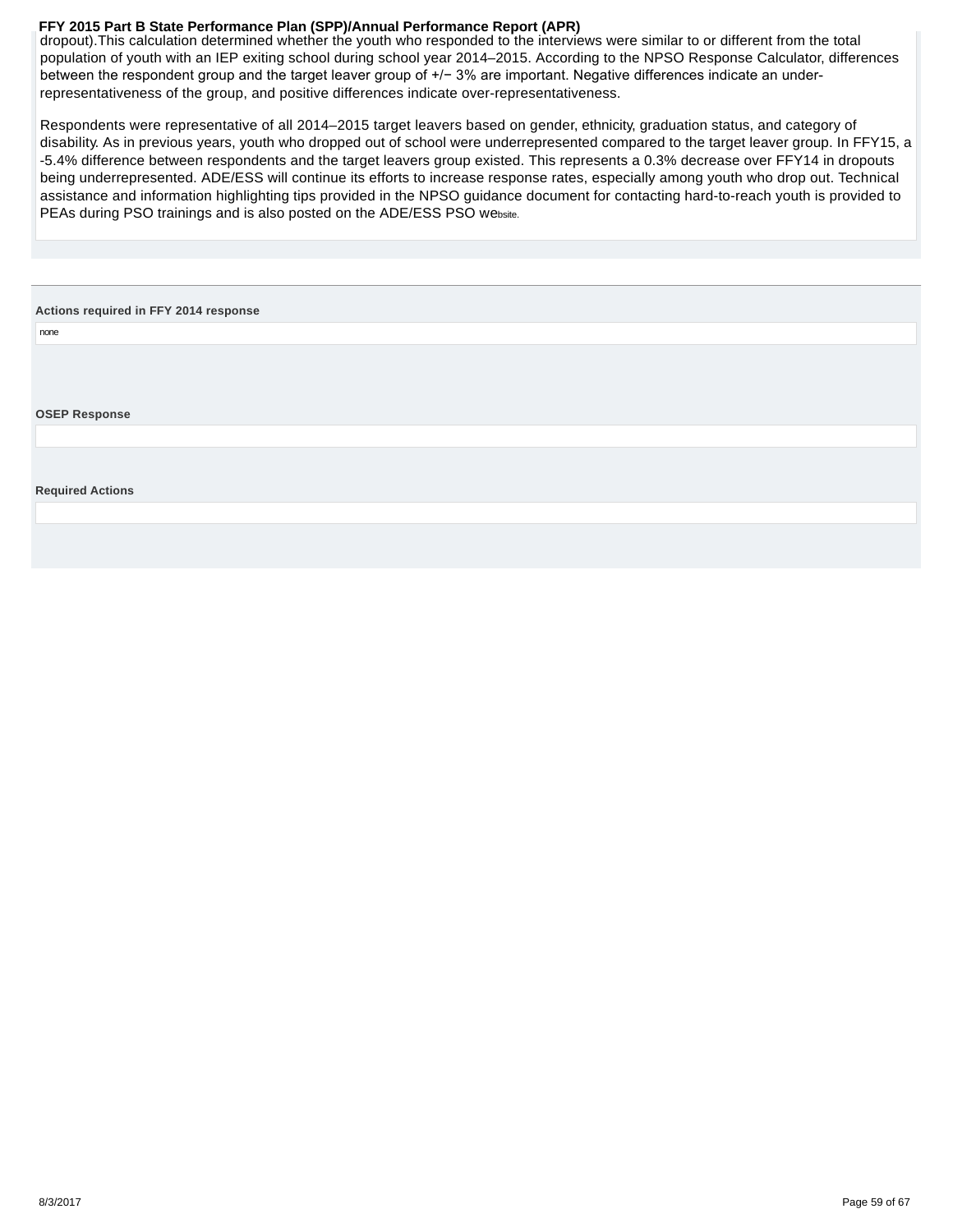dropout).This calculation determined whether the youth who responded to the interviews were similar to or different from the total population of youth with an IEP exiting school during school year 2014–2015. According to the NPSO Response Calculator, differences between the respondent group and the target leaver group of +/− 3% are important. Negative differences indicate an under-representativeness of the group, and positive differences indicate over-representativeness.

Respondents were representative of all 2014–2015 target leavers based on gender, ethnicity, graduation status, and category of disability. As in previous years, youth who dropped out of school were underrepresented compared to the target leaver group. In FFY15, a -5.4% difference between respondents and the target leavers group existed. This represents a 0.3% decrease over FFY14 in dropouts being underrepresented. ADE/ESS will continue its efforts to increase response rates, especially among youth who drop out. Technical assistance and information highlighting tips provided in the NPSO guidance document for contacting hard-to-reach youth is provided to PEAs during PSO trainings and is also posted on the ADE/ESS PSO website.

**Actions required in FFY 2014 response**

none

**OSEP Response**

**Required Actions**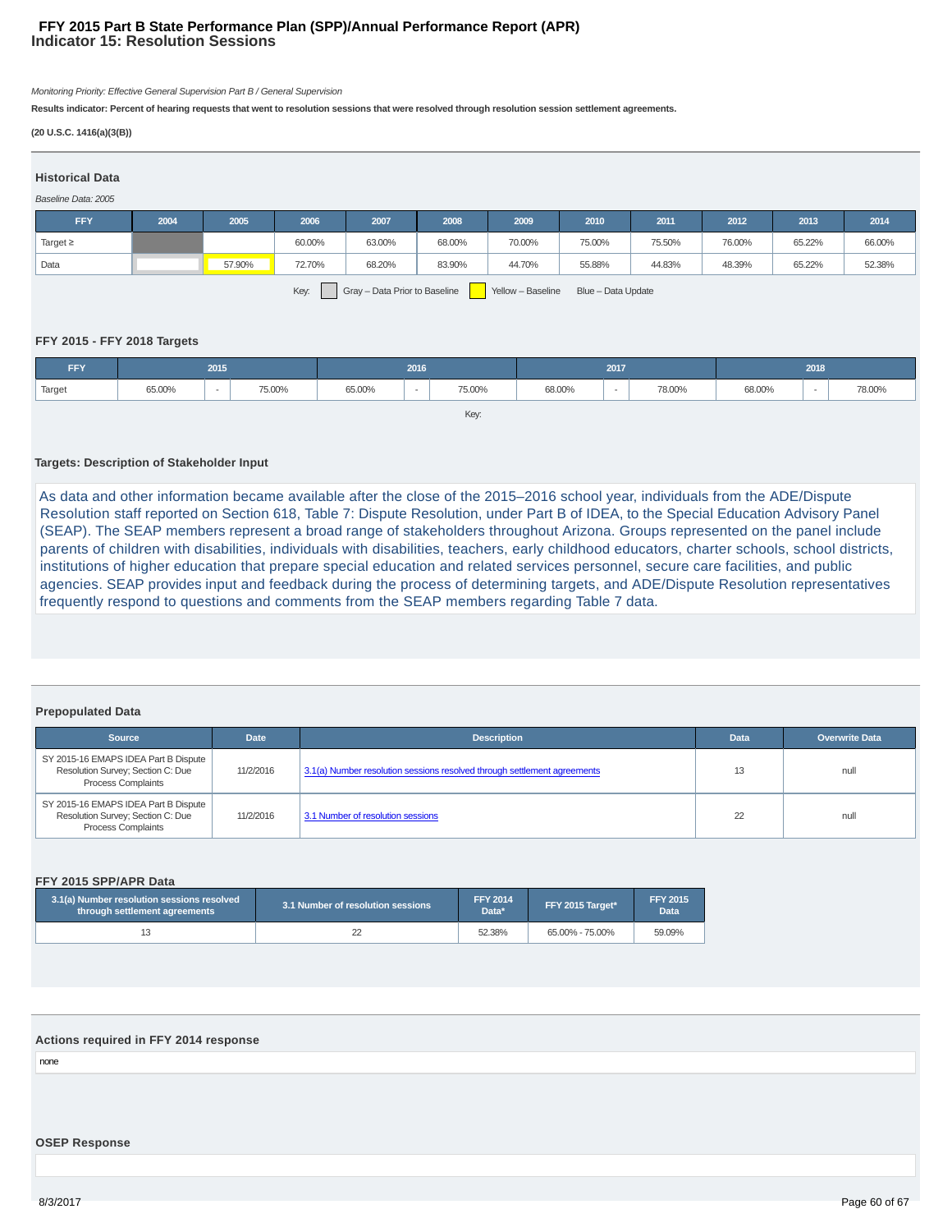# FFY 2015 Part B State Performance Plan (SPP)/Annual Performance Report (APR)
## Indicator 15: Resolution Sessions

*Monitoring Priority: Effective General Supervision Part B / General Supervision*

**Results indicator: Percent of hearing requests that went to resolution sessions that were resolved through resolution session settlement agreements.**

**(20 U.S.C. 1416(a)(3(B))**

### Historical Data

*Baseline Data: 2005*

| FFY | 2004 | 2005 | 2006 | 2007 | 2008 | 2009 | 2010 | 2011 | 2012 | 2013 | 2014 |
|---|---|---|---|---|---|---|---|---|---|---|---|
| Target ≥ | | | 60.00% | 63.00% | 68.00% | 70.00% | 75.00% | 75.50% | 76.00% | 65.22% | 66.00% |
| Data | | 57.90% | 72.70% | 68.20% | 83.90% | 44.70% | 55.88% | 44.83% | 48.39% | 65.22% | 52.38% |

Key: Gray – Data Prior to Baseline; Yellow – Baseline; Blue – Data Update

### FFY 2015 - FFY 2018 Targets

| FFY | 2015 | | | 2016 | | | 2017 | | | 2018 | | |
|---|---|---|---|---|---|---|---|---|---|---|---|---|
| Target | 65.00% | - | 75.00% | 65.00% | - | 75.00% | 68.00% | - | 78.00% | 68.00% | - | 78.00% |

Key:

### Targets: Description of Stakeholder Input

As data and other information became available after the close of the 2015–2016 school year, individuals from the ADE/Dispute Resolution staff reported on Section 618, Table 7: Dispute Resolution, under Part B of IDEA, to the Special Education Advisory Panel (SEAP). The SEAP members represent a broad range of stakeholders throughout Arizona. Groups represented on the panel include parents of children with disabilities, individuals with disabilities, teachers, early childhood educators, charter schools, school districts, institutions of higher education that prepare special education and related services personnel, secure care facilities, and public agencies. SEAP provides input and feedback during the process of determining targets, and ADE/Dispute Resolution representatives frequently respond to questions and comments from the SEAP members regarding Table 7 data.

### Prepopulated Data

| Source | Date | Description | Data | Overwrite Data |
|---|---|---|---|---|
| SY 2015-16 EMAPS IDEA Part B Dispute Resolution Survey; Section C: Due Process Complaints | 11/2/2016 | 3.1(a) Number resolution sessions resolved through settlement agreements | 13 | null |
| SY 2015-16 EMAPS IDEA Part B Dispute Resolution Survey; Section C: Due Process Complaints | 11/2/2016 | 3.1 Number of resolution sessions | 22 | null |

### FFY 2015 SPP/APR Data

| 3.1(a) Number resolution sessions resolved through settlement agreements | 3.1 Number of resolution sessions | FFY 2014 Data* | FFY 2015 Target* | FFY 2015 Data |
|---|---|---|---|---|
| 13 | 22 | 52.38% | 65.00% - 75.00% | 59.09% |

### Actions required in FFY 2014 response

none

### OSEP Response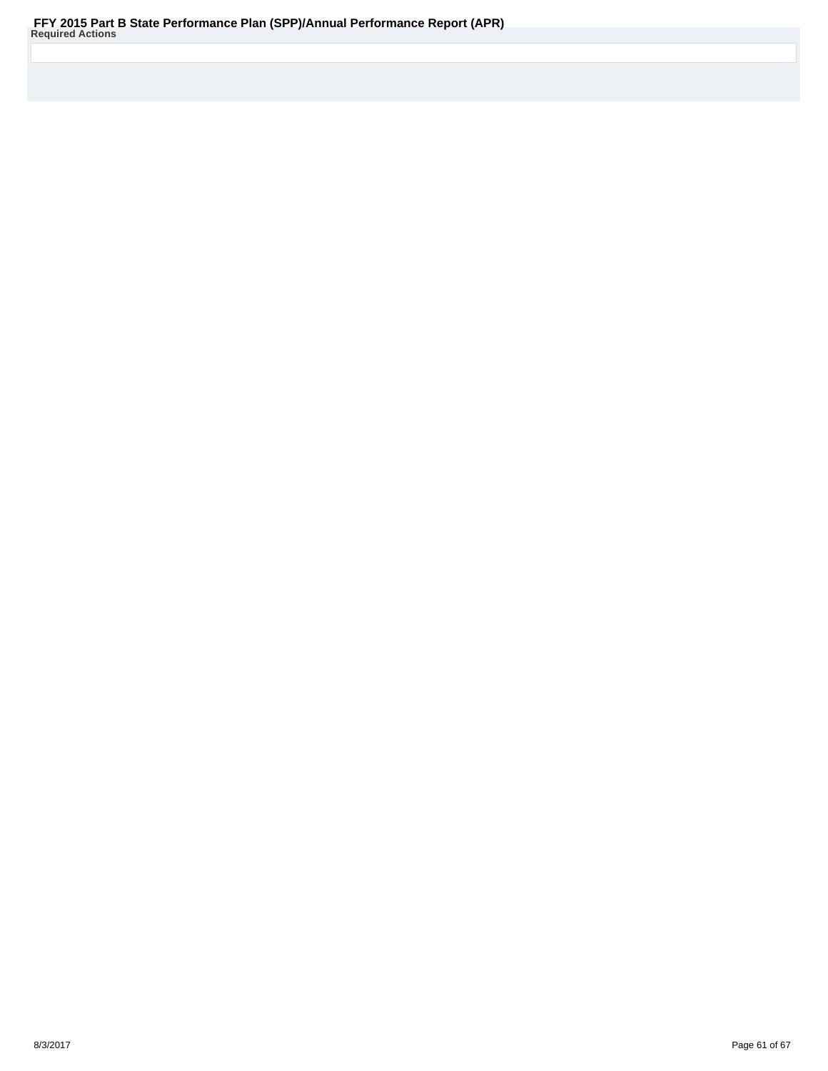**Required Actions**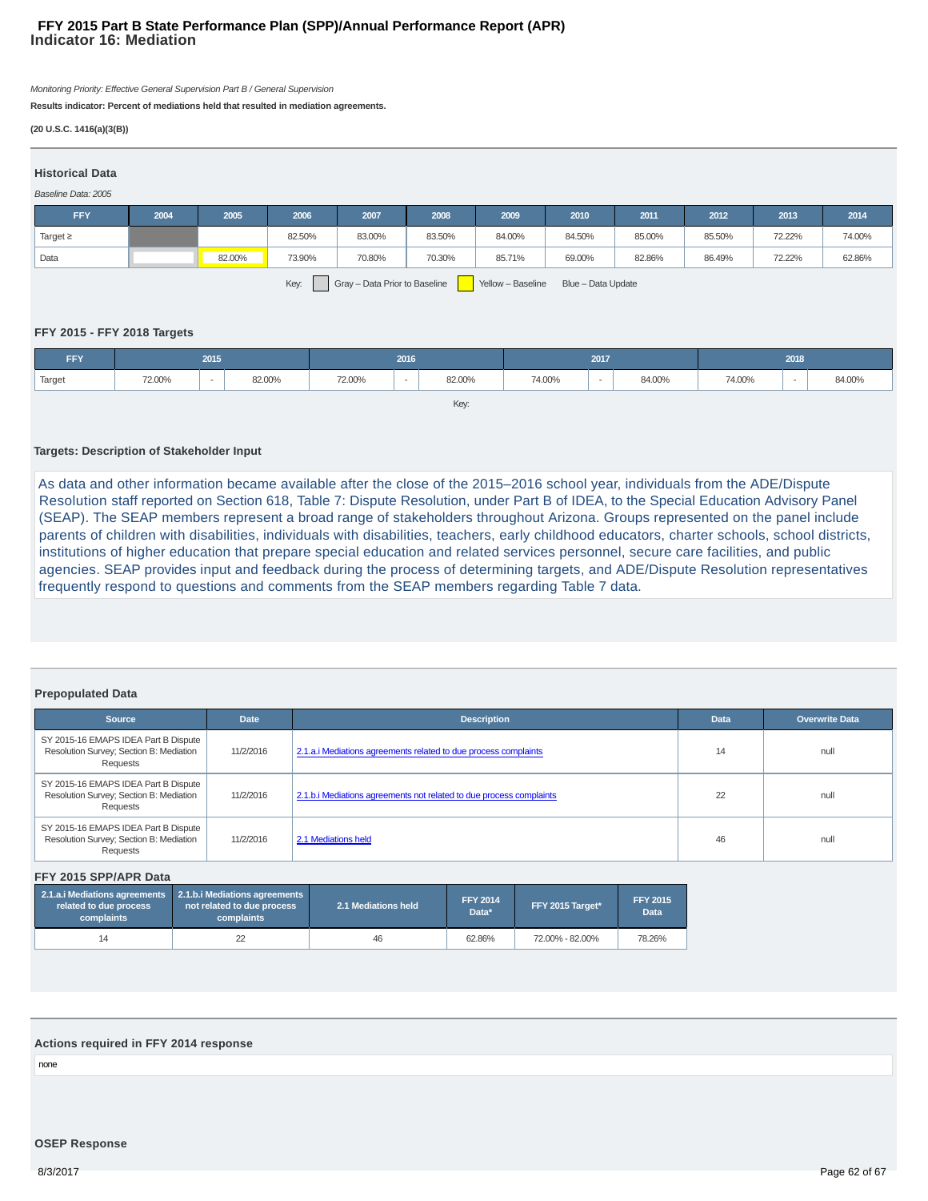# FFY 2015 Part B State Performance Plan (SPP)/Annual Performance Report (APR)
## Indicator 16: Mediation

*Monitoring Priority: Effective General Supervision Part B / General Supervision*

**Results indicator: Percent of mediations held that resulted in mediation agreements.**

**(20 U.S.C. 1416(a)(3(B))**

### Historical Data

*Baseline Data: 2005*

| FFY | 2004 | 2005 | 2006 | 2007 | 2008 | 2009 | 2010 | 2011 | 2012 | 2013 | 2014 |
|---|---|---|---|---|---|---|---|---|---|---|---|
| Target ≥ | | | 82.50% | 83.00% | 83.50% | 84.00% | 84.50% | 85.00% | 85.50% | 72.22% | 74.00% |
| Data | | 82.00% | 73.90% | 70.80% | 70.30% | 85.71% | 69.00% | 82.86% | 86.49% | 72.22% | 62.86% |

Key: Gray – Data Prior to Baseline   Yellow – Baseline   Blue – Data Update

### FFY 2015 - FFY 2018 Targets

| FFY | 2015 | | | 2016 | | | 2017 | | | 2018 | | |
|---|---|---|---|---|---|---|---|---|---|---|---|---|
| Target | 72.00% | - | 82.00% | 72.00% | - | 82.00% | 74.00% | - | 84.00% | 74.00% | - | 84.00% |

Key:

### Targets: Description of Stakeholder Input

As data and other information became available after the close of the 2015–2016 school year, individuals from the ADE/Dispute Resolution staff reported on Section 618, Table 7: Dispute Resolution, under Part B of IDEA, to the Special Education Advisory Panel (SEAP). The SEAP members represent a broad range of stakeholders throughout Arizona. Groups represented on the panel include parents of children with disabilities, individuals with disabilities, teachers, early childhood educators, charter schools, school districts, institutions of higher education that prepare special education and related services personnel, secure care facilities, and public agencies. SEAP provides input and feedback during the process of determining targets, and ADE/Dispute Resolution representatives frequently respond to questions and comments from the SEAP members regarding Table 7 data.

### Prepopulated Data

| Source | Date | Description | Data | Overwrite Data |
|---|---|---|---|---|
| SY 2015-16 EMAPS IDEA Part B Dispute Resolution Survey; Section B: Mediation Requests | 11/2/2016 | 2.1.a.i Mediations agreements related to due process complaints | 14 | null |
| SY 2015-16 EMAPS IDEA Part B Dispute Resolution Survey; Section B: Mediation Requests | 11/2/2016 | 2.1.b.i Mediations agreements not related to due process complaints | 22 | null |
| SY 2015-16 EMAPS IDEA Part B Dispute Resolution Survey; Section B: Mediation Requests | 11/2/2016 | 2.1 Mediations held | 46 | null |

### FFY 2015 SPP/APR Data

| 2.1.a.i Mediations agreements related to due process complaints | 2.1.b.i Mediations agreements not related to due process complaints | 2.1 Mediations held | FFY 2014 Data* | FFY 2015 Target* | FFY 2015 Data |
|---|---|---|---|---|---|
| 14 | 22 | 46 | 62.86% | 72.00% - 82.00% | 78.26% |

### Actions required in FFY 2014 response

none

### OSEP Response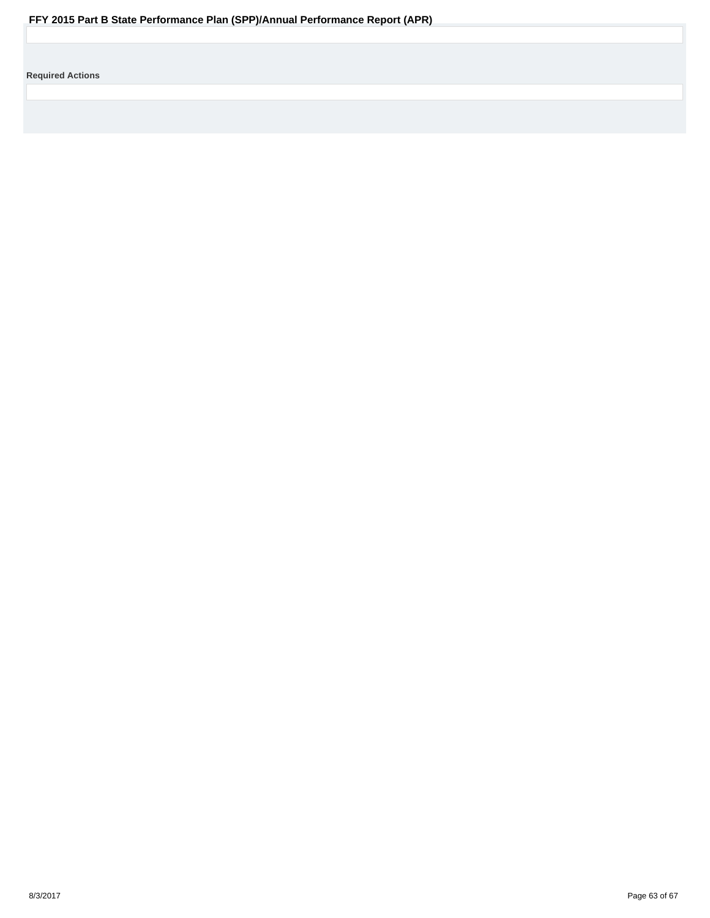**Required Actions**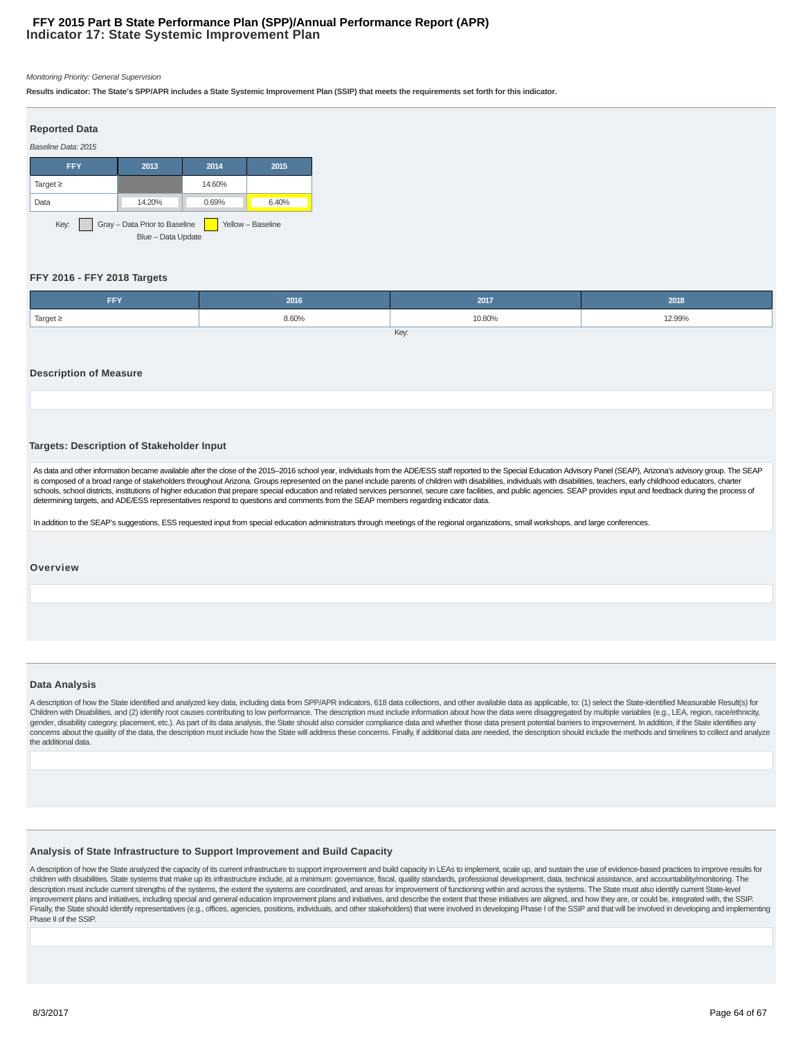# FFY 2015 Part B State Performance Plan (SPP)/Annual Performance Report (APR)
## Indicator 17: State Systemic Improvement Plan

*Monitoring Priority: General Supervision*

**Results indicator: The State's SPP/APR includes a State Systemic Improvement Plan (SSIP) that meets the requirements set forth for this indicator.**

### Reported Data

*Baseline Data: 2015*

| FFY | 2013 | 2014 | 2015 |
|---|---|---|---|
| Target ≥ | | 14.60% | |
| Data | 14.20% | 0.69% | 6.40% |

Key: Gray – Data Prior to Baseline | Yellow – Baseline | Blue – Data Update

### FFY 2016 - FFY 2018 Targets

| FFY | 2016 | 2017 | 2018 |
|---|---|---|---|
| Target ≥ | 8.60% | 10.80% | 12.99% |

Key:

### Description of Measure

### Targets: Description of Stakeholder Input

As data and other information became available after the close of the 2015–2016 school year, individuals from the ADE/ESS staff reported to the Special Education Advisory Panel (SEAP), Arizona's advisory group. The SEAP is composed of a broad range of stakeholders throughout Arizona. Groups represented on the panel include parents of children with disabilities, individuals with disabilities, teachers, early childhood educators, charter schools, school districts, institutions of higher education that prepare special education and related services personnel, secure care facilities, and public agencies. SEAP provides input and feedback during the process of determining targets, and ADE/ESS representatives respond to questions and comments from the SEAP members regarding indicator data.

In addition to the SEAP's suggestions, ESS requested input from special education administrators through meetings of the regional organizations, small workshops, and large conferences.

### Overview

### Data Analysis

A description of how the State identified and analyzed key data, including data from SPP/APR indicators, 618 data collections, and other available data as applicable, to: (1) select the State-identified Measurable Result(s) for Children with Disabilities, and (2) identify root causes contributing to low performance. The description must include information about how the data were disaggregated by multiple variables (e.g., LEA, region, race/ethnicity, gender, disability category, placement, etc.). As part of its data analysis, the State should also consider compliance data and whether those data present potential barriers to improvement. In addition, if the State identifies any concerns about the quality of the data, the description must include how the State will address these concerns. Finally, if additional data are needed, the description should include the methods and timelines to collect and analyze the additional data.

### Analysis of State Infrastructure to Support Improvement and Build Capacity

A description of how the State analyzed the capacity of its current infrastructure to support improvement and build capacity in LEAs to implement, scale up, and sustain the use of evidence-based practices to improve results for children with disabilities. State systems that make up its infrastructure include, at a minimum: governance, fiscal, quality standards, professional development, data, technical assistance, and accountability/monitoring. The description must include current strengths of the systems, the extent the systems are coordinated, and areas for improvement of functioning within and across the systems. The State must also identify current State-level improvement plans and initiatives, including special and general education improvement plans and initiatives, and describe the extent that these initiatives are aligned, and how they are, or could be, integrated with, the SSIP. Finally, the State should identify representatives (e.g., offices, agencies, positions, individuals, and other stakeholders) that were involved in developing Phase I of the SSIP and that will be involved in developing and implementing Phase II of the SSIP.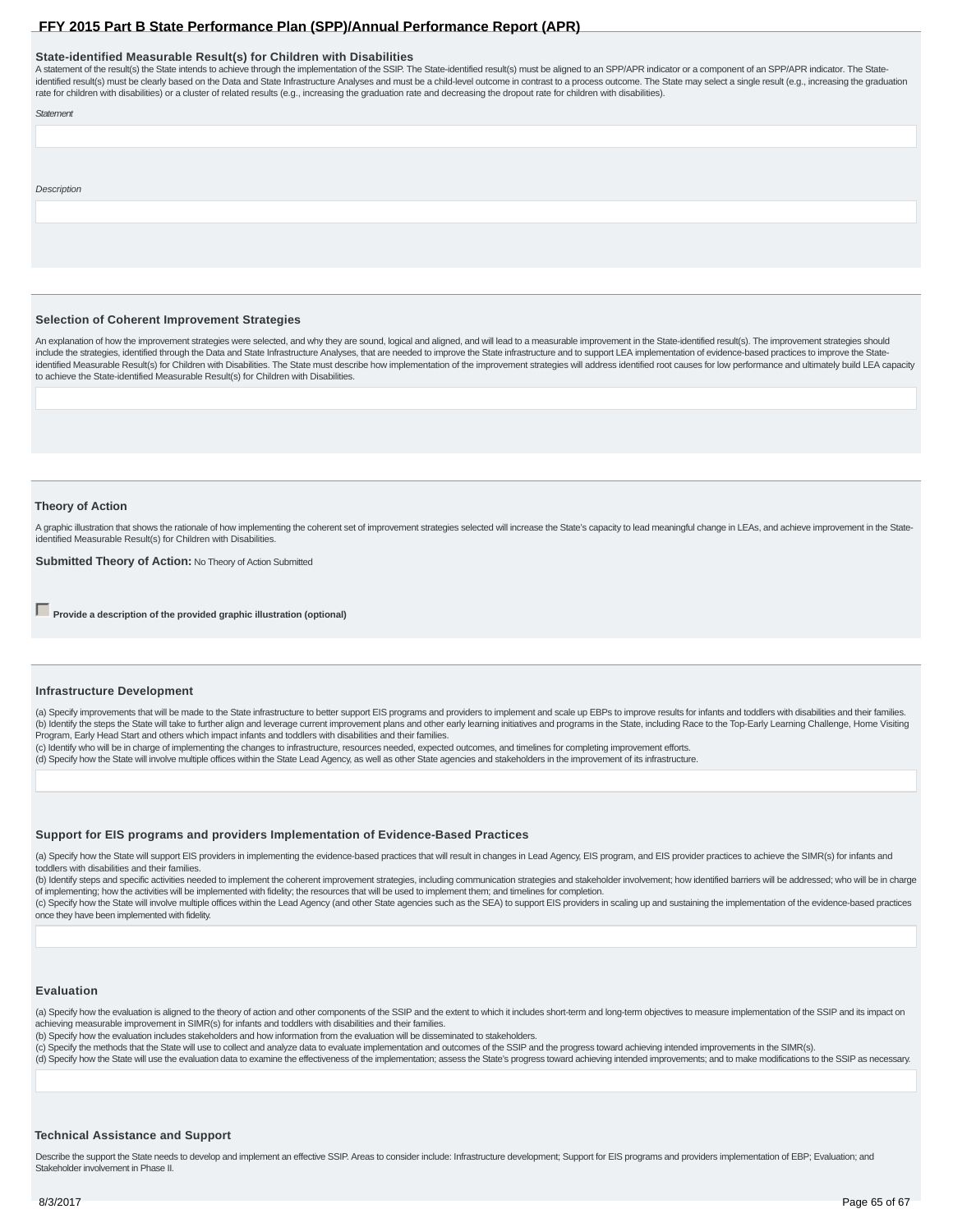## State-identified Measurable Result(s) for Children with Disabilities

A statement of the result(s) the State intends to achieve through the implementation of the SSIP. The State-identified result(s) must be aligned to an SPP/APR indicator or a component of an SPP/APR indicator. The State-identified result(s) must be clearly based on the Data and State Infrastructure Analyses and must be a child-level outcome in contrast to a process outcome. The State may select a single result (e.g., increasing the graduation rate for children with disabilities) or a cluster of related results (e.g., increasing the graduation rate and decreasing the dropout rate for children with disabilities).

*Statement*

*Description*

## Selection of Coherent Improvement Strategies

An explanation of how the improvement strategies were selected, and why they are sound, logical and aligned, and will lead to a measurable improvement in the State-identified result(s). The improvement strategies should include the strategies, identified through the Data and State Infrastructure Analyses, that are needed to improve the State infrastructure and to support LEA implementation of evidence-based practices to improve the State-identified Measurable Result(s) for Children with Disabilities. The State must describe how implementation of the improvement strategies will address identified root causes for low performance and ultimately build LEA capacity to achieve the State-identified Measurable Result(s) for Children with Disabilities.

## Theory of Action

A graphic illustration that shows the rationale of how implementing the coherent set of improvement strategies selected will increase the State's capacity to lead meaningful change in LEAs, and achieve improvement in the State-identified Measurable Result(s) for Children with Disabilities.

**Submitted Theory of Action:** No Theory of Action Submitted

☐ **Provide a description of the provided graphic illustration (optional)**

## Infrastructure Development

(a) Specify improvements that will be made to the State infrastructure to better support EIS programs and providers to implement and scale up EBPs to improve results for infants and toddlers with disabilities and their families.
(b) Identify the steps the State will take to further align and leverage current improvement plans and other early learning initiatives and programs in the State, including Race to the Top-Early Learning Challenge, Home Visiting Program, Early Head Start and others which impact infants and toddlers with disabilities and their families.
(c) Identify who will be in charge of implementing the changes to infrastructure, resources needed, expected outcomes, and timelines for completing improvement efforts.
(d) Specify how the State will involve multiple offices within the State Lead Agency, as well as other State agencies and stakeholders in the improvement of its infrastructure.

## Support for EIS programs and providers Implementation of Evidence-Based Practices

(a) Specify how the State will support EIS providers in implementing the evidence-based practices that will result in changes in Lead Agency, EIS program, and EIS provider practices to achieve the SIMR(s) for infants and toddlers with disabilities and their families.
(b) Identify steps and specific activities needed to implement the coherent improvement strategies, including communication strategies and stakeholder involvement; how identified barriers will be addressed; who will be in charge of implementing; how the activities will be implemented with fidelity; the resources that will be used to implement them; and timelines for completion.
(c) Specify how the State will involve multiple offices within the Lead Agency (and other State agencies such as the SEA) to support EIS providers in scaling up and sustaining the implementation of the evidence-based practices once they have been implemented with fidelity.

## Evaluation

(a) Specify how the evaluation is aligned to the theory of action and other components of the SSIP and the extent to which it includes short-term and long-term objectives to measure implementation of the SSIP and its impact on achieving measurable improvement in SIMR(s) for infants and toddlers with disabilities and their families.
(b) Specify how the evaluation includes stakeholders and how information from the evaluation will be disseminated to stakeholders.
(c) Specify the methods that the State will use to collect and analyze data to evaluate implementation and outcomes of the SSIP and the progress toward achieving intended improvements in the SIMR(s).
(d) Specify how the State will use the evaluation data to examine the effectiveness of the implementation; assess the State's progress toward achieving intended improvements; and to make modifications to the SSIP as necessary.

## Technical Assistance and Support

Describe the support the State needs to develop and implement an effective SSIP. Areas to consider include: Infrastructure development; Support for EIS programs and providers implementation of EBP; Evaluation; and Stakeholder involvement in Phase II.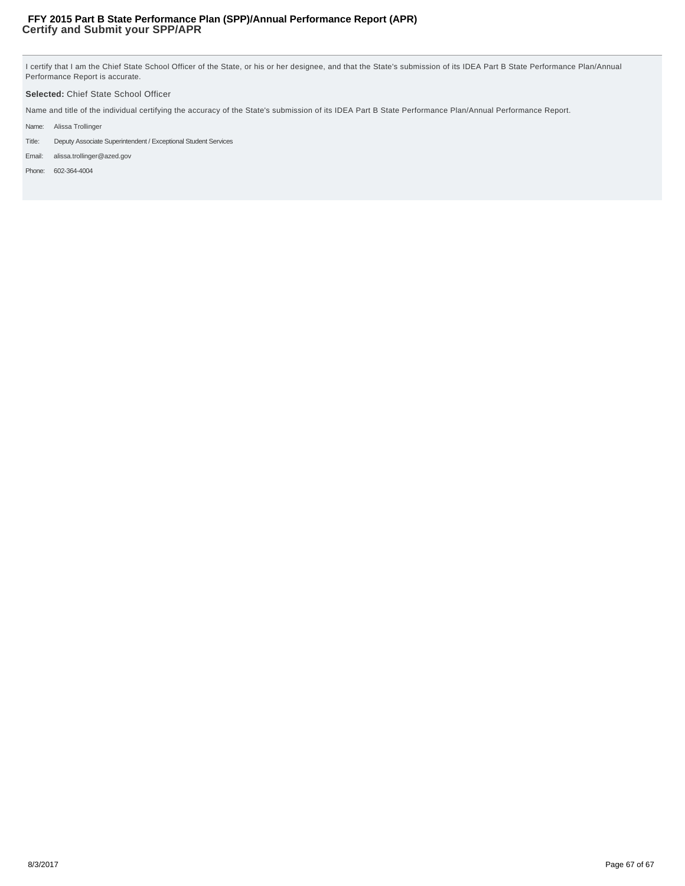## Certify and Submit your SPP/APR

I certify that I am the Chief State School Officer of the State, or his or her designee, and that the State's submission of its IDEA Part B State Performance Plan/Annual Performance Report is accurate.

**Selected:** Chief State School Officer

Name and title of the individual certifying the accuracy of the State's submission of its IDEA Part B State Performance Plan/Annual Performance Report.

Name: Alissa Trollinger

Title: Deputy Associate Superintendent / Exceptional Student Services

Email: alissa.trollinger@azed.gov

Phone: 602-364-4004